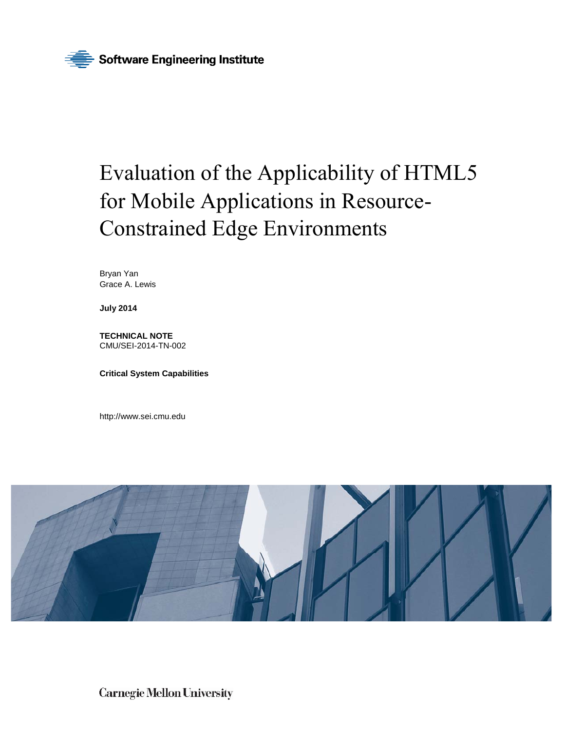Software Engineering Institute

# Evaluation of the Applicability of HTML5 for Mobile Applications in Resource-Constrained Edge Environments

Bryan Yan
Grace A. Lewis

**July 2014**

**TECHNICAL NOTE**
CMU/SEI-2014-TN-002

**Critical System Capabilities**

http://www.sei.cmu.edu

Carnegie Mellon University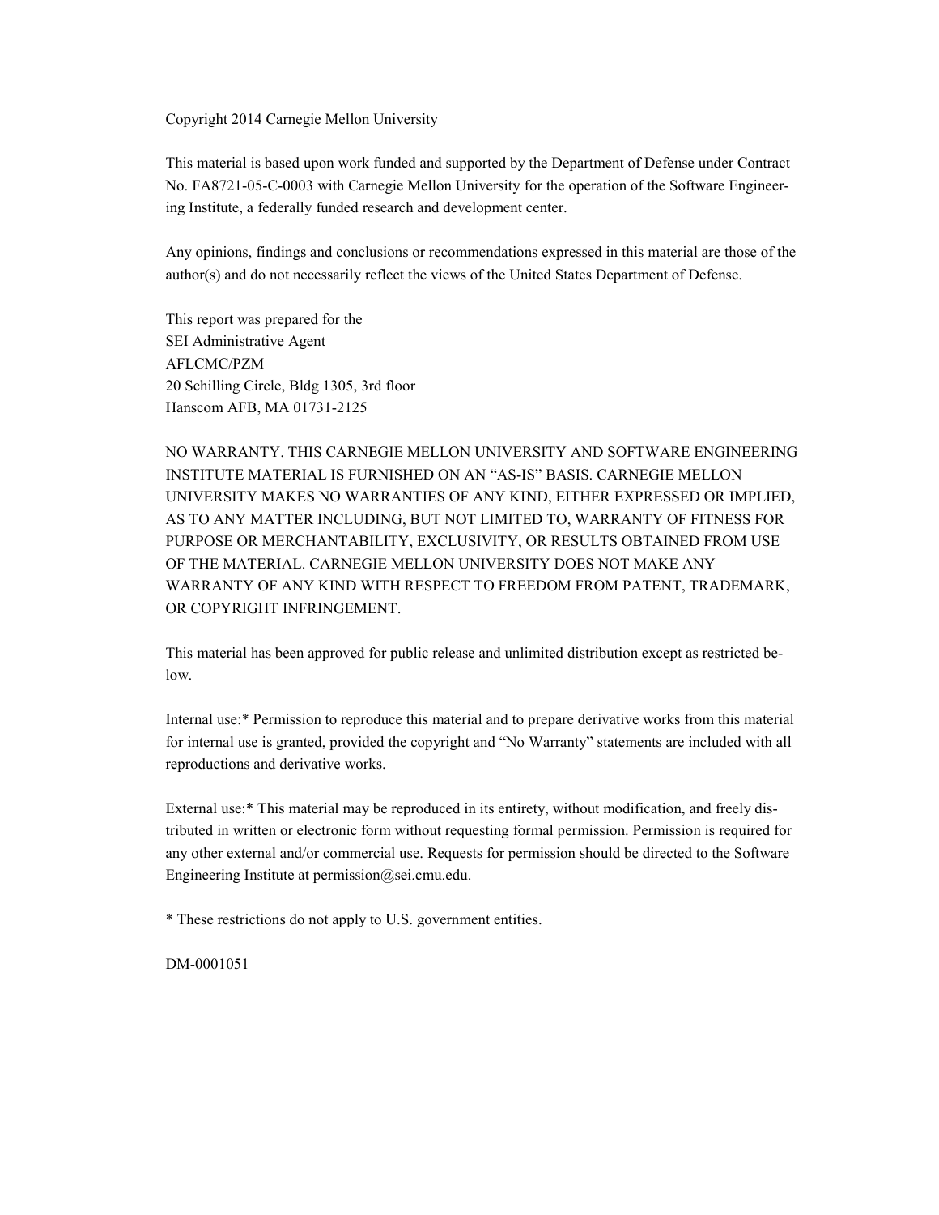Copyright 2014 Carnegie Mellon University

This material is based upon work funded and supported by the Department of Defense under Contract No. FA8721-05-C-0003 with Carnegie Mellon University for the operation of the Software Engineering Institute, a federally funded research and development center.

Any opinions, findings and conclusions or recommendations expressed in this material are those of the author(s) and do not necessarily reflect the views of the United States Department of Defense.

This report was prepared for the
SEI Administrative Agent
AFLCMC/PZM
20 Schilling Circle, Bldg 1305, 3rd floor
Hanscom AFB, MA 01731-2125

NO WARRANTY. THIS CARNEGIE MELLON UNIVERSITY AND SOFTWARE ENGINEERING INSTITUTE MATERIAL IS FURNISHED ON AN "AS-IS" BASIS. CARNEGIE MELLON UNIVERSITY MAKES NO WARRANTIES OF ANY KIND, EITHER EXPRESSED OR IMPLIED, AS TO ANY MATTER INCLUDING, BUT NOT LIMITED TO, WARRANTY OF FITNESS FOR PURPOSE OR MERCHANTABILITY, EXCLUSIVITY, OR RESULTS OBTAINED FROM USE OF THE MATERIAL. CARNEGIE MELLON UNIVERSITY DOES NOT MAKE ANY WARRANTY OF ANY KIND WITH RESPECT TO FREEDOM FROM PATENT, TRADEMARK, OR COPYRIGHT INFRINGEMENT.

This material has been approved for public release and unlimited distribution except as restricted below.

Internal use:* Permission to reproduce this material and to prepare derivative works from this material for internal use is granted, provided the copyright and "No Warranty" statements are included with all reproductions and derivative works.

External use:* This material may be reproduced in its entirety, without modification, and freely distributed in written or electronic form without requesting formal permission. Permission is required for any other external and/or commercial use. Requests for permission should be directed to the Software Engineering Institute at permission@sei.cmu.edu.

* These restrictions do not apply to U.S. government entities.

DM-0001051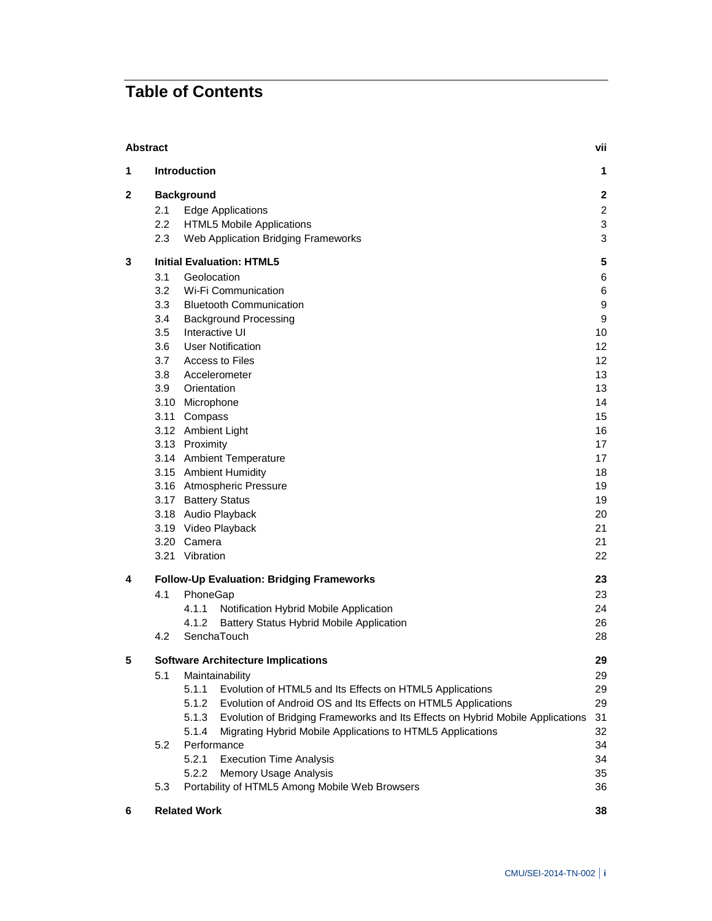# Table of Contents

| | | |
|---|---|---|
| **Abstract** | | **vii** |
| **1** | **Introduction** | **1** |
| **2** | **Background** | **2** |
| | 2.1 Edge Applications | 2 |
| | 2.2 HTML5 Mobile Applications | 3 |
| | 2.3 Web Application Bridging Frameworks | 3 |
| **3** | **Initial Evaluation: HTML5** | **5** |
| | 3.1 Geolocation | 6 |
| | 3.2 Wi-Fi Communication | 6 |
| | 3.3 Bluetooth Communication | 9 |
| | 3.4 Background Processing | 9 |
| | 3.5 Interactive UI | 10 |
| | 3.6 User Notification | 12 |
| | 3.7 Access to Files | 12 |
| | 3.8 Accelerometer | 13 |
| | 3.9 Orientation | 13 |
| | 3.10 Microphone | 14 |
| | 3.11 Compass | 15 |
| | 3.12 Ambient Light | 16 |
| | 3.13 Proximity | 17 |
| | 3.14 Ambient Temperature | 17 |
| | 3.15 Ambient Humidity | 18 |
| | 3.16 Atmospheric Pressure | 19 |
| | 3.17 Battery Status | 19 |
| | 3.18 Audio Playback | 20 |
| | 3.19 Video Playback | 21 |
| | 3.20 Camera | 21 |
| | 3.21 Vibration | 22 |
| **4** | **Follow-Up Evaluation: Bridging Frameworks** | **23** |
| | 4.1 PhoneGap | 23 |
| | 4.1.1 Notification Hybrid Mobile Application | 24 |
| | 4.1.2 Battery Status Hybrid Mobile Application | 26 |
| | 4.2 SenchaTouch | 28 |
| **5** | **Software Architecture Implications** | **29** |
| | 5.1 Maintainability | 29 |
| | 5.1.1 Evolution of HTML5 and Its Effects on HTML5 Applications | 29 |
| | 5.1.2 Evolution of Android OS and Its Effects on HTML5 Applications | 29 |
| | 5.1.3 Evolution of Bridging Frameworks and Its Effects on Hybrid Mobile Applications | 31 |
| | 5.1.4 Migrating Hybrid Mobile Applications to HTML5 Applications | 32 |
| | 5.2 Performance | 34 |
| | 5.2.1 Execution Time Analysis | 34 |
| | 5.2.2 Memory Usage Analysis | 35 |
| | 5.3 Portability of HTML5 Among Mobile Web Browsers | 36 |
| **6** | **Related Work** | **38** |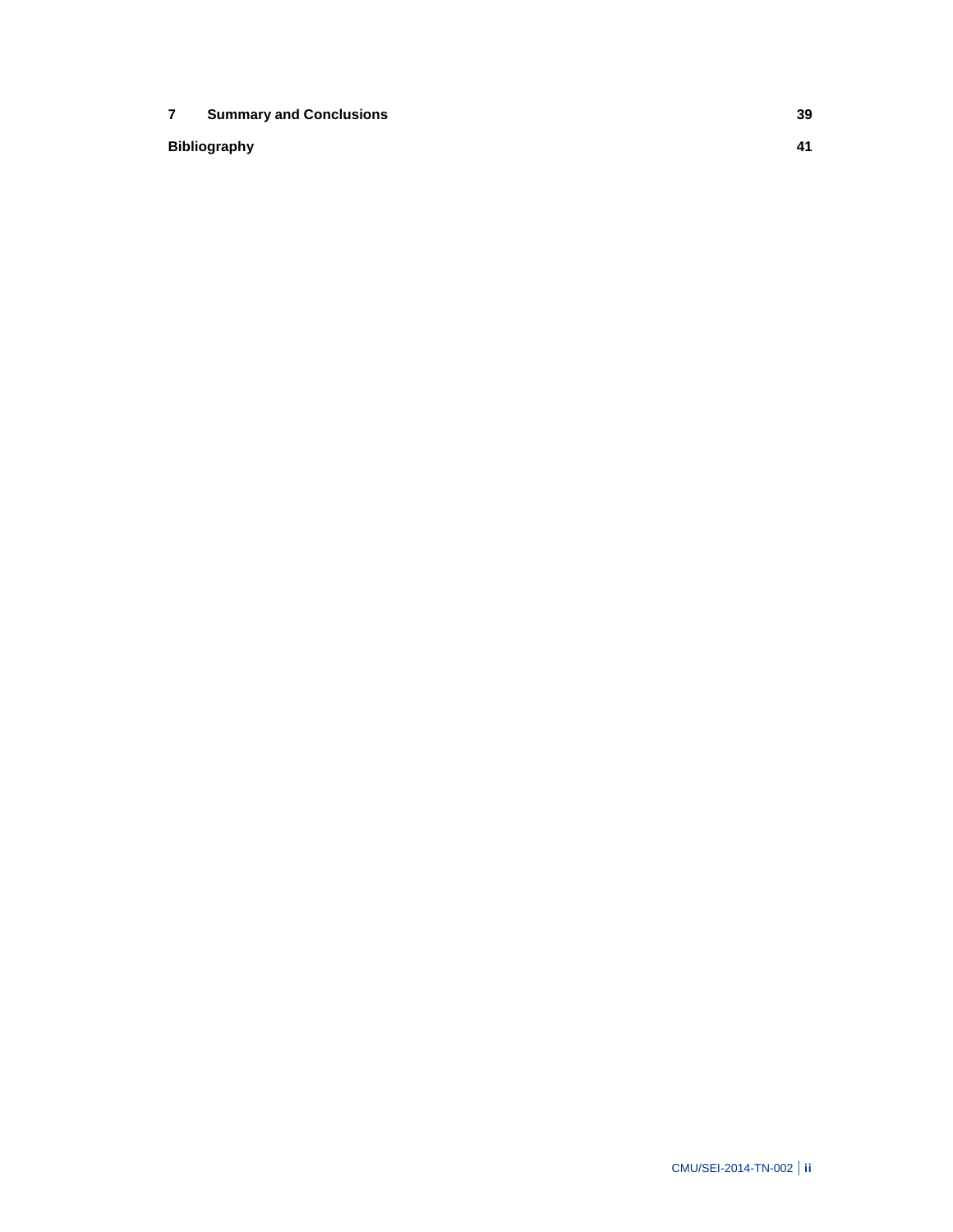| | | |
|---|---|---|
| **7** | **Summary and Conclusions** | **39** |
| **Bibliography** | | **41** |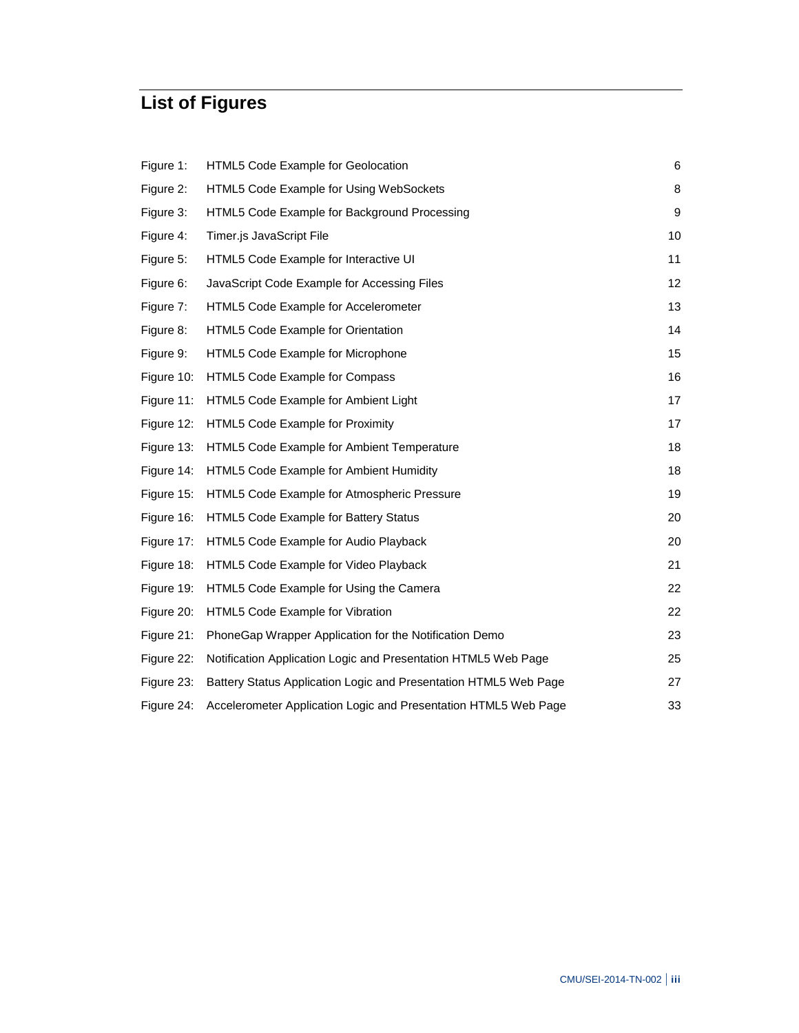# List of Figures

| | | |
|---|---|---|
| Figure 1: | HTML5 Code Example for Geolocation | 6 |
| Figure 2: | HTML5 Code Example for Using WebSockets | 8 |
| Figure 3: | HTML5 Code Example for Background Processing | 9 |
| Figure 4: | Timer.js JavaScript File | 10 |
| Figure 5: | HTML5 Code Example for Interactive UI | 11 |
| Figure 6: | JavaScript Code Example for Accessing Files | 12 |
| Figure 7: | HTML5 Code Example for Accelerometer | 13 |
| Figure 8: | HTML5 Code Example for Orientation | 14 |
| Figure 9: | HTML5 Code Example for Microphone | 15 |
| Figure 10: | HTML5 Code Example for Compass | 16 |
| Figure 11: | HTML5 Code Example for Ambient Light | 17 |
| Figure 12: | HTML5 Code Example for Proximity | 17 |
| Figure 13: | HTML5 Code Example for Ambient Temperature | 18 |
| Figure 14: | HTML5 Code Example for Ambient Humidity | 18 |
| Figure 15: | HTML5 Code Example for Atmospheric Pressure | 19 |
| Figure 16: | HTML5 Code Example for Battery Status | 20 |
| Figure 17: | HTML5 Code Example for Audio Playback | 20 |
| Figure 18: | HTML5 Code Example for Video Playback | 21 |
| Figure 19: | HTML5 Code Example for Using the Camera | 22 |
| Figure 20: | HTML5 Code Example for Vibration | 22 |
| Figure 21: | PhoneGap Wrapper Application for the Notification Demo | 23 |
| Figure 22: | Notification Application Logic and Presentation HTML5 Web Page | 25 |
| Figure 23: | Battery Status Application Logic and Presentation HTML5 Web Page | 27 |
| Figure 24: | Accelerometer Application Logic and Presentation HTML5 Web Page | 33 |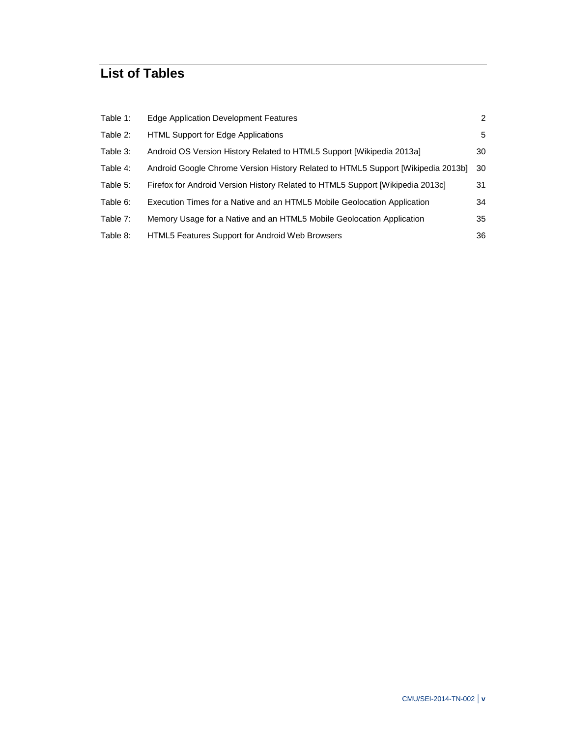# List of Tables

| | | |
|---|---|---|
| Table 1: | Edge Application Development Features | 2 |
| Table 2: | HTML Support for Edge Applications | 5 |
| Table 3: | Android OS Version History Related to HTML5 Support [Wikipedia 2013a] | 30 |
| Table 4: | Android Google Chrome Version History Related to HTML5 Support [Wikipedia 2013b] | 30 |
| Table 5: | Firefox for Android Version History Related to HTML5 Support [Wikipedia 2013c] | 31 |
| Table 6: | Execution Times for a Native and an HTML5 Mobile Geolocation Application | 34 |
| Table 7: | Memory Usage for a Native and an HTML5 Mobile Geolocation Application | 35 |
| Table 8: | HTML5 Features Support for Android Web Browsers | 36 |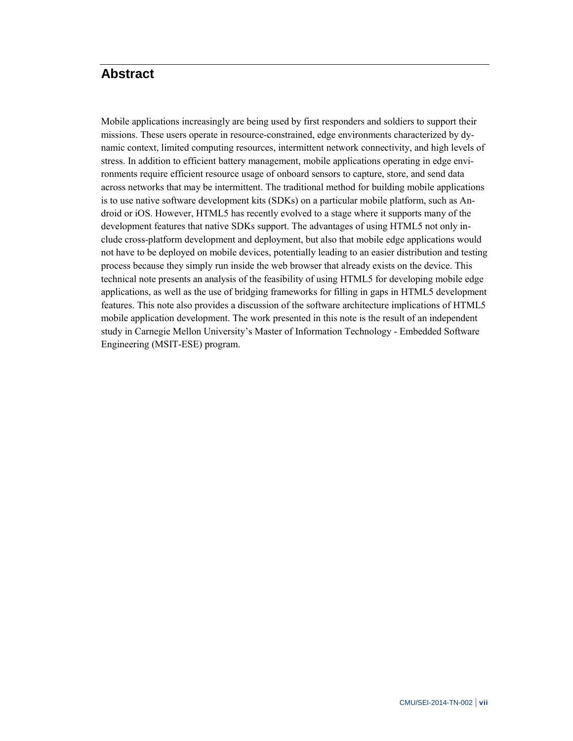# Abstract

Mobile applications increasingly are being used by first responders and soldiers to support their missions. These users operate in resource-constrained, edge environments characterized by dynamic context, limited computing resources, intermittent network connectivity, and high levels of stress. In addition to efficient battery management, mobile applications operating in edge environments require efficient resource usage of onboard sensors to capture, store, and send data across networks that may be intermittent. The traditional method for building mobile applications is to use native software development kits (SDKs) on a particular mobile platform, such as Android or iOS. However, HTML5 has recently evolved to a stage where it supports many of the development features that native SDKs support. The advantages of using HTML5 not only include cross-platform development and deployment, but also that mobile edge applications would not have to be deployed on mobile devices, potentially leading to an easier distribution and testing process because they simply run inside the web browser that already exists on the device. This technical note presents an analysis of the feasibility of using HTML5 for developing mobile edge applications, as well as the use of bridging frameworks for filling in gaps in HTML5 development features. This note also provides a discussion of the software architecture implications of HTML5 mobile application development. The work presented in this note is the result of an independent study in Carnegie Mellon University's Master of Information Technology - Embedded Software Engineering (MSIT-ESE) program.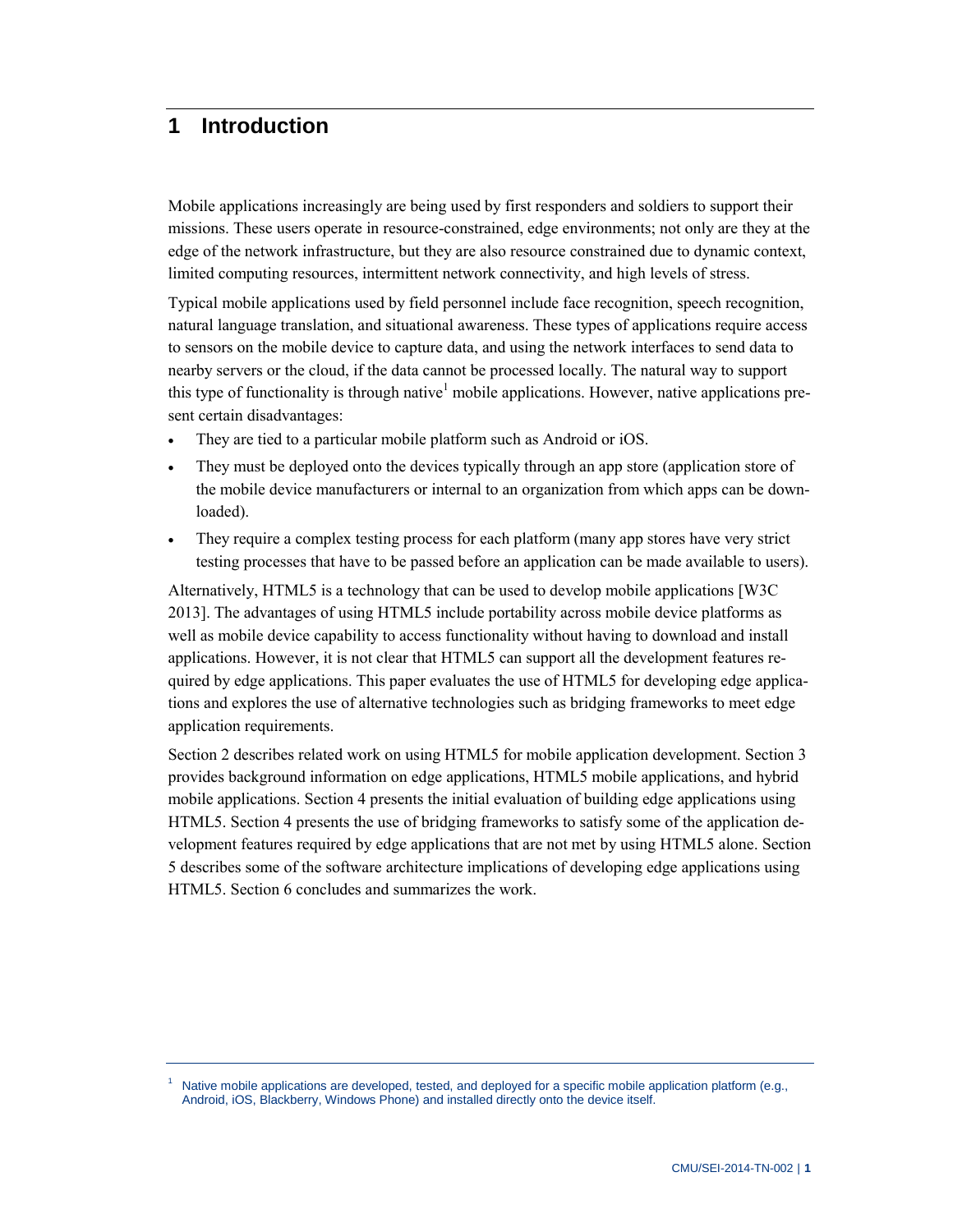# 1 Introduction

Mobile applications increasingly are being used by first responders and soldiers to support their missions. These users operate in resource-constrained, edge environments; not only are they at the edge of the network infrastructure, but they are also resource constrained due to dynamic context, limited computing resources, intermittent network connectivity, and high levels of stress.

Typical mobile applications used by field personnel include face recognition, speech recognition, natural language translation, and situational awareness. These types of applications require access to sensors on the mobile device to capture data, and using the network interfaces to send data to nearby servers or the cloud, if the data cannot be processed locally. The natural way to support this type of functionality is through native[1] mobile applications. However, native applications present certain disadvantages:

- They are tied to a particular mobile platform such as Android or iOS.
- They must be deployed onto the devices typically through an app store (application store of the mobile device manufacturers or internal to an organization from which apps can be downloaded).
- They require a complex testing process for each platform (many app stores have very strict testing processes that have to be passed before an application can be made available to users).

Alternatively, HTML5 is a technology that can be used to develop mobile applications [W3C 2013]. The advantages of using HTML5 include portability across mobile device platforms as well as mobile device capability to access functionality without having to download and install applications. However, it is not clear that HTML5 can support all the development features required by edge applications. This paper evaluates the use of HTML5 for developing edge applications and explores the use of alternative technologies such as bridging frameworks to meet edge application requirements.

Section 2 describes related work on using HTML5 for mobile application development. Section 3 provides background information on edge applications, HTML5 mobile applications, and hybrid mobile applications. Section 4 presents the initial evaluation of building edge applications using HTML5. Section 4 presents the use of bridging frameworks to satisfy some of the application development features required by edge applications that are not met by using HTML5 alone. Section 5 describes some of the software architecture implications of developing edge applications using HTML5. Section 6 concludes and summarizes the work.

---

[1] Native mobile applications are developed, tested, and deployed for a specific mobile application platform (e.g., Android, iOS, Blackberry, Windows Phone) and installed directly onto the device itself.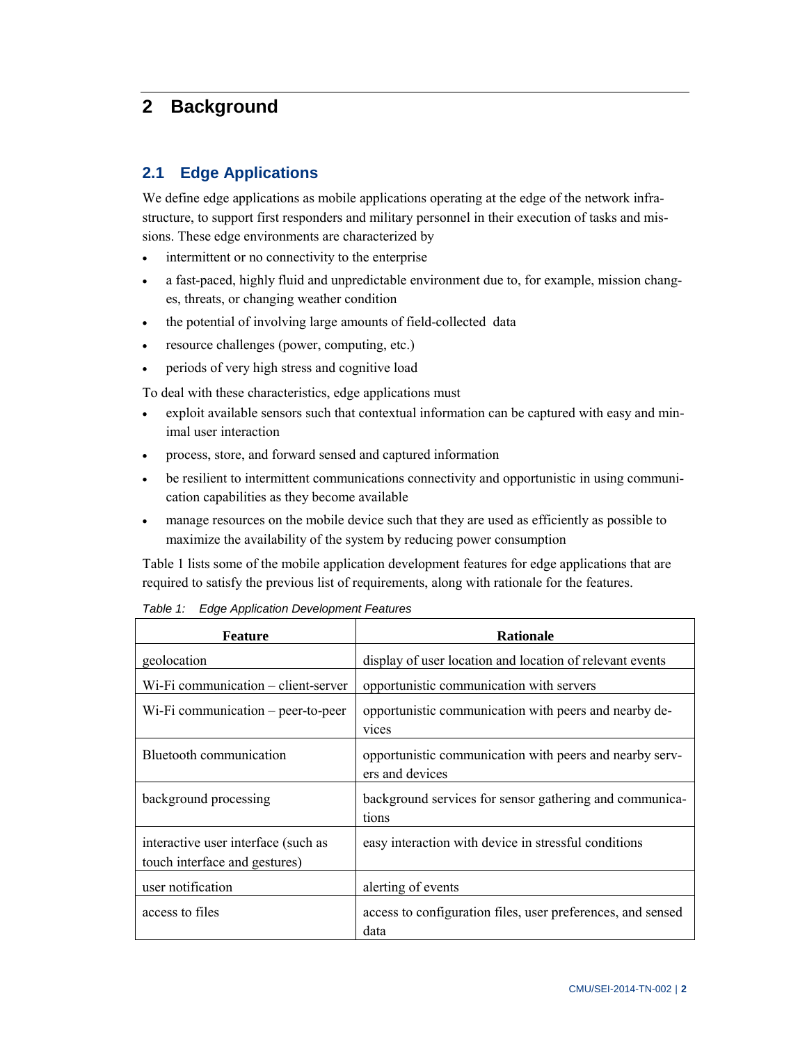# 2 Background

## 2.1 Edge Applications

We define edge applications as mobile applications operating at the edge of the network infrastructure, to support first responders and military personnel in their execution of tasks and missions. These edge environments are characterized by

- intermittent or no connectivity to the enterprise
- a fast-paced, highly fluid and unpredictable environment due to, for example, mission changes, threats, or changing weather condition
- the potential of involving large amounts of field-collected data
- resource challenges (power, computing, etc.)
- periods of very high stress and cognitive load

To deal with these characteristics, edge applications must

- exploit available sensors such that contextual information can be captured with easy and minimal user interaction
- process, store, and forward sensed and captured information
- be resilient to intermittent communications connectivity and opportunistic in using communication capabilities as they become available
- manage resources on the mobile device such that they are used as efficiently as possible to maximize the availability of the system by reducing power consumption

Table 1 lists some of the mobile application development features for edge applications that are required to satisfy the previous list of requirements, along with rationale for the features.

*Table 1: Edge Application Development Features*

| Feature | Rationale |
|---|---|
| geolocation | display of user location and location of relevant events |
| Wi-Fi communication – client-server | opportunistic communication with servers |
| Wi-Fi communication – peer-to-peer | opportunistic communication with peers and nearby devices |
| Bluetooth communication | opportunistic communication with peers and nearby servers and devices |
| background processing | background services for sensor gathering and communications |
| interactive user interface (such as touch interface and gestures) | easy interaction with device in stressful conditions |
| user notification | alerting of events |
| access to files | access to configuration files, user preferences, and sensed data |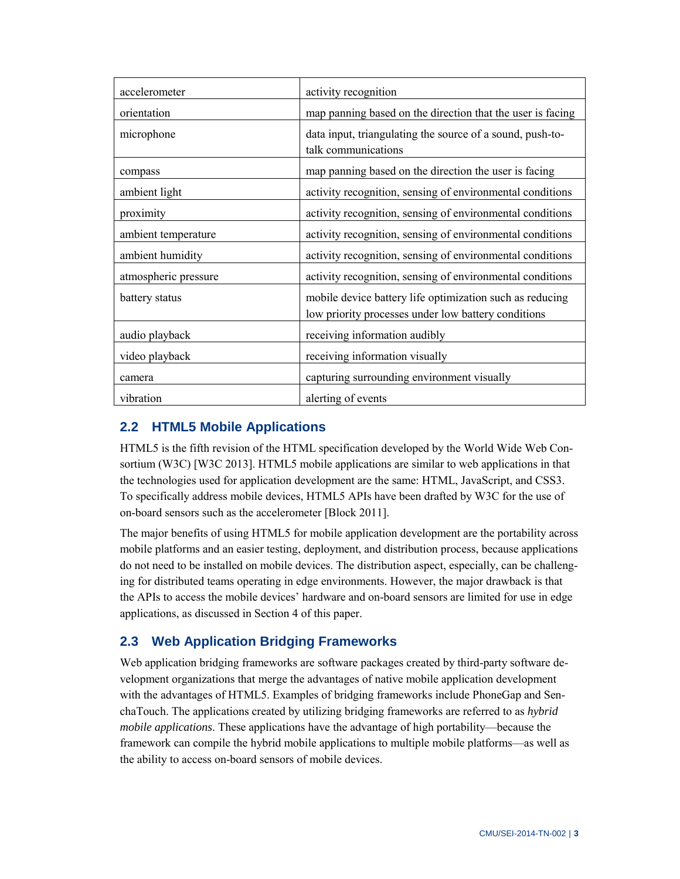| | |
|---|---|
| accelerometer | activity recognition |
| orientation | map panning based on the direction that the user is facing |
| microphone | data input, triangulating the source of a sound, push-to-talk communications |
| compass | map panning based on the direction the user is facing |
| ambient light | activity recognition, sensing of environmental conditions |
| proximity | activity recognition, sensing of environmental conditions |
| ambient temperature | activity recognition, sensing of environmental conditions |
| ambient humidity | activity recognition, sensing of environmental conditions |
| atmospheric pressure | activity recognition, sensing of environmental conditions |
| battery status | mobile device battery life optimization such as reducing low priority processes under low battery conditions |
| audio playback | receiving information audibly |
| video playback | receiving information visually |
| camera | capturing surrounding environment visually |
| vibration | alerting of events |

## 2.2 HTML5 Mobile Applications

HTML5 is the fifth revision of the HTML specification developed by the World Wide Web Consortium (W3C) [W3C 2013]. HTML5 mobile applications are similar to web applications in that the technologies used for application development are the same: HTML, JavaScript, and CSS3. To specifically address mobile devices, HTML5 APIs have been drafted by W3C for the use of on-board sensors such as the accelerometer [Block 2011].

The major benefits of using HTML5 for mobile application development are the portability across mobile platforms and an easier testing, deployment, and distribution process, because applications do not need to be installed on mobile devices. The distribution aspect, especially, can be challenging for distributed teams operating in edge environments. However, the major drawback is that the APIs to access the mobile devices' hardware and on-board sensors are limited for use in edge applications, as discussed in Section 4 of this paper.

## 2.3 Web Application Bridging Frameworks

Web application bridging frameworks are software packages created by third-party software development organizations that merge the advantages of native mobile application development with the advantages of HTML5. Examples of bridging frameworks include PhoneGap and SenchaTouch. The applications created by utilizing bridging frameworks are referred to as *hybrid mobile applications*. These applications have the advantage of high portability—because the framework can compile the hybrid mobile applications to multiple mobile platforms—as well as the ability to access on-board sensors of mobile devices.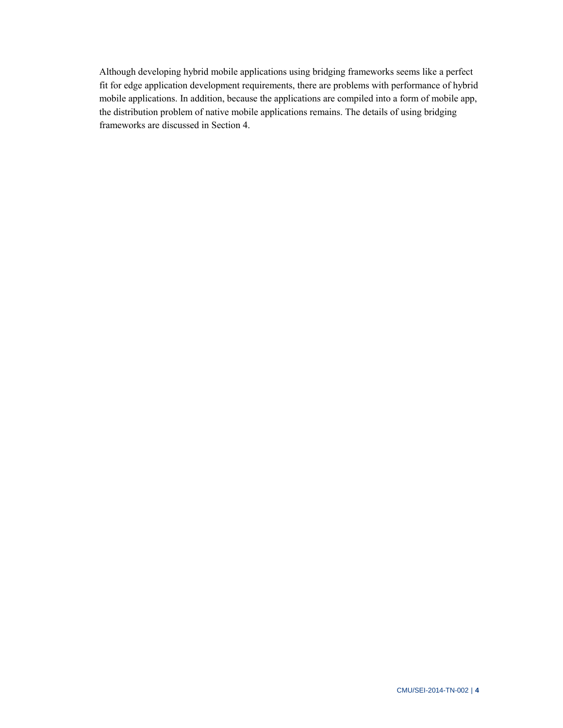Although developing hybrid mobile applications using bridging frameworks seems like a perfect fit for edge application development requirements, there are problems with performance of hybrid mobile applications. In addition, because the applications are compiled into a form of mobile app, the distribution problem of native mobile applications remains. The details of using bridging frameworks are discussed in Section 4.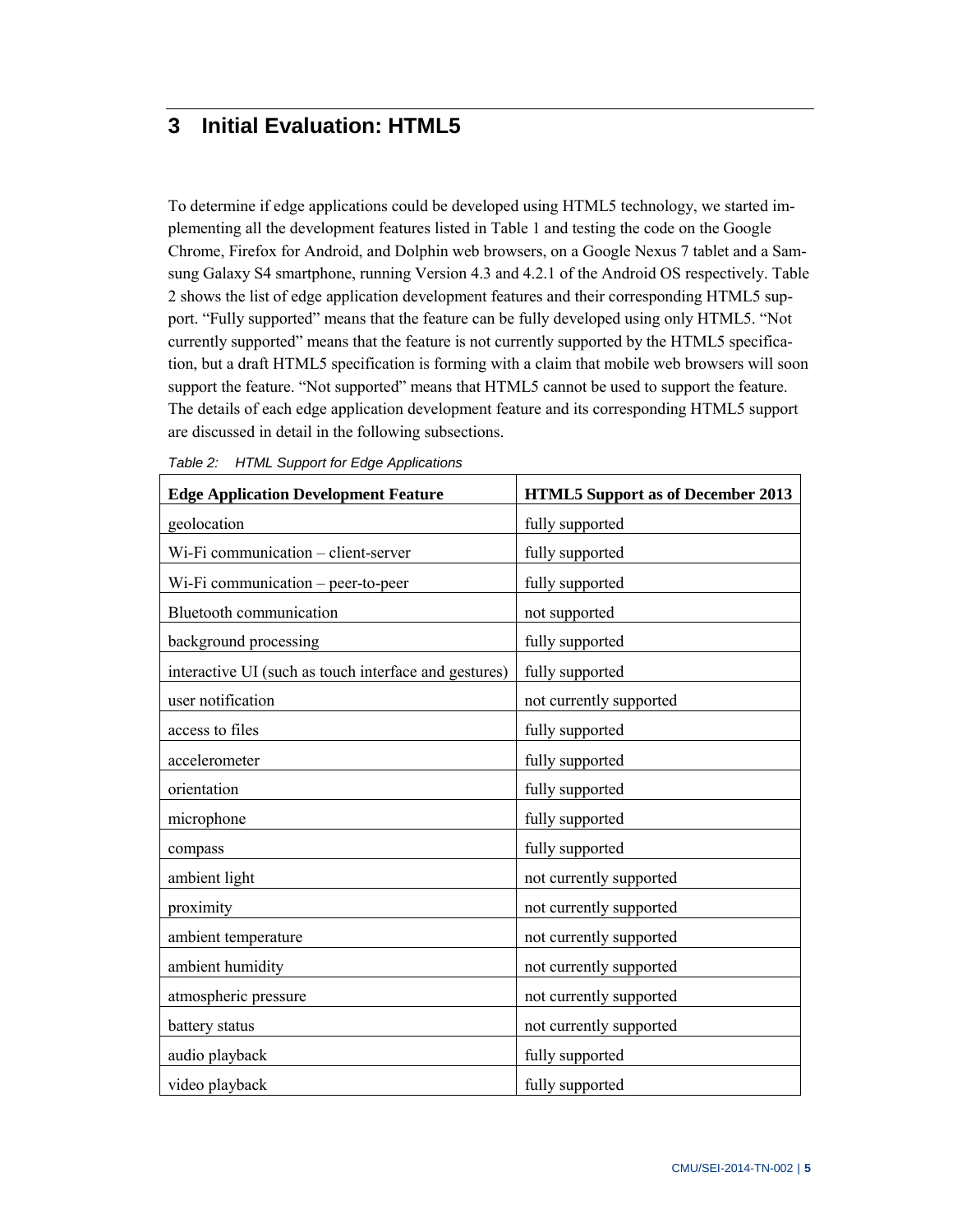# 3 Initial Evaluation: HTML5

To determine if edge applications could be developed using HTML5 technology, we started implementing all the development features listed in Table 1 and testing the code on the Google Chrome, Firefox for Android, and Dolphin web browsers, on a Google Nexus 7 tablet and a Samsung Galaxy S4 smartphone, running Version 4.3 and 4.2.1 of the Android OS respectively. Table 2 shows the list of edge application development features and their corresponding HTML5 support. "Fully supported" means that the feature can be fully developed using only HTML5. "Not currently supported" means that the feature is not currently supported by the HTML5 specification, but a draft HTML5 specification is forming with a claim that mobile web browsers will soon support the feature. "Not supported" means that HTML5 cannot be used to support the feature. The details of each edge application development feature and its corresponding HTML5 support are discussed in detail in the following subsections.

*Table 2: HTML Support for Edge Applications*

| Edge Application Development Feature | HTML5 Support as of December 2013 |
|---|---|
| geolocation | fully supported |
| Wi-Fi communication – client-server | fully supported |
| Wi-Fi communication – peer-to-peer | fully supported |
| Bluetooth communication | not supported |
| background processing | fully supported |
| interactive UI (such as touch interface and gestures) | fully supported |
| user notification | not currently supported |
| access to files | fully supported |
| accelerometer | fully supported |
| orientation | fully supported |
| microphone | fully supported |
| compass | fully supported |
| ambient light | not currently supported |
| proximity | not currently supported |
| ambient temperature | not currently supported |
| ambient humidity | not currently supported |
| atmospheric pressure | not currently supported |
| battery status | not currently supported |
| audio playback | fully supported |
| video playback | fully supported |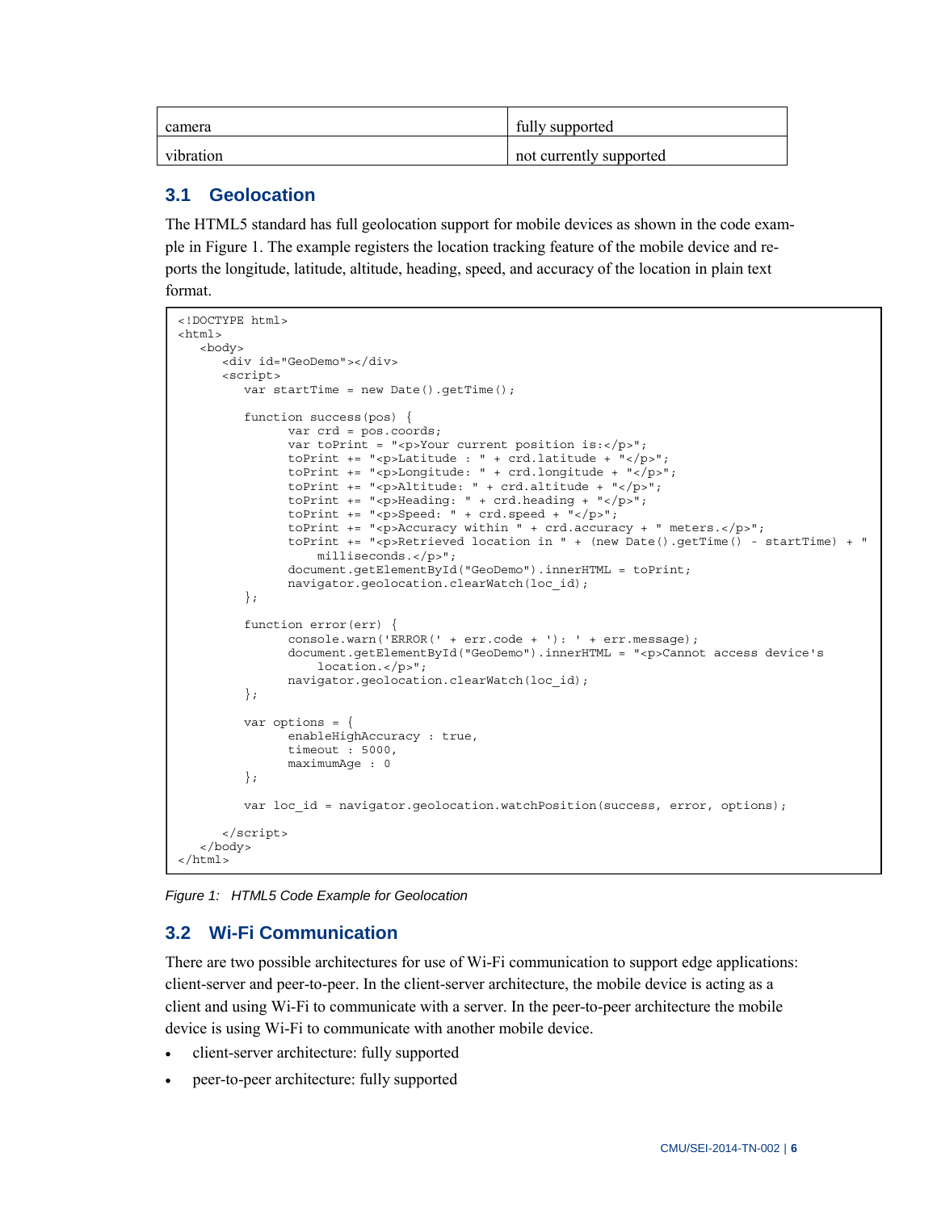| camera | fully supported |
|---|---|
| vibration | not currently supported |

## 3.1 Geolocation

The HTML5 standard has full geolocation support for mobile devices as shown in the code example in Figure 1. The example registers the location tracking feature of the mobile device and reports the longitude, latitude, altitude, heading, speed, and accuracy of the location in plain text format.

```
<!DOCTYPE html>
<html>
   <body>
      <div id="GeoDemo"></div>
      <script>
         var startTime = new Date().getTime();

         function success(pos) {
               var crd = pos.coords;
               var toPrint = "<p>Your current position is:</p>";
               toPrint += "<p>Latitude : " + crd.latitude + "</p>";
               toPrint += "<p>Longitude: " + crd.longitude + "</p>";
               toPrint += "<p>Altitude: " + crd.altitude + "</p>";
               toPrint += "<p>Heading: " + crd.heading + "</p>";
               toPrint += "<p>Speed: " + crd.speed + "</p>";
               toPrint += "<p>Accuracy within " + crd.accuracy + " meters.</p>";
               toPrint += "<p>Retrieved location in " + (new Date().getTime() - startTime) + "
                   milliseconds.</p>";
               document.getElementById("GeoDemo").innerHTML = toPrint;
               navigator.geolocation.clearWatch(loc_id);
         };

         function error(err) {
               console.warn('ERROR(' + err.code + '): ' + err.message);
               document.getElementById("GeoDemo").innerHTML = "<p>Cannot access device's
                   location.</p>";
               navigator.geolocation.clearWatch(loc_id);
         };

         var options = {
               enableHighAccuracy : true,
               timeout : 5000,
               maximumAge : 0
         };

         var loc_id = navigator.geolocation.watchPosition(success, error, options);

      </script>
   </body>
</html>
```

*Figure 1: HTML5 Code Example for Geolocation*

## 3.2 Wi-Fi Communication

There are two possible architectures for use of Wi-Fi communication to support edge applications: client-server and peer-to-peer. In the client-server architecture, the mobile device is acting as a client and using Wi-Fi to communicate with a server. In the peer-to-peer architecture the mobile device is using Wi-Fi to communicate with another mobile device.

- client-server architecture: fully supported
- peer-to-peer architecture: fully supported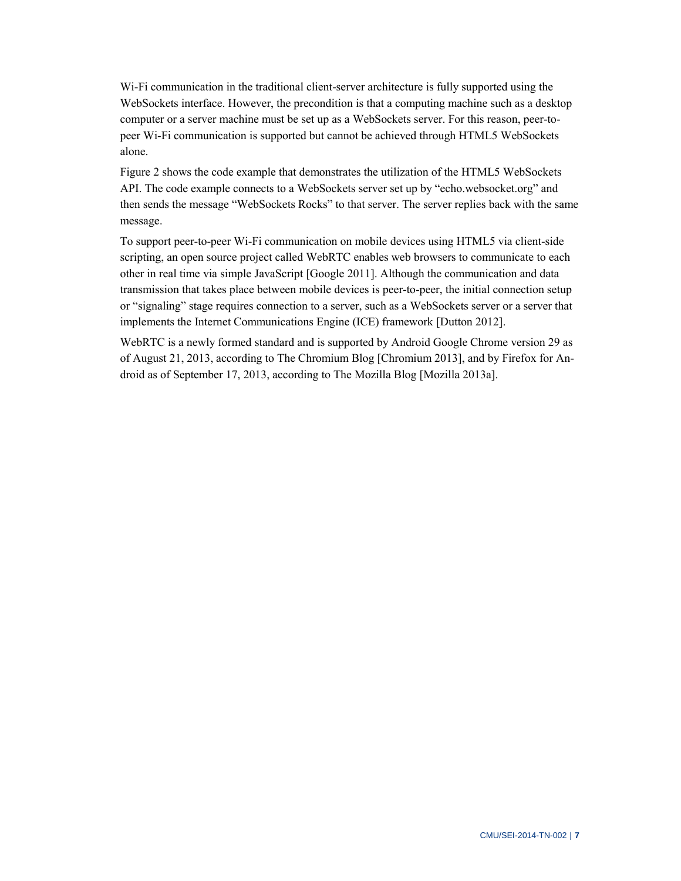Wi-Fi communication in the traditional client-server architecture is fully supported using the WebSockets interface. However, the precondition is that a computing machine such as a desktop computer or a server machine must be set up as a WebSockets server. For this reason, peer-to-peer Wi-Fi communication is supported but cannot be achieved through HTML5 WebSockets alone.

Figure 2 shows the code example that demonstrates the utilization of the HTML5 WebSockets API. The code example connects to a WebSockets server set up by “echo.websocket.org” and then sends the message “WebSockets Rocks” to that server. The server replies back with the same message.

To support peer-to-peer Wi-Fi communication on mobile devices using HTML5 via client-side scripting, an open source project called WebRTC enables web browsers to communicate to each other in real time via simple JavaScript [Google 2011]. Although the communication and data transmission that takes place between mobile devices is peer-to-peer, the initial connection setup or “signaling” stage requires connection to a server, such as a WebSockets server or a server that implements the Internet Communications Engine (ICE) framework [Dutton 2012].

WebRTC is a newly formed standard and is supported by Android Google Chrome version 29 as of August 21, 2013, according to The Chromium Blog [Chromium 2013], and by Firefox for Android as of September 17, 2013, according to The Mozilla Blog [Mozilla 2013a].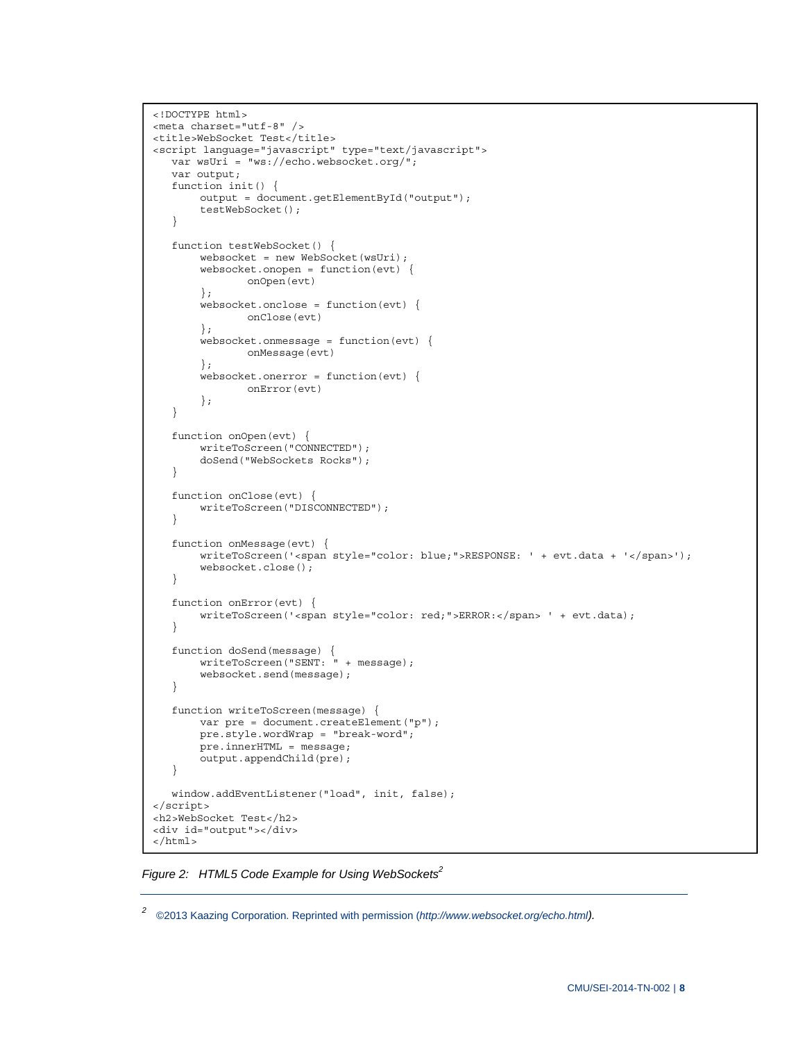```html
<!DOCTYPE html>
<meta charset="utf-8" />
<title>WebSocket Test</title>
<script language="javascript" type="text/javascript">
   var wsUri = "ws://echo.websocket.org/";
   var output;
   function init() {
        output = document.getElementById("output");
        testWebSocket();
   }

   function testWebSocket() {
        websocket = new WebSocket(wsUri);
        websocket.onopen = function(evt) {
               onOpen(evt)
        };
        websocket.onclose = function(evt) {
               onClose(evt)
        };
        websocket.onmessage = function(evt) {
               onMessage(evt)
        };
        websocket.onerror = function(evt) {
               onError(evt)
        };
   }

   function onOpen(evt) {
        writeToScreen("CONNECTED");
        doSend("WebSockets Rocks");
   }

   function onClose(evt) {
        writeToScreen("DISCONNECTED");
   }

   function onMessage(evt) {
        writeToScreen('<span style="color: blue;">RESPONSE: ' + evt.data + '</span>');
        websocket.close();
   }

   function onError(evt) {
        writeToScreen('<span style="color: red;">ERROR:</span> ' + evt.data);
   }

   function doSend(message) {
        writeToScreen("SENT: " + message);
        websocket.send(message);
   }

   function writeToScreen(message) {
        var pre = document.createElement("p");
        pre.style.wordWrap = "break-word";
        pre.innerHTML = message;
        output.appendChild(pre);
   }

   window.addEventListener("load", init, false);
</script>
<h2>WebSocket Test</h2>
<div id="output"></div>
</html>
```

*Figure 2: HTML5 Code Example for Using WebSockets*[2]

---

[2] ©2013 Kaazing Corporation. Reprinted with permission (*http://www.websocket.org/echo.html*).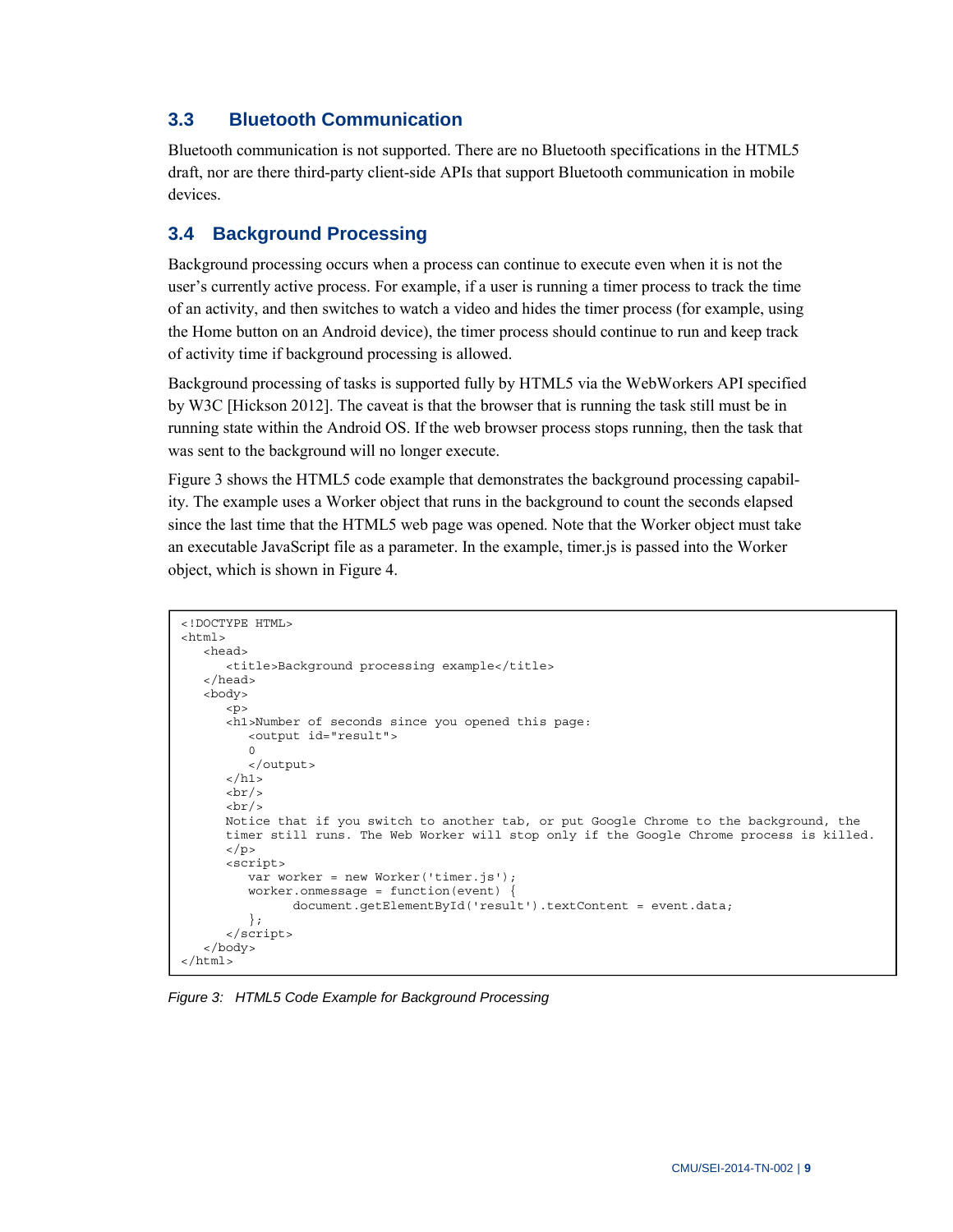## 3.3 Bluetooth Communication

Bluetooth communication is not supported. There are no Bluetooth specifications in the HTML5 draft, nor are there third-party client-side APIs that support Bluetooth communication in mobile devices.

## 3.4 Background Processing

Background processing occurs when a process can continue to execute even when it is not the user's currently active process. For example, if a user is running a timer process to track the time of an activity, and then switches to watch a video and hides the timer process (for example, using the Home button on an Android device), the timer process should continue to run and keep track of activity time if background processing is allowed.

Background processing of tasks is supported fully by HTML5 via the WebWorkers API specified by W3C [Hickson 2012]. The caveat is that the browser that is running the task still must be in running state within the Android OS. If the web browser process stops running, then the task that was sent to the background will no longer execute.

Figure 3 shows the HTML5 code example that demonstrates the background processing capability. The example uses a Worker object that runs in the background to count the seconds elapsed since the last time that the HTML5 web page was opened. Note that the Worker object must take an executable JavaScript file as a parameter. In the example, timer.js is passed into the Worker object, which is shown in Figure 4.

```
<!DOCTYPE HTML>
<html>
   <head>
      <title>Background processing example</title>
   </head>
   <body>
      <p>
      <h1>Number of seconds since you opened this page:
         <output id="result">
         0
         </output>
      </h1>
      <br/>
      <br/>
      Notice that if you switch to another tab, or put Google Chrome to the background, the
      timer still runs. The Web Worker will stop only if the Google Chrome process is killed.
      </p>
      <script>
         var worker = new Worker('timer.js');
         worker.onmessage = function(event) {
               document.getElementById('result').textContent = event.data;
         };
      </script>
   </body>
</html>
```

*Figure 3: HTML5 Code Example for Background Processing*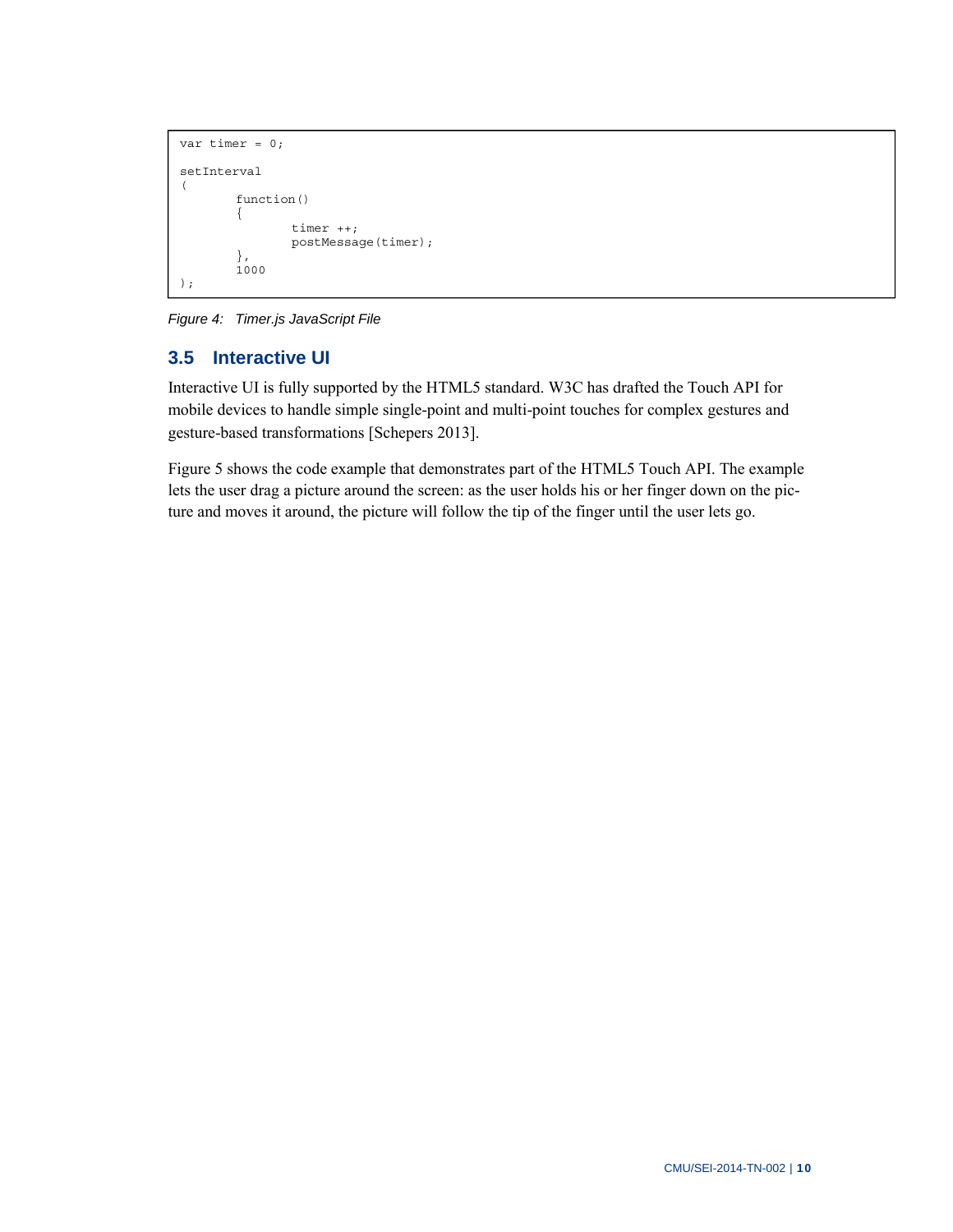```
var timer = 0;

setInterval
(
        function()
        {
                timer ++;
                postMessage(timer);
        },
        1000
);
```

*Figure 4: Timer.js JavaScript File*

## 3.5 Interactive UI

Interactive UI is fully supported by the HTML5 standard. W3C has drafted the Touch API for mobile devices to handle simple single-point and multi-point touches for complex gestures and gesture-based transformations [Schepers 2013].

Figure 5 shows the code example that demonstrates part of the HTML5 Touch API. The example lets the user drag a picture around the screen: as the user holds his or her finger down on the picture and moves it around, the picture will follow the tip of the finger until the user lets go.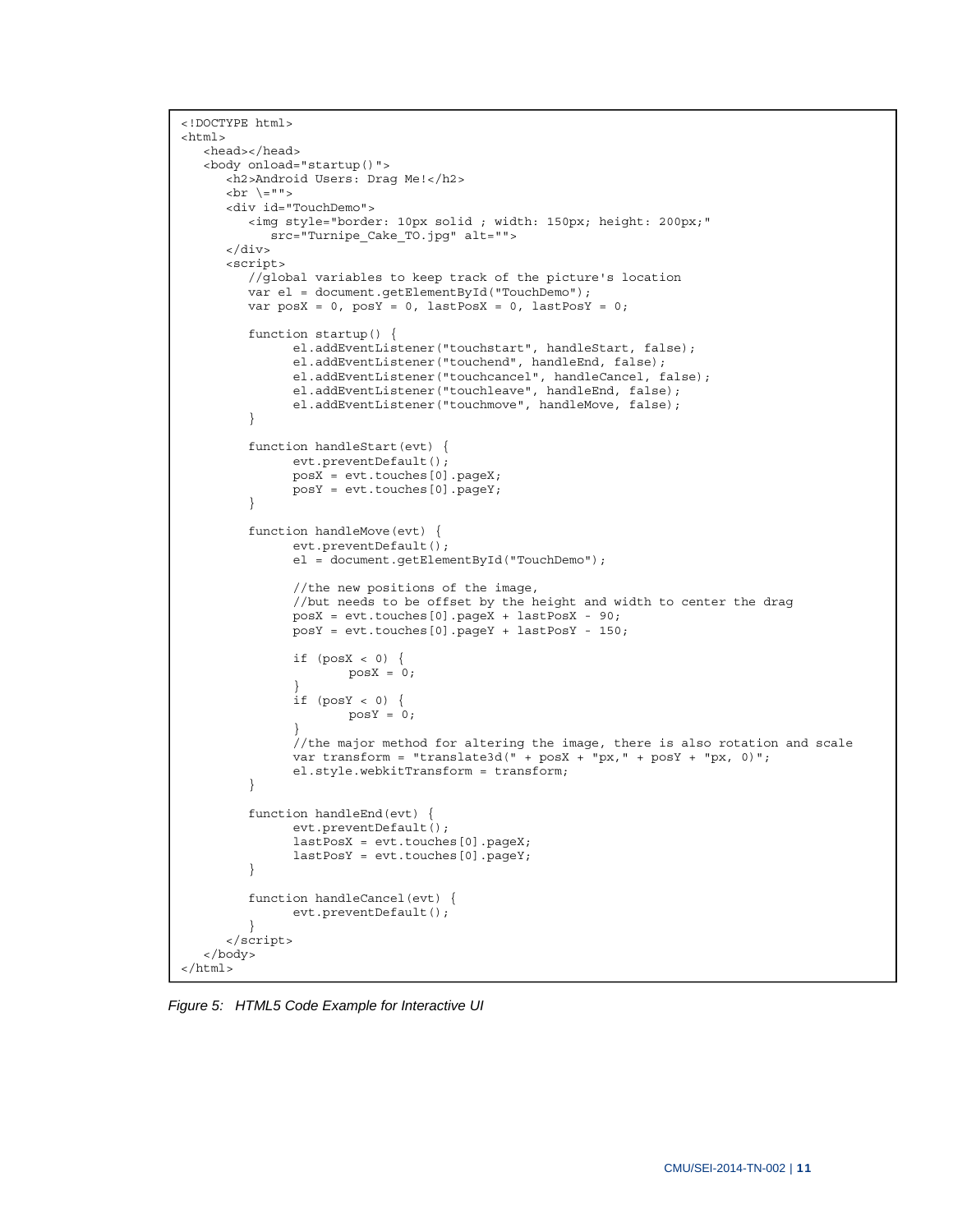```
<!DOCTYPE html>
<html>
   <head></head>
   <body onload="startup()">
      <h2>Android Users: Drag Me!</h2>
      <br \="">
      <div id="TouchDemo">
         <img style="border: 10px solid ; width: 150px; height: 200px;"
            src="Turnipe_Cake_TO.jpg" alt="">
      </div>
      <script>
         //global variables to keep track of the picture's location
         var el = document.getElementById("TouchDemo");
         var posX = 0, posY = 0, lastPosX = 0, lastPosY = 0;

         function startup() {
               el.addEventListener("touchstart", handleStart, false);
               el.addEventListener("touchend", handleEnd, false);
               el.addEventListener("touchcancel", handleCancel, false);
               el.addEventListener("touchleave", handleEnd, false);
               el.addEventListener("touchmove", handleMove, false);
         }

         function handleStart(evt) {
               evt.preventDefault();
               posX = evt.touches[0].pageX;
               posY = evt.touches[0].pageY;
         }

         function handleMove(evt) {
               evt.preventDefault();
               el = document.getElementById("TouchDemo");

               //the new positions of the image,
               //but needs to be offset by the height and width to center the drag
               posX = evt.touches[0].pageX + lastPosX - 90;
               posY = evt.touches[0].pageY + lastPosY - 150;

               if (posX < 0) {
                      posX = 0;
               }
               if (posY < 0) {
                      posY = 0;
               }
               //the major method for altering the image, there is also rotation and scale
               var transform = "translate3d(" + posX + "px," + posY + "px, 0)";
               el.style.webkitTransform = transform;
         }

         function handleEnd(evt) {
               evt.preventDefault();
               lastPosX = evt.touches[0].pageX;
               lastPosY = evt.touches[0].pageY;
         }

         function handleCancel(evt) {
               evt.preventDefault();
         }
      </script>
   </body>
</html>
```

*Figure 5: HTML5 Code Example for Interactive UI*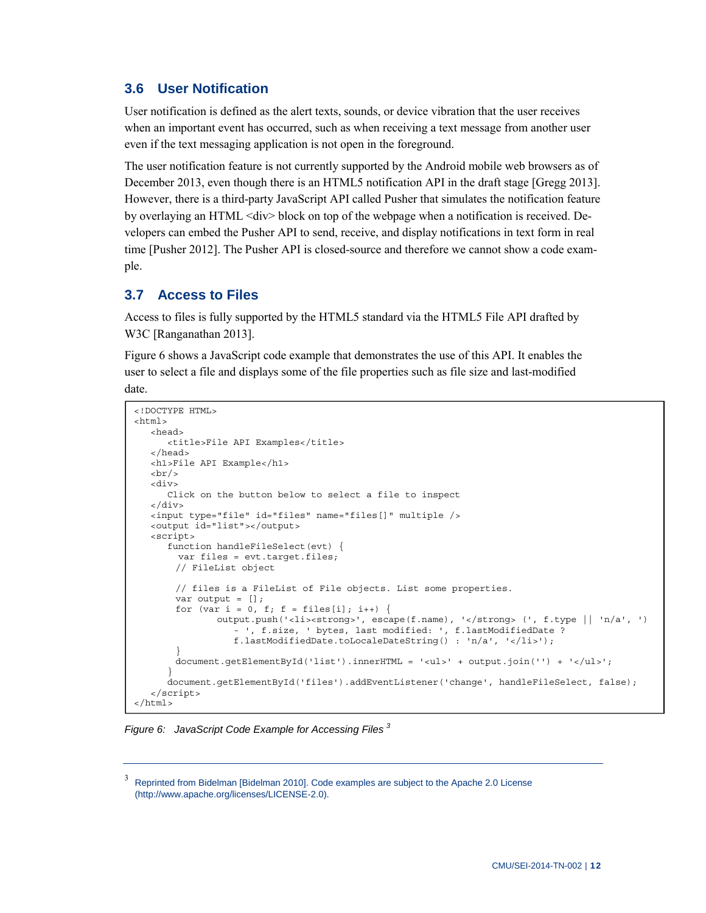## 3.6 User Notification

User notification is defined as the alert texts, sounds, or device vibration that the user receives when an important event has occurred, such as when receiving a text message from another user even if the text messaging application is not open in the foreground.

The user notification feature is not currently supported by the Android mobile web browsers as of December 2013, even though there is an HTML5 notification API in the draft stage [Gregg 2013]. However, there is a third-party JavaScript API called Pusher that simulates the notification feature by overlaying an HTML <div> block on top of the webpage when a notification is received. Developers can embed the Pusher API to send, receive, and display notifications in text form in real time [Pusher 2012]. The Pusher API is closed-source and therefore we cannot show a code example.

## 3.7 Access to Files

Access to files is fully supported by the HTML5 standard via the HTML5 File API drafted by W3C [Ranganathan 2013].

Figure 6 shows a JavaScript code example that demonstrates the use of this API. It enables the user to select a file and displays some of the file properties such as file size and last-modified date.

```
<!DOCTYPE HTML>
<html>
   <head>
      <title>File API Examples</title>
   </head>
   <h1>File API Example</h1>
   <br/>
   <div>
      Click on the button below to select a file to inspect
   </div>
   <input type="file" id="files" name="files[]" multiple />
   <output id="list"></output>
   <script>
      function handleFileSelect(evt) {
        var files = evt.target.files;
        // FileList object

        // files is a FileList of File objects. List some properties.
        var output = [];
        for (var i = 0, f; f = files[i]; i++) {
               output.push('<li><strong>', escape(f.name), '</strong> (', f.type || 'n/a', ')
                  - ', f.size, ' bytes, last modified: ', f.lastModifiedDate ?
                  f.lastModifiedDate.toLocaleDateString() : 'n/a', '</li>');
        }
        document.getElementById('list').innerHTML = '<ul>' + output.join('') + '</ul>';
      }
      document.getElementById('files').addEventListener('change', handleFileSelect, false);
   </script>
</html>
```

*Figure 6: JavaScript Code Example for Accessing Files* [3]

[3] Reprinted from Bidelman [Bidelman 2010]. Code examples are subject to the Apache 2.0 License (http://www.apache.org/licenses/LICENSE-2.0).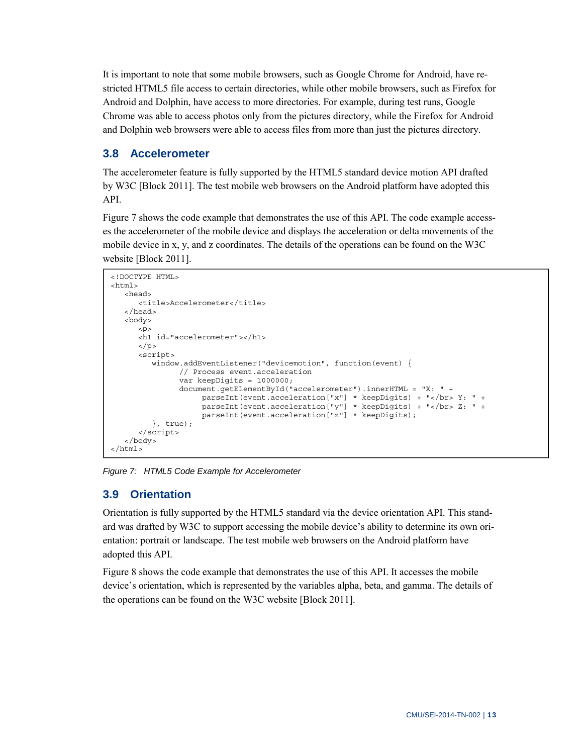It is important to note that some mobile browsers, such as Google Chrome for Android, have restricted HTML5 file access to certain directories, while other mobile browsers, such as Firefox for Android and Dolphin, have access to more directories. For example, during test runs, Google Chrome was able to access photos only from the pictures directory, while the Firefox for Android and Dolphin web browsers were able to access files from more than just the pictures directory.

## 3.8 Accelerometer

The accelerometer feature is fully supported by the HTML5 standard device motion API drafted by W3C [Block 2011]. The test mobile web browsers on the Android platform have adopted this API.

Figure 7 shows the code example that demonstrates the use of this API. The code example accesses the accelerometer of the mobile device and displays the acceleration or delta movements of the mobile device in x, y, and z coordinates. The details of the operations can be found on the W3C website [Block 2011].

```
<!DOCTYPE HTML>
<html>
   <head>
      <title>Accelerometer</title>
   </head>
   <body>
      <p>
      <h1 id="accelerometer"></h1>
      </p>
      <script>
         window.addEventListener("devicemotion", function(event) {
               // Process event.acceleration
               var keepDigits = 1000000;
               document.getElementById("accelerometer").innerHTML = "X: " +
                    parseInt(event.acceleration["x"] * keepDigits) + "</br> Y: " +
                    parseInt(event.acceleration["y"] * keepDigits) + "</br> Z: " +
                    parseInt(event.acceleration["z"] * keepDigits);
         }, true);
      </script>
   </body>
</html>
```

*Figure 7: HTML5 Code Example for Accelerometer*

## 3.9 Orientation

Orientation is fully supported by the HTML5 standard via the device orientation API. This standard was drafted by W3C to support accessing the mobile device's ability to determine its own orientation: portrait or landscape. The test mobile web browsers on the Android platform have adopted this API.

Figure 8 shows the code example that demonstrates the use of this API. It accesses the mobile device's orientation, which is represented by the variables alpha, beta, and gamma. The details of the operations can be found on the W3C website [Block 2011].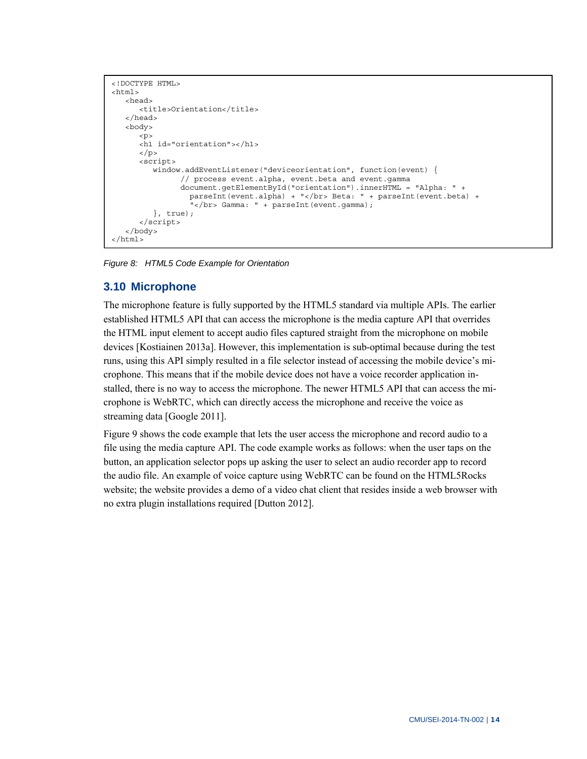```
<!DOCTYPE HTML>
<html>
   <head>
      <title>Orientation</title>
   </head>
   <body>
      <p>
      <h1 id="orientation"></h1>
      </p>
      <script>
         window.addEventListener("deviceorientation", function(event) {
               // process event.alpha, event.beta and event.gamma
               document.getElementById("orientation").innerHTML = "Alpha: " +
                 parseInt(event.alpha) + "</br> Beta: " + parseInt(event.beta) +
                 "</br> Gamma: " + parseInt(event.gamma);
         }, true);
      </script>
   </body>
</html>
```

*Figure 8: HTML5 Code Example for Orientation*

## 3.10 Microphone

The microphone feature is fully supported by the HTML5 standard via multiple APIs. The earlier established HTML5 API that can access the microphone is the media capture API that overrides the HTML input element to accept audio files captured straight from the microphone on mobile devices [Kostiainen 2013a]. However, this implementation is sub-optimal because during the test runs, using this API simply resulted in a file selector instead of accessing the mobile device's microphone. This means that if the mobile device does not have a voice recorder application installed, there is no way to access the microphone. The newer HTML5 API that can access the microphone is WebRTC, which can directly access the microphone and receive the voice as streaming data [Google 2011].

Figure 9 shows the code example that lets the user access the microphone and record audio to a file using the media capture API. The code example works as follows: when the user taps on the button, an application selector pops up asking the user to select an audio recorder app to record the audio file. An example of voice capture using WebRTC can be found on the HTML5Rocks website; the website provides a demo of a video chat client that resides inside a web browser with no extra plugin installations required [Dutton 2012].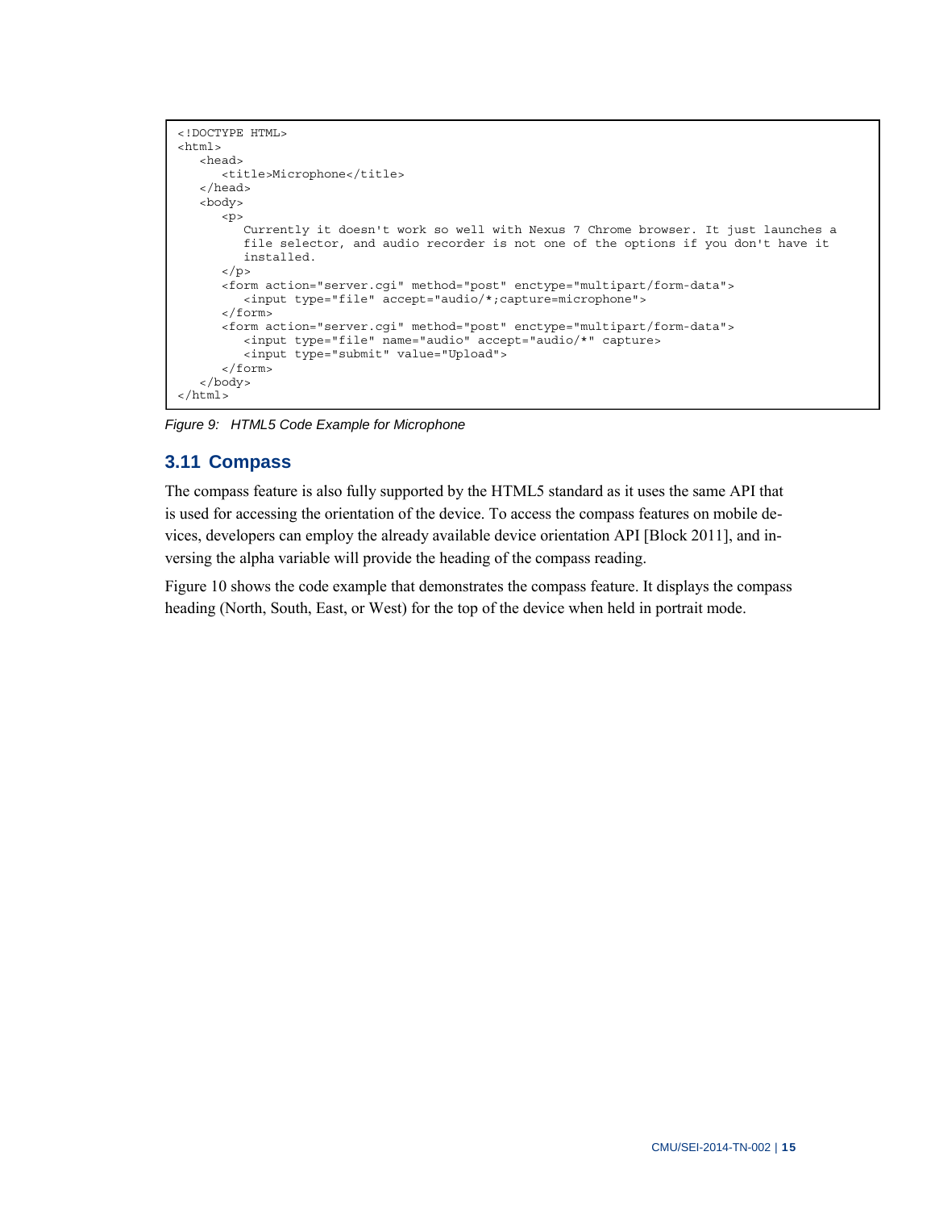```
<!DOCTYPE HTML>
<html>
   <head>
      <title>Microphone</title>
   </head>
   <body>
      <p>
         Currently it doesn't work so well with Nexus 7 Chrome browser. It just launches a
         file selector, and audio recorder is not one of the options if you don't have it
         installed.
      </p>
      <form action="server.cgi" method="post" enctype="multipart/form-data">
         <input type="file" accept="audio/*;capture=microphone">
      </form>
      <form action="server.cgi" method="post" enctype="multipart/form-data">
         <input type="file" name="audio" accept="audio/*" capture>
         <input type="submit" value="Upload">
      </form>
   </body>
</html>
```

*Figure 9: HTML5 Code Example for Microphone*

## 3.11 Compass

The compass feature is also fully supported by the HTML5 standard as it uses the same API that is used for accessing the orientation of the device. To access the compass features on mobile devices, developers can employ the already available device orientation API [Block 2011], and inversing the alpha variable will provide the heading of the compass reading.

Figure 10 shows the code example that demonstrates the compass feature. It displays the compass heading (North, South, East, or West) for the top of the device when held in portrait mode.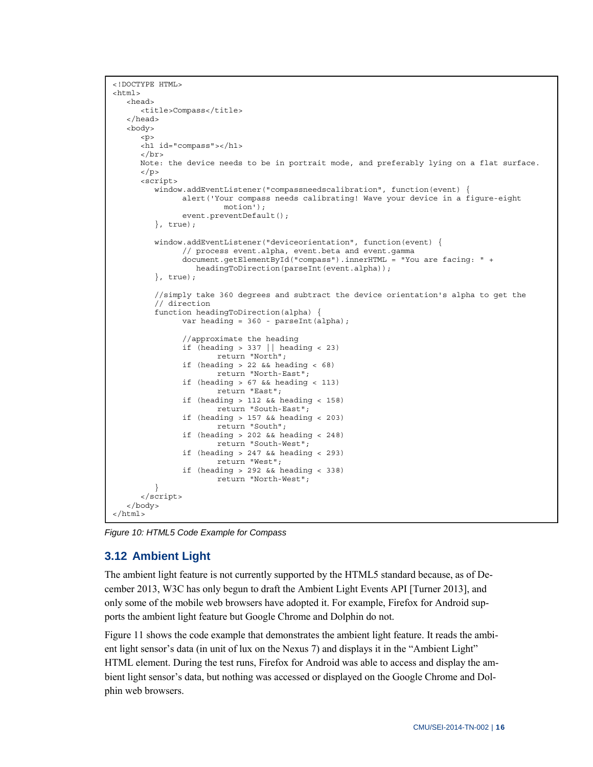```
<!DOCTYPE HTML>
<html>
   <head>
      <title>Compass</title>
   </head>
   <body>
      <p>
      <h1 id="compass"></h1>
      </br>
      Note: the device needs to be in portrait mode, and preferably lying on a flat surface.
      </p>
      <script>
         window.addEventListener("compassneedscalibration", function(event) {
               alert('Your compass needs calibrating! Wave your device in a figure-eight
                     motion');
               event.preventDefault();
         }, true);

         window.addEventListener("deviceorientation", function(event) {
               // process event.alpha, event.beta and event.gamma
               document.getElementById("compass").innerHTML = "You are facing: " +
                  headingToDirection(parseInt(event.alpha));
         }, true);

         //simply take 360 degrees and subtract the device orientation's alpha to get the
         // direction
         function headingToDirection(alpha) {
               var heading = 360 - parseInt(alpha);

               //approximate the heading
               if (heading > 337 || heading < 23)
                     return "North";
               if (heading > 22 && heading < 68)
                     return "North-East";
               if (heading > 67 && heading < 113)
                     return "East";
               if (heading > 112 && heading < 158)
                     return "South-East";
               if (heading > 157 && heading < 203)
                     return "South";
               if (heading > 202 && heading < 248)
                     return "South-West";
               if (heading > 247 && heading < 293)
                     return "West";
               if (heading > 292 && heading < 338)
                     return "North-West";
         }
      </script>
   </body>
</html>
```

*Figure 10: HTML5 Code Example for Compass*

## 3.12 Ambient Light

The ambient light feature is not currently supported by the HTML5 standard because, as of December 2013, W3C has only begun to draft the Ambient Light Events API [Turner 2013], and only some of the mobile web browsers have adopted it. For example, Firefox for Android supports the ambient light feature but Google Chrome and Dolphin do not.

Figure 11 shows the code example that demonstrates the ambient light feature. It reads the ambient light sensor's data (in unit of lux on the Nexus 7) and displays it in the "Ambient Light" HTML element. During the test runs, Firefox for Android was able to access and display the ambient light sensor's data, but nothing was accessed or displayed on the Google Chrome and Dolphin web browsers.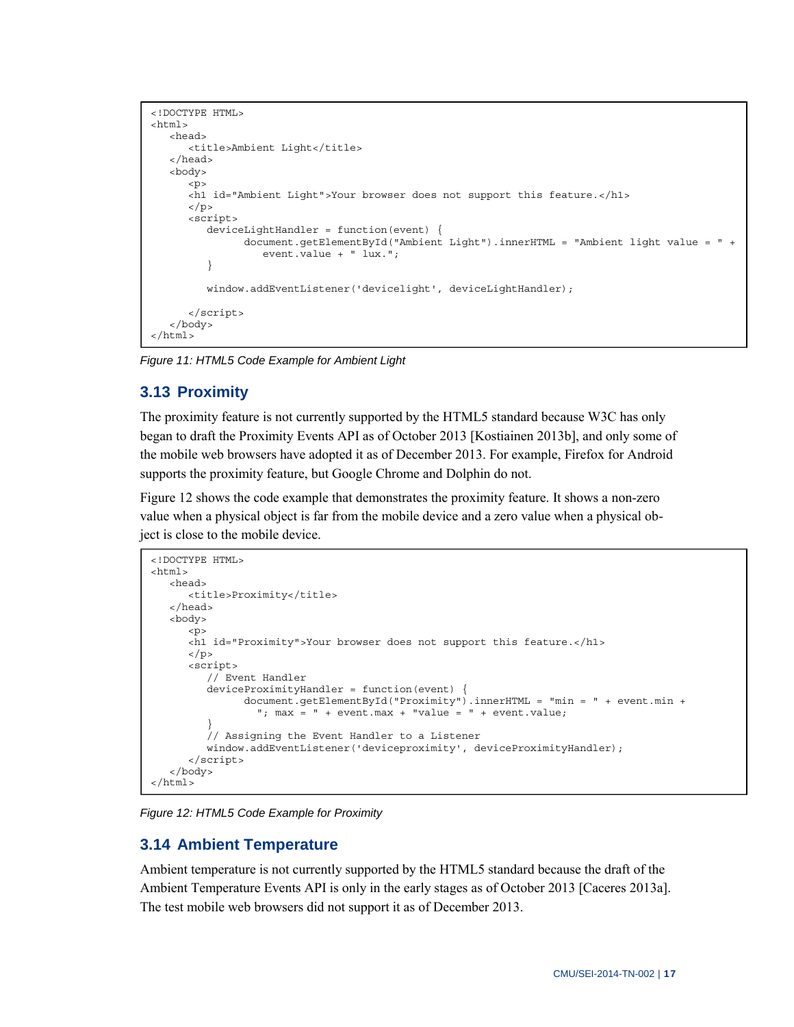```
<!DOCTYPE HTML>
<html>
   <head>
      <title>Ambient Light</title>
   </head>
   <body>
      <p>
      <h1 id="Ambient Light">Your browser does not support this feature.</h1>
      </p>
      <script>
         deviceLightHandler = function(event) {
               document.getElementById("Ambient Light").innerHTML = "Ambient light value = " +
                  event.value + " lux.";
         }

         window.addEventListener('devicelight', deviceLightHandler);

      </script>
   </body>
</html>
```

*Figure 11: HTML5 Code Example for Ambient Light*

## 3.13 Proximity

The proximity feature is not currently supported by the HTML5 standard because W3C has only began to draft the Proximity Events API as of October 2013 [Kostiainen 2013b], and only some of the mobile web browsers have adopted it as of December 2013. For example, Firefox for Android supports the proximity feature, but Google Chrome and Dolphin do not.

Figure 12 shows the code example that demonstrates the proximity feature. It shows a non-zero value when a physical object is far from the mobile device and a zero value when a physical object is close to the mobile device.

```
<!DOCTYPE HTML>
<html>
   <head>
      <title>Proximity</title>
   </head>
   <body>
      <p>
      <h1 id="Proximity">Your browser does not support this feature.</h1>
      </p>
      <script>
         // Event Handler
         deviceProximityHandler = function(event) {
               document.getElementById("Proximity").innerHTML = "min = " + event.min +
                 "; max = " + event.max + "value = " + event.value;
         }
         // Assigning the Event Handler to a Listener
         window.addEventListener('deviceproximity', deviceProximityHandler);
      </script>
   </body>
</html>
```

*Figure 12: HTML5 Code Example for Proximity*

## 3.14 Ambient Temperature

Ambient temperature is not currently supported by the HTML5 standard because the draft of the Ambient Temperature Events API is only in the early stages as of October 2013 [Caceres 2013a]. The test mobile web browsers did not support it as of December 2013.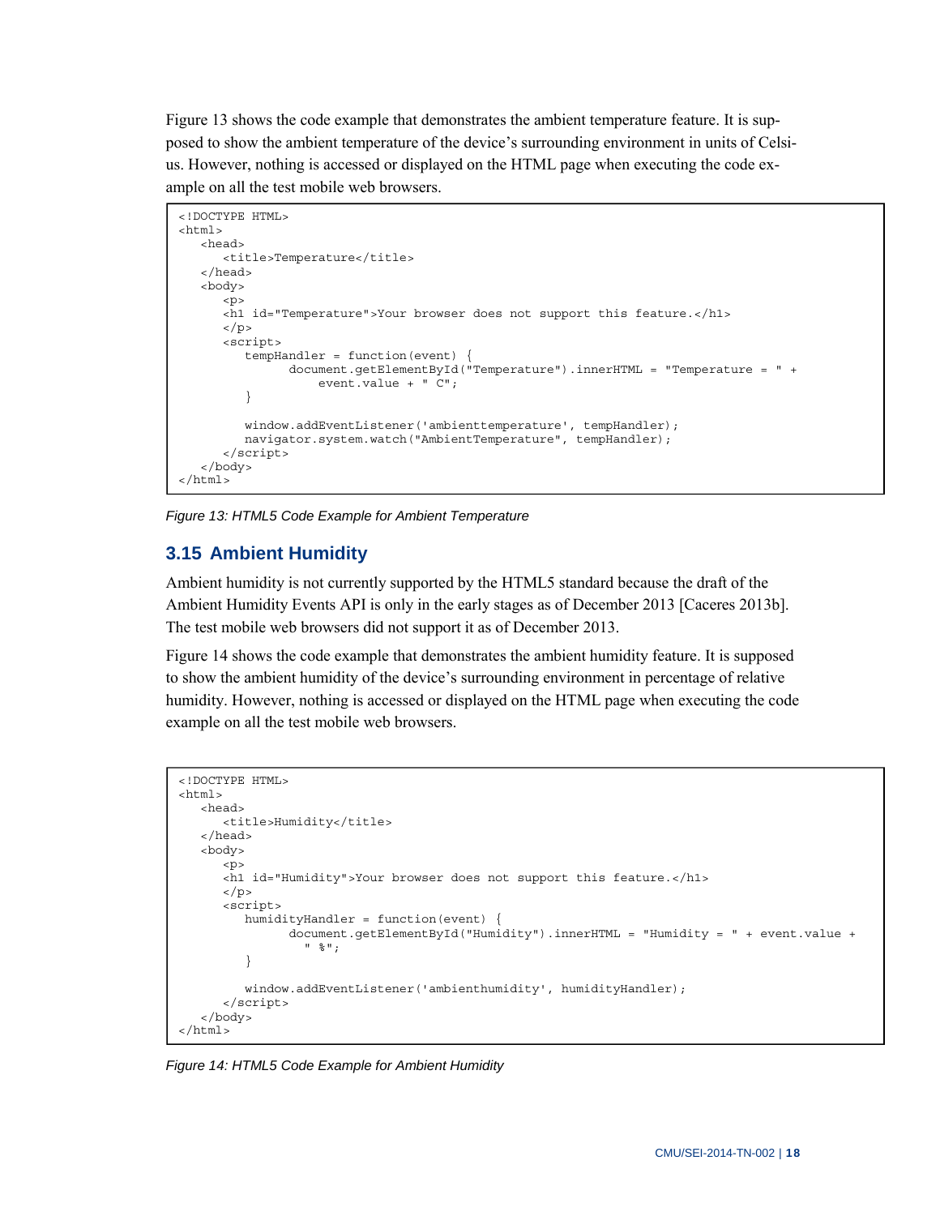Figure 13 shows the code example that demonstrates the ambient temperature feature. It is supposed to show the ambient temperature of the device's surrounding environment in units of Celsius. However, nothing is accessed or displayed on the HTML page when executing the code example on all the test mobile web browsers.

```
<!DOCTYPE HTML>
<html>
   <head>
      <title>Temperature</title>
   </head>
   <body>
      <p>
      <h1 id="Temperature">Your browser does not support this feature.</h1>
      </p>
      <script>
         tempHandler = function(event) {
               document.getElementById("Temperature").innerHTML = "Temperature = " +
                   event.value + " C";
         }

         window.addEventListener('ambienttemperature', tempHandler);
         navigator.system.watch("AmbientTemperature", tempHandler);
      </script>
   </body>
</html>
```

*Figure 13: HTML5 Code Example for Ambient Temperature*

## 3.15 Ambient Humidity

Ambient humidity is not currently supported by the HTML5 standard because the draft of the Ambient Humidity Events API is only in the early stages as of December 2013 [Caceres 2013b]. The test mobile web browsers did not support it as of December 2013.

Figure 14 shows the code example that demonstrates the ambient humidity feature. It is supposed to show the ambient humidity of the device's surrounding environment in percentage of relative humidity. However, nothing is accessed or displayed on the HTML page when executing the code example on all the test mobile web browsers.

```
<!DOCTYPE HTML>
<html>
   <head>
      <title>Humidity</title>
   </head>
   <body>
      <p>
      <h1 id="Humidity">Your browser does not support this feature.</h1>
      </p>
      <script>
         humidityHandler = function(event) {
               document.getElementById("Humidity").innerHTML = "Humidity = " + event.value +
                 " %";
         }

         window.addEventListener('ambienthumidity', humidityHandler);
      </script>
   </body>
</html>
```

*Figure 14: HTML5 Code Example for Ambient Humidity*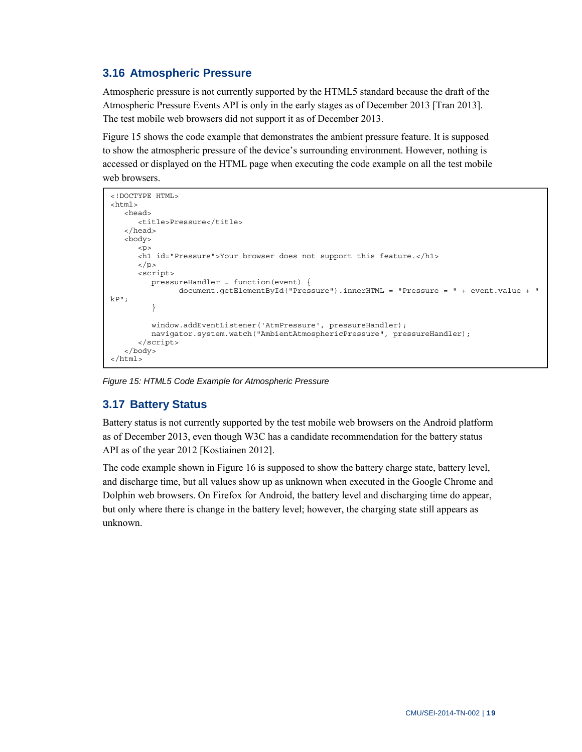## 3.16 Atmospheric Pressure

Atmospheric pressure is not currently supported by the HTML5 standard because the draft of the Atmospheric Pressure Events API is only in the early stages as of December 2013 [Tran 2013]. The test mobile web browsers did not support it as of December 2013.

Figure 15 shows the code example that demonstrates the ambient pressure feature. It is supposed to show the atmospheric pressure of the device's surrounding environment. However, nothing is accessed or displayed on the HTML page when executing the code example on all the test mobile web browsers.

```
<!DOCTYPE HTML>
<html>
   <head>
      <title>Pressure</title>
   </head>
   <body>
      <p>
      <h1 id="Pressure">Your browser does not support this feature.</h1>
      </p>
      <script>
         pressureHandler = function(event) {
               document.getElementById("Pressure").innerHTML = "Pressure = " + event.value + "
kP";
         }

         window.addEventListener('AtmPressure', pressureHandler);
         navigator.system.watch("AmbientAtmosphericPressure", pressureHandler);
      </script>
   </body>
</html>
```

*Figure 15: HTML5 Code Example for Atmospheric Pressure*

## 3.17 Battery Status

Battery status is not currently supported by the test mobile web browsers on the Android platform as of December 2013, even though W3C has a candidate recommendation for the battery status API as of the year 2012 [Kostiainen 2012].

The code example shown in Figure 16 is supposed to show the battery charge state, battery level, and discharge time, but all values show up as unknown when executed in the Google Chrome and Dolphin web browsers. On Firefox for Android, the battery level and discharging time do appear, but only where there is change in the battery level; however, the charging state still appears as unknown.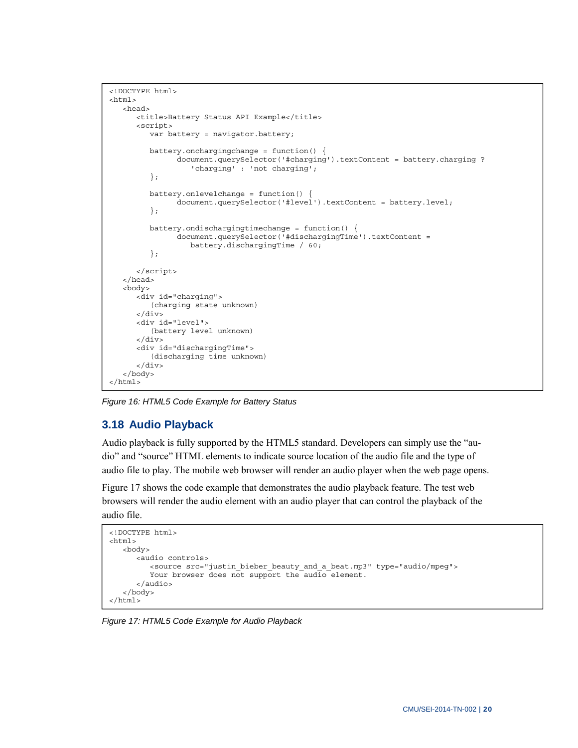```
<!DOCTYPE html>
<html>
   <head>
      <title>Battery Status API Example</title>
      <script>
         var battery = navigator.battery;

         battery.onchargingchange = function() {
                document.querySelector('#charging').textContent = battery.charging ?
                    'charging' : 'not charging';
         };

         battery.onlevelchange = function() {
                document.querySelector('#level').textContent = battery.level;
         };

         battery.ondischargingtimechange = function() {
                document.querySelector('#dischargingTime').textContent =
                    battery.dischargingTime / 60;
         };

      </script>
   </head>
   <body>
      <div id="charging">
         (charging state unknown)
      </div>
      <div id="level">
         (battery level unknown)
      </div>
      <div id="dischargingTime">
         (discharging time unknown)
      </div>
   </body>
</html>
```

*Figure 16: HTML5 Code Example for Battery Status*

## 3.18 Audio Playback

Audio playback is fully supported by the HTML5 standard. Developers can simply use the "audio" and "source" HTML elements to indicate source location of the audio file and the type of audio file to play. The mobile web browser will render an audio player when the web page opens.

Figure 17 shows the code example that demonstrates the audio playback feature. The test web browsers will render the audio element with an audio player that can control the playback of the audio file.

```
<!DOCTYPE html>
<html>
   <body>
      <audio controls>
         <source src="justin_bieber_beauty_and_a_beat.mp3" type="audio/mpeg">
         Your browser does not support the audio element.
      </audio>
   </body>
</html>
```

*Figure 17: HTML5 Code Example for Audio Playback*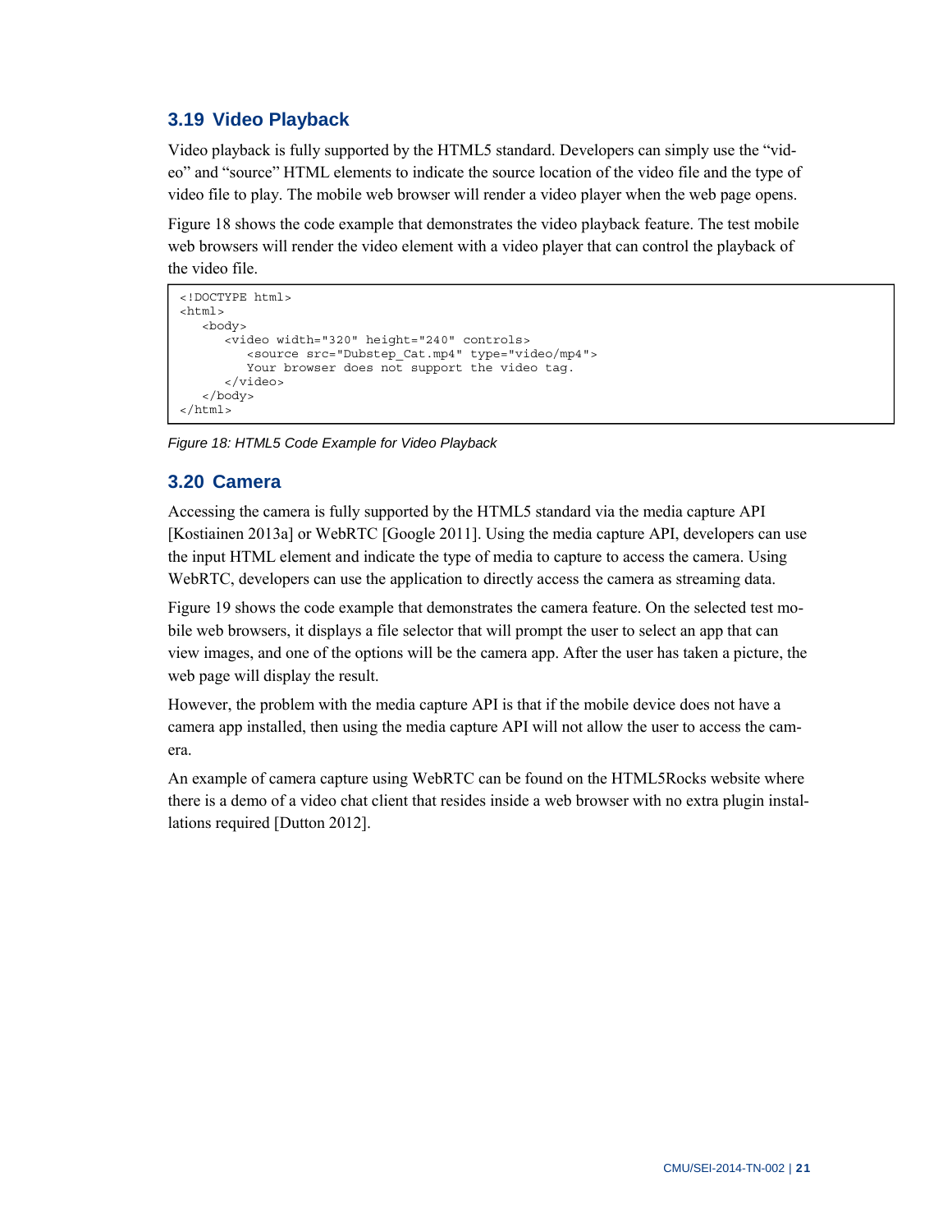## 3.19 Video Playback

Video playback is fully supported by the HTML5 standard. Developers can simply use the "video" and "source" HTML elements to indicate the source location of the video file and the type of video file to play. The mobile web browser will render a video player when the web page opens.

Figure 18 shows the code example that demonstrates the video playback feature. The test mobile web browsers will render the video element with a video player that can control the playback of the video file.

```
<!DOCTYPE html>
<html>
   <body>
      <video width="320" height="240" controls>
         <source src="Dubstep_Cat.mp4" type="video/mp4">
         Your browser does not support the video tag.
      </video>
   </body>
</html>
```

*Figure 18: HTML5 Code Example for Video Playback*

## 3.20 Camera

Accessing the camera is fully supported by the HTML5 standard via the media capture API [Kostiainen 2013a] or WebRTC [Google 2011]. Using the media capture API, developers can use the input HTML element and indicate the type of media to capture to access the camera. Using WebRTC, developers can use the application to directly access the camera as streaming data.

Figure 19 shows the code example that demonstrates the camera feature. On the selected test mobile web browsers, it displays a file selector that will prompt the user to select an app that can view images, and one of the options will be the camera app. After the user has taken a picture, the web page will display the result.

However, the problem with the media capture API is that if the mobile device does not have a camera app installed, then using the media capture API will not allow the user to access the camera.

An example of camera capture using WebRTC can be found on the HTML5Rocks website where there is a demo of a video chat client that resides inside a web browser with no extra plugin installations required [Dutton 2012].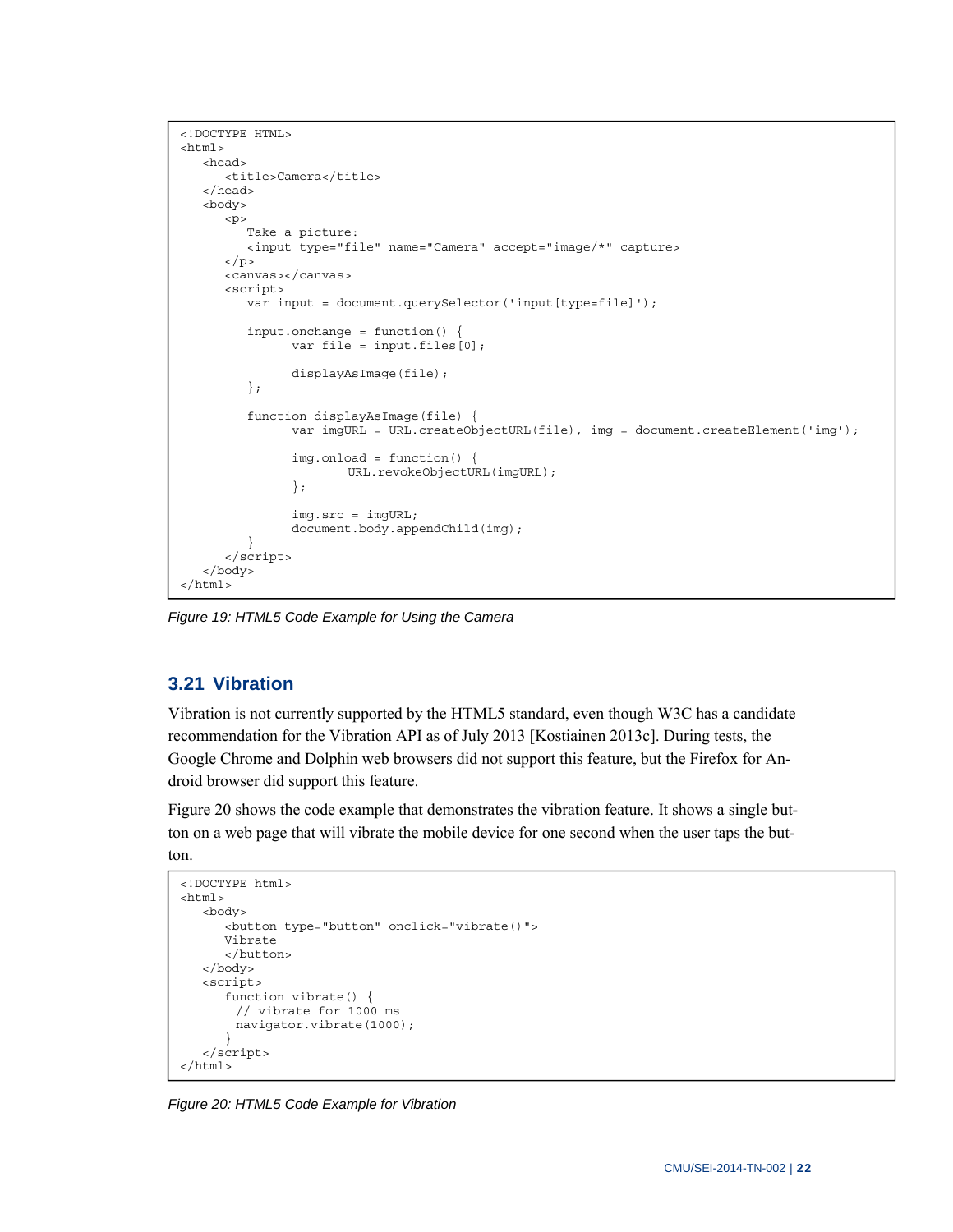```
<!DOCTYPE HTML>
<html>
   <head>
      <title>Camera</title>
   </head>
   <body>
      <p>
         Take a picture:
         <input type="file" name="Camera" accept="image/*" capture>
      </p>
      <canvas></canvas>
      <script>
         var input = document.querySelector('input[type=file]');

         input.onchange = function() {
               var file = input.files[0];

               displayAsImage(file);
         };

         function displayAsImage(file) {
               var imgURL = URL.createObjectURL(file), img = document.createElement('img');

               img.onload = function() {
                      URL.revokeObjectURL(imgURL);
               };

               img.src = imgURL;
               document.body.appendChild(img);
         }
      </script>
   </body>
</html>
```

*Figure 19: HTML5 Code Example for Using the Camera*

## 3.21 Vibration

Vibration is not currently supported by the HTML5 standard, even though W3C has a candidate recommendation for the Vibration API as of July 2013 [Kostiainen 2013c]. During tests, the Google Chrome and Dolphin web browsers did not support this feature, but the Firefox for Android browser did support this feature.

Figure 20 shows the code example that demonstrates the vibration feature. It shows a single button on a web page that will vibrate the mobile device for one second when the user taps the button.

```
<!DOCTYPE html>
<html>
   <body>
      <button type="button" onclick="vibrate()">
      Vibrate
      </button>
   </body>
   <script>
      function vibrate() {
        // vibrate for 1000 ms
        navigator.vibrate(1000);
      }
   </script>
</html>
```

*Figure 20: HTML5 Code Example for Vibration*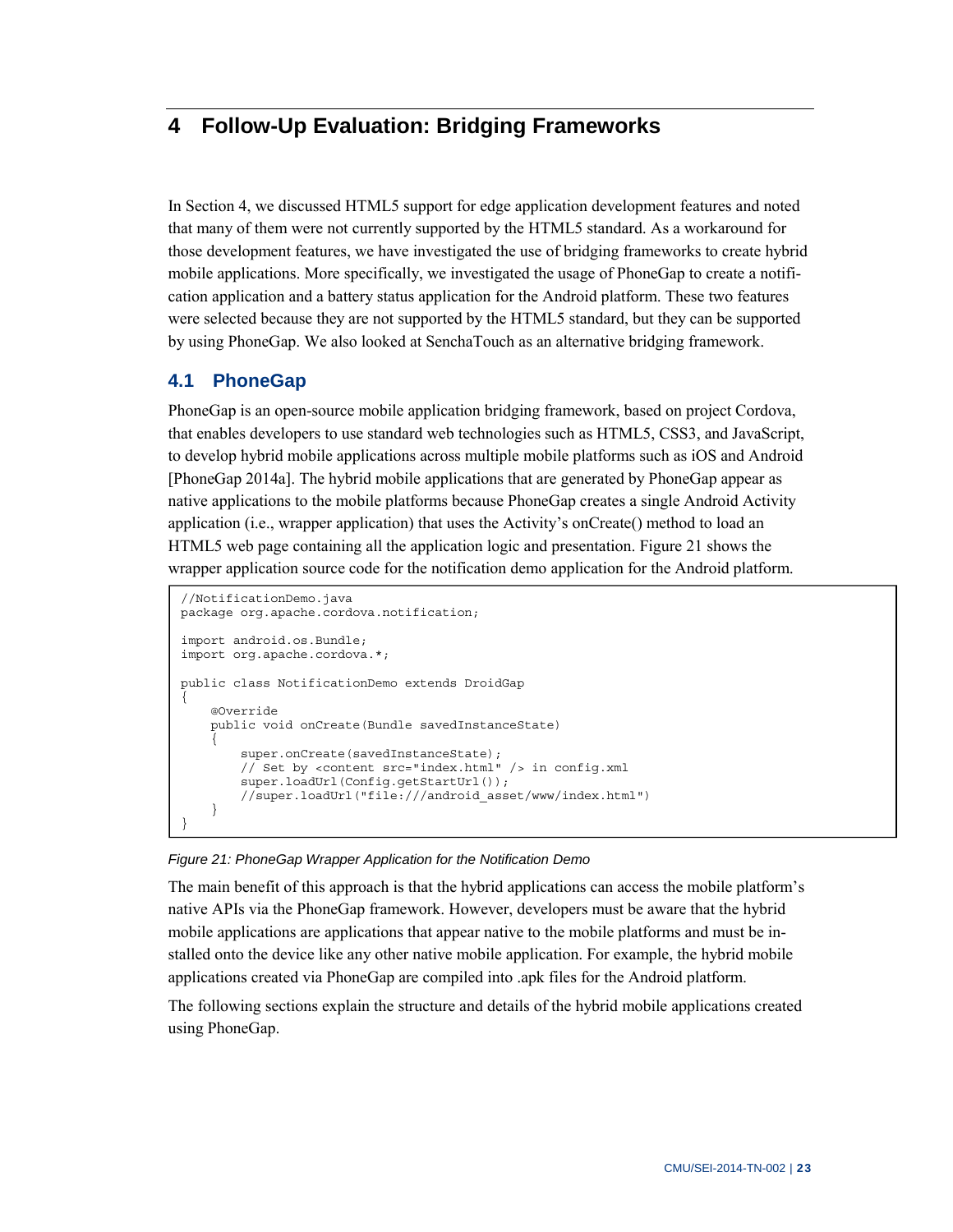# 4 Follow-Up Evaluation: Bridging Frameworks

In Section 4, we discussed HTML5 support for edge application development features and noted that many of them were not currently supported by the HTML5 standard. As a workaround for those development features, we have investigated the use of bridging frameworks to create hybrid mobile applications. More specifically, we investigated the usage of PhoneGap to create a notification application and a battery status application for the Android platform. These two features were selected because they are not supported by the HTML5 standard, but they can be supported by using PhoneGap. We also looked at SenchaTouch as an alternative bridging framework.

## 4.1 PhoneGap

PhoneGap is an open-source mobile application bridging framework, based on project Cordova, that enables developers to use standard web technologies such as HTML5, CSS3, and JavaScript, to develop hybrid mobile applications across multiple mobile platforms such as iOS and Android [PhoneGap 2014a]. The hybrid mobile applications that are generated by PhoneGap appear as native applications to the mobile platforms because PhoneGap creates a single Android Activity application (i.e., wrapper application) that uses the Activity's onCreate() method to load an HTML5 web page containing all the application logic and presentation. Figure 21 shows the wrapper application source code for the notification demo application for the Android platform.

```
//NotificationDemo.java
package org.apache.cordova.notification;

import android.os.Bundle;
import org.apache.cordova.*;

public class NotificationDemo extends DroidGap
{
    @Override
    public void onCreate(Bundle savedInstanceState)
    {
        super.onCreate(savedInstanceState);
        // Set by <content src="index.html" /> in config.xml
        super.loadUrl(Config.getStartUrl());
        //super.loadUrl("file:///android_asset/www/index.html")
    }
}
```

*Figure 21: PhoneGap Wrapper Application for the Notification Demo*

The main benefit of this approach is that the hybrid applications can access the mobile platform's native APIs via the PhoneGap framework. However, developers must be aware that the hybrid mobile applications are applications that appear native to the mobile platforms and must be installed onto the device like any other native mobile application. For example, the hybrid mobile applications created via PhoneGap are compiled into .apk files for the Android platform.

The following sections explain the structure and details of the hybrid mobile applications created using PhoneGap.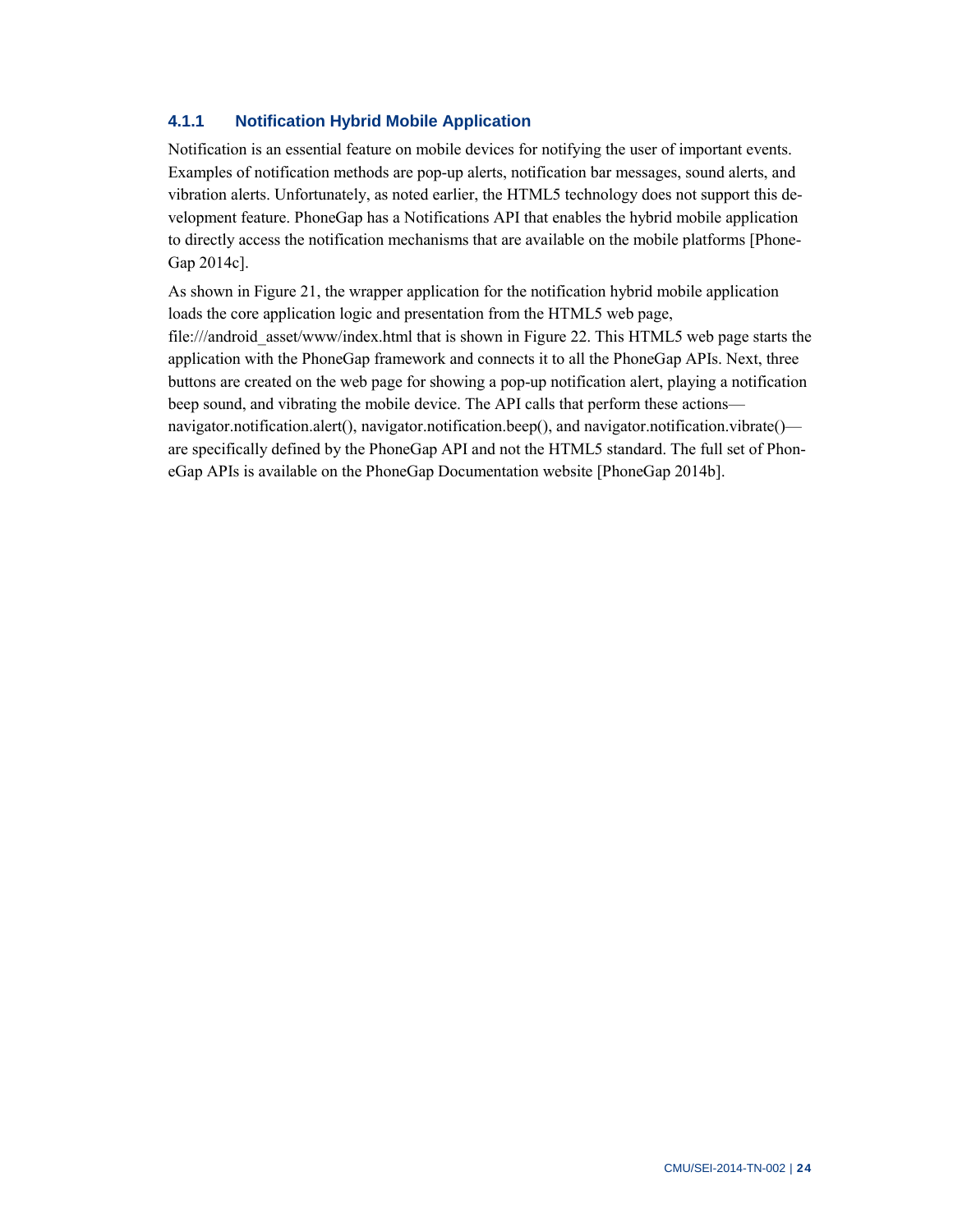### 4.1.1 Notification Hybrid Mobile Application

Notification is an essential feature on mobile devices for notifying the user of important events. Examples of notification methods are pop-up alerts, notification bar messages, sound alerts, and vibration alerts. Unfortunately, as noted earlier, the HTML5 technology does not support this development feature. PhoneGap has a Notifications API that enables the hybrid mobile application to directly access the notification mechanisms that are available on the mobile platforms [PhoneGap 2014c].

As shown in Figure 21, the wrapper application for the notification hybrid mobile application loads the core application logic and presentation from the HTML5 web page, file:///android_asset/www/index.html that is shown in Figure 22. This HTML5 web page starts the application with the PhoneGap framework and connects it to all the PhoneGap APIs. Next, three buttons are created on the web page for showing a pop-up notification alert, playing a notification beep sound, and vibrating the mobile device. The API calls that perform these actions—navigator.notification.alert(), navigator.notification.beep(), and navigator.notification.vibrate()—are specifically defined by the PhoneGap API and not the HTML5 standard. The full set of PhoneGap APIs is available on the PhoneGap Documentation website [PhoneGap 2014b].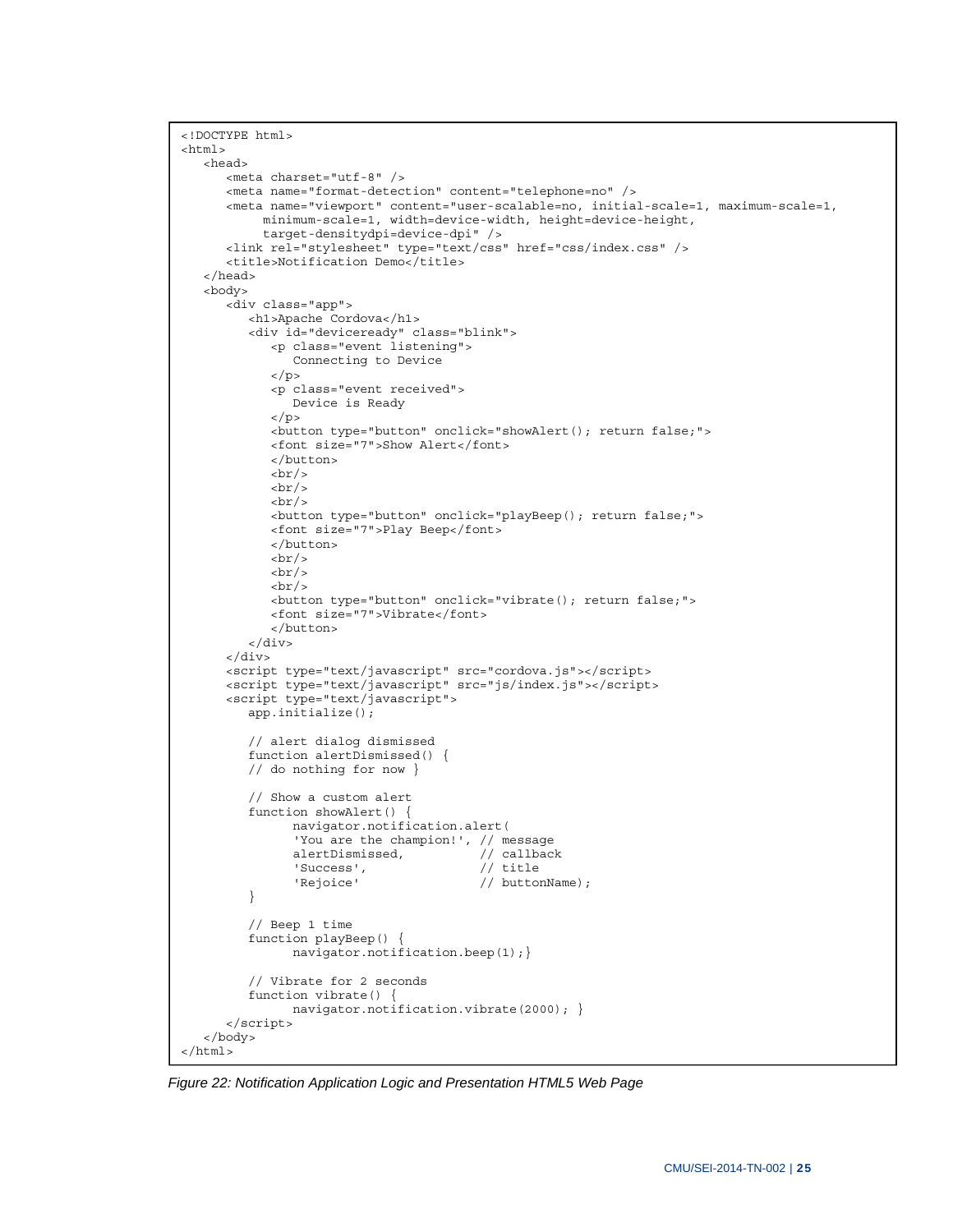```
<!DOCTYPE html>
<html>
   <head>
      <meta charset="utf-8" />
      <meta name="format-detection" content="telephone=no" />
      <meta name="viewport" content="user-scalable=no, initial-scale=1, maximum-scale=1,
           minimum-scale=1, width=device-width, height=device-height,
           target-densitydpi=device-dpi" />
      <link rel="stylesheet" type="text/css" href="css/index.css" />
      <title>Notification Demo</title>
   </head>
   <body>
      <div class="app">
         <h1>Apache Cordova</h1>
         <div id="deviceready" class="blink">
            <p class="event listening">
               Connecting to Device
            </p>
            <p class="event received">
               Device is Ready
            </p>
            <button type="button" onclick="showAlert(); return false;">
            <font size="7">Show Alert</font>
            </button>
            <br/>
            <br/>
            <br/>
            <button type="button" onclick="playBeep(); return false;">
            <font size="7">Play Beep</font>
            </button>
            <br/>
            <br/>
            <br/>
            <button type="button" onclick="vibrate(); return false;">
            <font size="7">Vibrate</font>
            </button>
         </div>
      </div>
      <script type="text/javascript" src="cordova.js"></script>
      <script type="text/javascript" src="js/index.js"></script>
      <script type="text/javascript">
         app.initialize();

         // alert dialog dismissed
         function alertDismissed() {
         // do nothing for now }

         // Show a custom alert
         function showAlert() {
               navigator.notification.alert(
               'You are the champion!', // message
               alertDismissed,          // callback
               'Success',               // title
               'Rejoice'                // buttonName);
         }

         // Beep 1 time
         function playBeep() {
               navigator.notification.beep(1);}

         // Vibrate for 2 seconds
         function vibrate() {
               navigator.notification.vibrate(2000); }
      </script>
   </body>
</html>
```

*Figure 22: Notification Application Logic and Presentation HTML5 Web Page*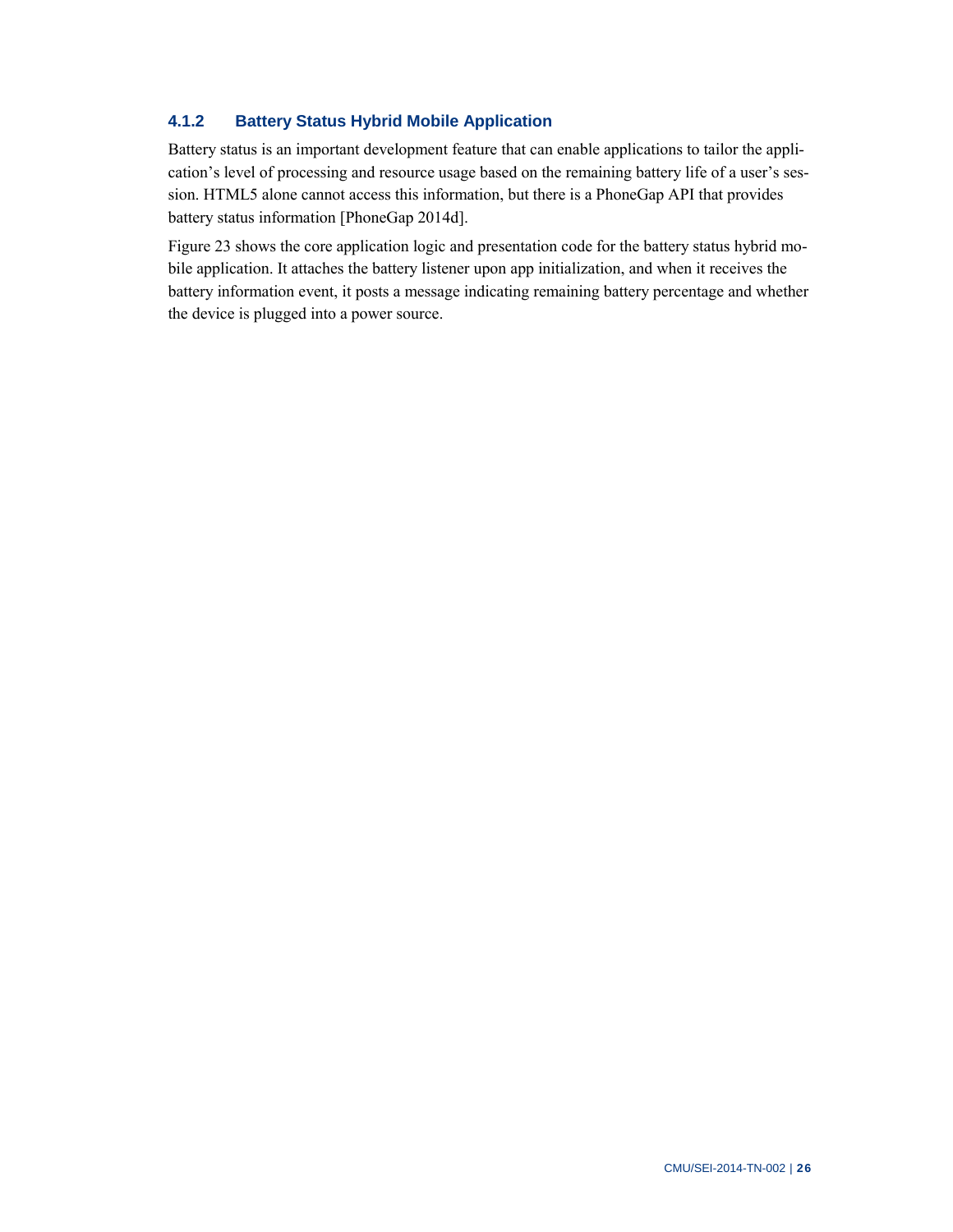### 4.1.2 Battery Status Hybrid Mobile Application

Battery status is an important development feature that can enable applications to tailor the application's level of processing and resource usage based on the remaining battery life of a user's session. HTML5 alone cannot access this information, but there is a PhoneGap API that provides battery status information [PhoneGap 2014d].

Figure 23 shows the core application logic and presentation code for the battery status hybrid mobile application. It attaches the battery listener upon app initialization, and when it receives the battery information event, it posts a message indicating remaining battery percentage and whether the device is plugged into a power source.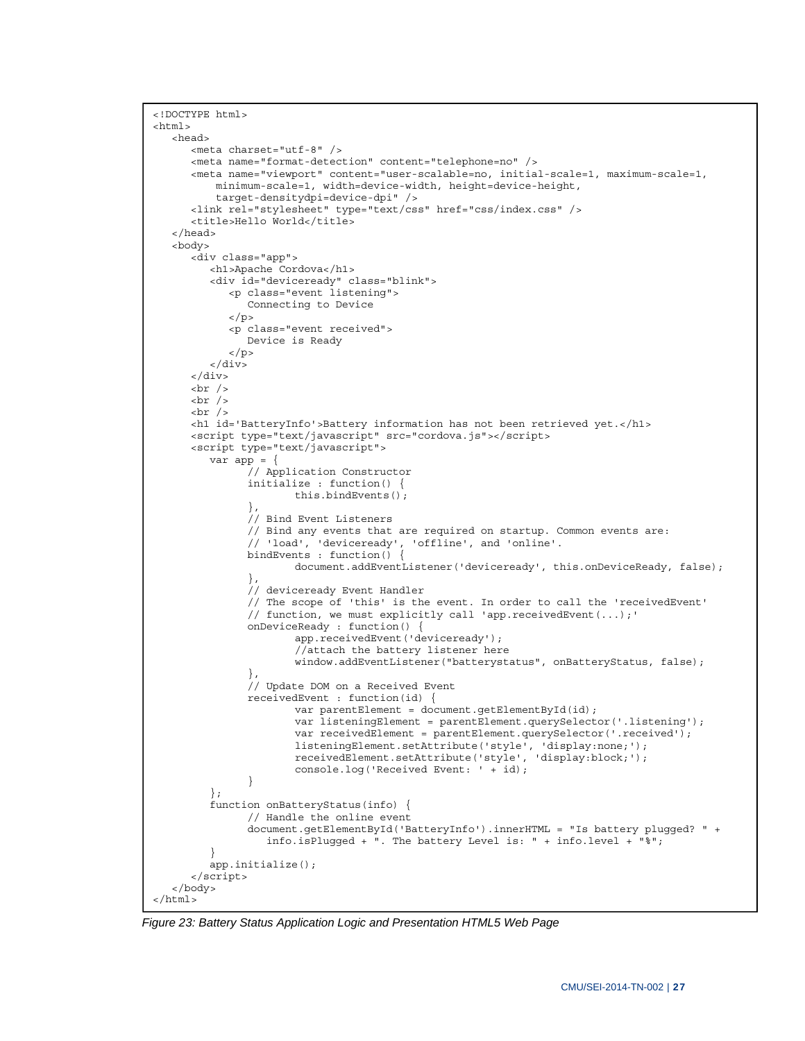```
<!DOCTYPE html>
<html>
   <head>
      <meta charset="utf-8" />
      <meta name="format-detection" content="telephone=no" />
      <meta name="viewport" content="user-scalable=no, initial-scale=1, maximum-scale=1,
          minimum-scale=1, width=device-width, height=device-height,
          target-densitydpi=device-dpi" />
      <link rel="stylesheet" type="text/css" href="css/index.css" />
      <title>Hello World</title>
   </head>
   <body>
      <div class="app">
         <h1>Apache Cordova</h1>
         <div id="deviceready" class="blink">
            <p class="event listening">
               Connecting to Device
            </p>
            <p class="event received">
               Device is Ready
            </p>
         </div>
      </div>
      <br />
      <br />
      <br />
      <h1 id='BatteryInfo'>Battery information has not been retrieved yet.</h1>
      <script type="text/javascript" src="cordova.js"></script>
      <script type="text/javascript">
         var app = {
               // Application Constructor
               initialize : function() {
                       this.bindEvents();
               },
               // Bind Event Listeners
               // Bind any events that are required on startup. Common events are:
               // 'load', 'deviceready', 'offline', and 'online'.
               bindEvents : function() {
                       document.addEventListener('deviceready', this.onDeviceReady, false);
               },
               // deviceready Event Handler
               // The scope of 'this' is the event. In order to call the 'receivedEvent'
               // function, we must explicitly call 'app.receivedEvent(...);'
               onDeviceReady : function() {
                       app.receivedEvent('deviceready');
                       //attach the battery listener here
                       window.addEventListener("batterystatus", onBatteryStatus, false);
               },
               // Update DOM on a Received Event
               receivedEvent : function(id) {
                       var parentElement = document.getElementById(id);
                       var listeningElement = parentElement.querySelector('.listening');
                       var receivedElement = parentElement.querySelector('.received');
                       listeningElement.setAttribute('style', 'display:none;');
                       receivedElement.setAttribute('style', 'display:block;');
                       console.log('Received Event: ' + id);
               }
         };
         function onBatteryStatus(info) {
               // Handle the online event
               document.getElementById('BatteryInfo').innerHTML = "Is battery plugged? " +
                  info.isPlugged + ". The battery Level is: " + info.level + "%";
         }
         app.initialize();
      </script>
   </body>
</html>
```

*Figure 23: Battery Status Application Logic and Presentation HTML5 Web Page*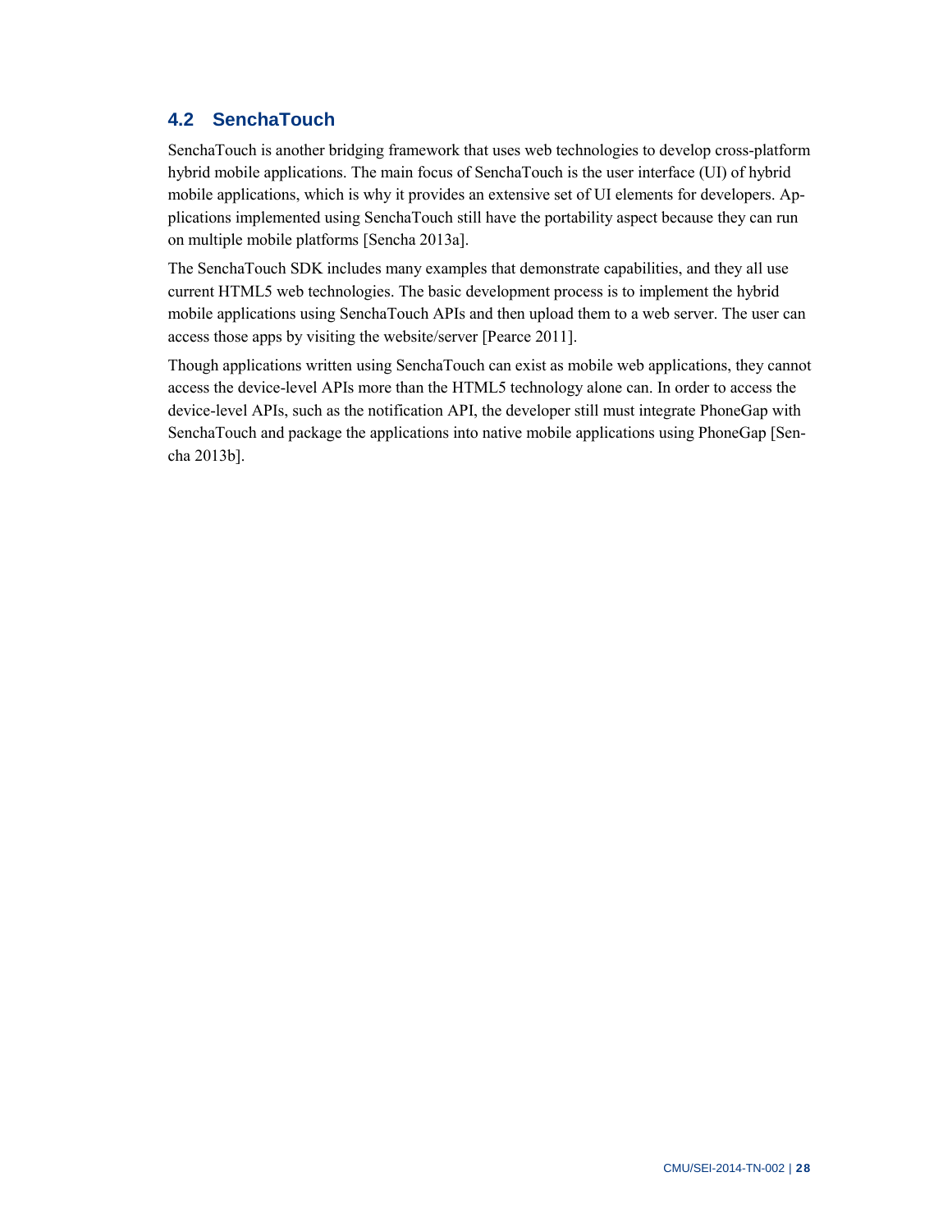## 4.2 SenchaTouch

SenchaTouch is another bridging framework that uses web technologies to develop cross-platform hybrid mobile applications. The main focus of SenchaTouch is the user interface (UI) of hybrid mobile applications, which is why it provides an extensive set of UI elements for developers. Applications implemented using SenchaTouch still have the portability aspect because they can run on multiple mobile platforms [Sencha 2013a].

The SenchaTouch SDK includes many examples that demonstrate capabilities, and they all use current HTML5 web technologies. The basic development process is to implement the hybrid mobile applications using SenchaTouch APIs and then upload them to a web server. The user can access those apps by visiting the website/server [Pearce 2011].

Though applications written using SenchaTouch can exist as mobile web applications, they cannot access the device-level APIs more than the HTML5 technology alone can. In order to access the device-level APIs, such as the notification API, the developer still must integrate PhoneGap with SenchaTouch and package the applications into native mobile applications using PhoneGap [Sencha 2013b].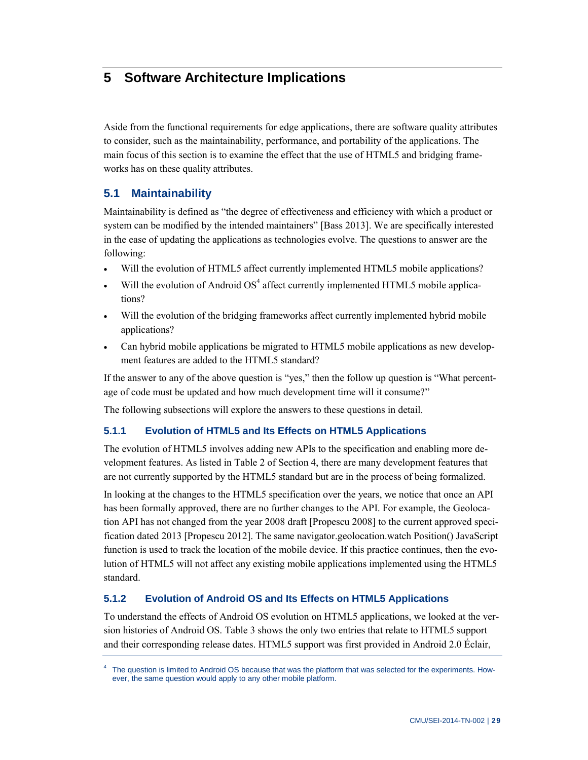# 5 Software Architecture Implications

Aside from the functional requirements for edge applications, there are software quality attributes to consider, such as the maintainability, performance, and portability of the applications. The main focus of this section is to examine the effect that the use of HTML5 and bridging frameworks has on these quality attributes.

## 5.1 Maintainability

Maintainability is defined as "the degree of effectiveness and efficiency with which a product or system can be modified by the intended maintainers" [Bass 2013]. We are specifically interested in the ease of updating the applications as technologies evolve. The questions to answer are the following:

- Will the evolution of HTML5 affect currently implemented HTML5 mobile applications?
- Will the evolution of Android OS[4] affect currently implemented HTML5 mobile applications?
- Will the evolution of the bridging frameworks affect currently implemented hybrid mobile applications?
- Can hybrid mobile applications be migrated to HTML5 mobile applications as new development features are added to the HTML5 standard?

If the answer to any of the above question is "yes," then the follow up question is "What percentage of code must be updated and how much development time will it consume?"

The following subsections will explore the answers to these questions in detail.

### 5.1.1 Evolution of HTML5 and Its Effects on HTML5 Applications

The evolution of HTML5 involves adding new APIs to the specification and enabling more development features. As listed in Table 2 of Section 4, there are many development features that are not currently supported by the HTML5 standard but are in the process of being formalized.

In looking at the changes to the HTML5 specification over the years, we notice that once an API has been formally approved, there are no further changes to the API. For example, the Geolocation API has not changed from the year 2008 draft [Propescu 2008] to the current approved specification dated 2013 [Propescu 2012]. The same navigator.geolocation.watch Position() JavaScript function is used to track the location of the mobile device. If this practice continues, then the evolution of HTML5 will not affect any existing mobile applications implemented using the HTML5 standard.

### 5.1.2 Evolution of Android OS and Its Effects on HTML5 Applications

To understand the effects of Android OS evolution on HTML5 applications, we looked at the version histories of Android OS. Table 3 shows the only two entries that relate to HTML5 support and their corresponding release dates. HTML5 support was first provided in Android 2.0 Éclair,

[4] The question is limited to Android OS because that was the platform that was selected for the experiments. However, the same question would apply to any other mobile platform.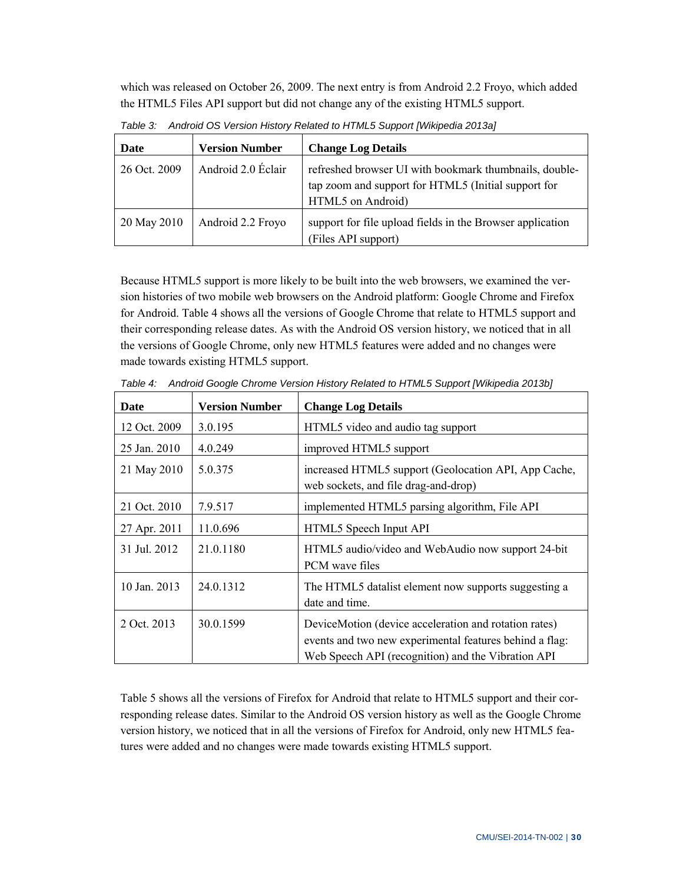which was released on October 26, 2009. The next entry is from Android 2.2 Froyo, which added the HTML5 Files API support but did not change any of the existing HTML5 support.

*Table 3: Android OS Version History Related to HTML5 Support [Wikipedia 2013a]*

| Date | Version Number | Change Log Details |
| --- | --- | --- |
| 26 Oct. 2009 | Android 2.0 Éclair | refreshed browser UI with bookmark thumbnails, double-tap zoom and support for HTML5 (Initial support for HTML5 on Android) |
| 20 May 2010 | Android 2.2 Froyo | support for file upload fields in the Browser application (Files API support) |

Because HTML5 support is more likely to be built into the web browsers, we examined the version histories of two mobile web browsers on the Android platform: Google Chrome and Firefox for Android. Table 4 shows all the versions of Google Chrome that relate to HTML5 support and their corresponding release dates. As with the Android OS version history, we noticed that in all the versions of Google Chrome, only new HTML5 features were added and no changes were made towards existing HTML5 support.

*Table 4: Android Google Chrome Version History Related to HTML5 Support [Wikipedia 2013b]*

| Date | Version Number | Change Log Details |
| --- | --- | --- |
| 12 Oct. 2009 | 3.0.195 | HTML5 video and audio tag support |
| 25 Jan. 2010 | 4.0.249 | improved HTML5 support |
| 21 May 2010 | 5.0.375 | increased HTML5 support (Geolocation API, App Cache, web sockets, and file drag-and-drop) |
| 21 Oct. 2010 | 7.9.517 | implemented HTML5 parsing algorithm, File API |
| 27 Apr. 2011 | 11.0.696 | HTML5 Speech Input API |
| 31 Jul. 2012 | 21.0.1180 | HTML5 audio/video and WebAudio now support 24-bit PCM wave files |
| 10 Jan. 2013 | 24.0.1312 | The HTML5 datalist element now supports suggesting a date and time. |
| 2 Oct. 2013 | 30.0.1599 | DeviceMotion (device acceleration and rotation rates) events and two new experimental features behind a flag: Web Speech API (recognition) and the Vibration API |

Table 5 shows all the versions of Firefox for Android that relate to HTML5 support and their corresponding release dates. Similar to the Android OS version history as well as the Google Chrome version history, we noticed that in all the versions of Firefox for Android, only new HTML5 features were added and no changes were made towards existing HTML5 support.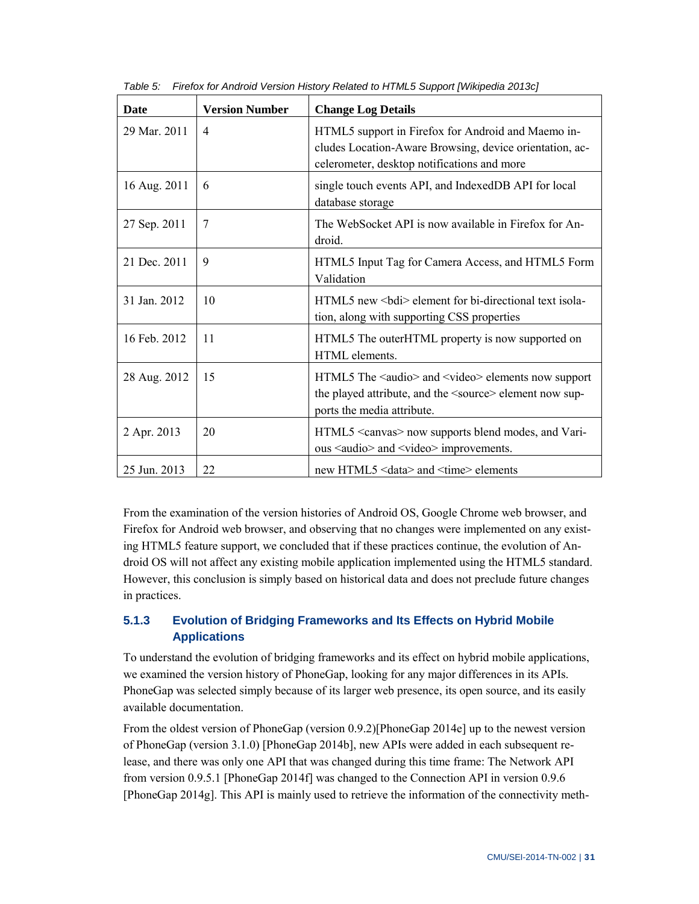*Table 5: Firefox for Android Version History Related to HTML5 Support [Wikipedia 2013c]*

| Date | Version Number | Change Log Details |
| --- | --- | --- |
| 29 Mar. 2011 | 4 | HTML5 support in Firefox for Android and Maemo includes Location-Aware Browsing, device orientation, accelerometer, desktop notifications and more |
| 16 Aug. 2011 | 6 | single touch events API, and IndexedDB API for local database storage |
| 27 Sep. 2011 | 7 | The WebSocket API is now available in Firefox for Android. |
| 21 Dec. 2011 | 9 | HTML5 Input Tag for Camera Access, and HTML5 Form Validation |
| 31 Jan. 2012 | 10 | HTML5 new <bdi> element for bi-directional text isolation, along with supporting CSS properties |
| 16 Feb. 2012 | 11 | HTML5 The outerHTML property is now supported on HTML elements. |
| 28 Aug. 2012 | 15 | HTML5 The <audio> and <video> elements now support the played attribute, and the <source> element now supports the media attribute. |
| 2 Apr. 2013 | 20 | HTML5 <canvas> now supports blend modes, and Various <audio> and <video> improvements. |
| 25 Jun. 2013 | 22 | new HTML5 <data> and <time> elements |

From the examination of the version histories of Android OS, Google Chrome web browser, and Firefox for Android web browser, and observing that no changes were implemented on any existing HTML5 feature support, we concluded that if these practices continue, the evolution of Android OS will not affect any existing mobile application implemented using the HTML5 standard. However, this conclusion is simply based on historical data and does not preclude future changes in practices.

### 5.1.3 Evolution of Bridging Frameworks and Its Effects on Hybrid Mobile Applications

To understand the evolution of bridging frameworks and its effect on hybrid mobile applications, we examined the version history of PhoneGap, looking for any major differences in its APIs. PhoneGap was selected simply because of its larger web presence, its open source, and its easily available documentation.

From the oldest version of PhoneGap (version 0.9.2)[PhoneGap 2014e] up to the newest version of PhoneGap (version 3.1.0) [PhoneGap 2014b], new APIs were added in each subsequent release, and there was only one API that was changed during this time frame: The Network API from version 0.9.5.1 [PhoneGap 2014f] was changed to the Connection API in version 0.9.6 [PhoneGap 2014g]. This API is mainly used to retrieve the information of the connectivity meth-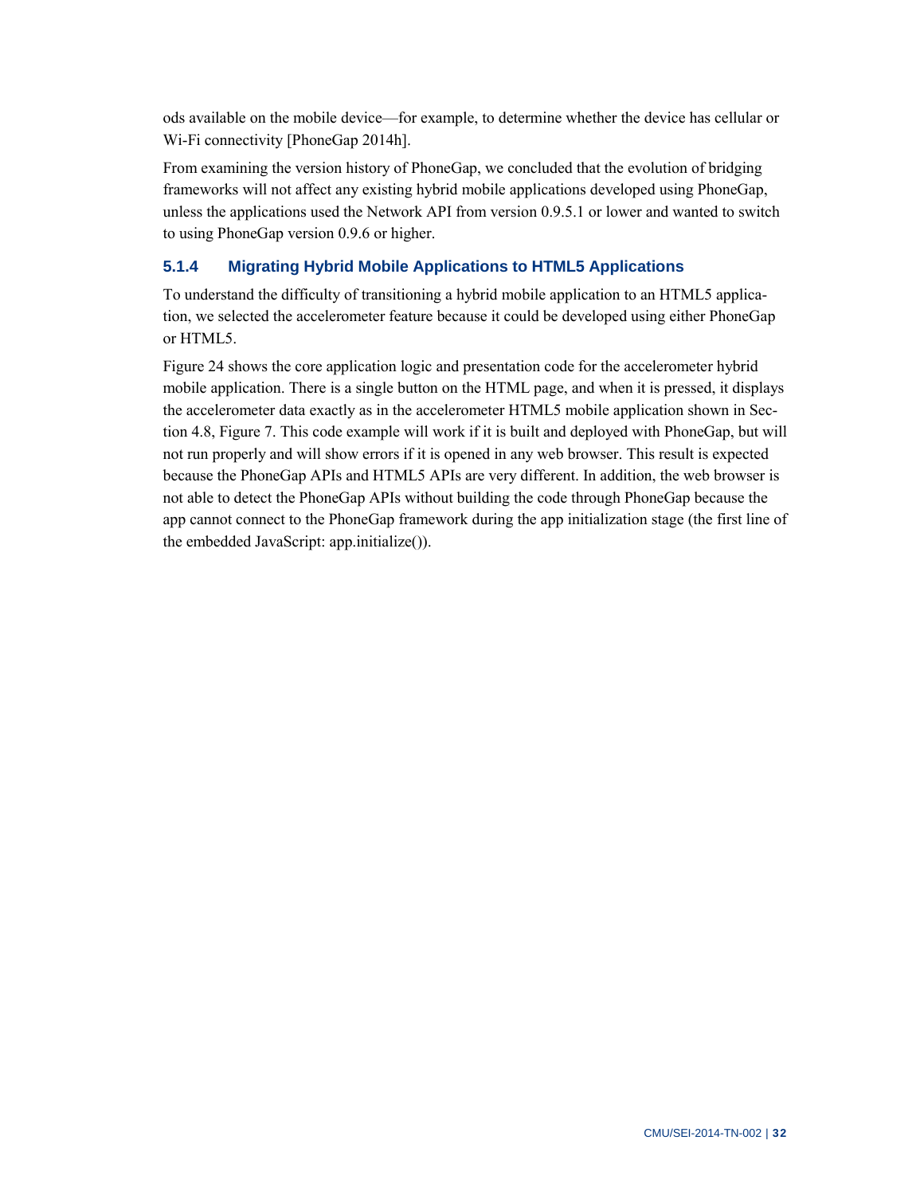ods available on the mobile device—for example, to determine whether the device has cellular or Wi-Fi connectivity [PhoneGap 2014h].

From examining the version history of PhoneGap, we concluded that the evolution of bridging frameworks will not affect any existing hybrid mobile applications developed using PhoneGap, unless the applications used the Network API from version 0.9.5.1 or lower and wanted to switch to using PhoneGap version 0.9.6 or higher.

### 5.1.4 Migrating Hybrid Mobile Applications to HTML5 Applications

To understand the difficulty of transitioning a hybrid mobile application to an HTML5 application, we selected the accelerometer feature because it could be developed using either PhoneGap or HTML5.

Figure 24 shows the core application logic and presentation code for the accelerometer hybrid mobile application. There is a single button on the HTML page, and when it is pressed, it displays the accelerometer data exactly as in the accelerometer HTML5 mobile application shown in Section 4.8, Figure 7. This code example will work if it is built and deployed with PhoneGap, but will not run properly and will show errors if it is opened in any web browser. This result is expected because the PhoneGap APIs and HTML5 APIs are very different. In addition, the web browser is not able to detect the PhoneGap APIs without building the code through PhoneGap because the app cannot connect to the PhoneGap framework during the app initialization stage (the first line of the embedded JavaScript: app.initialize()).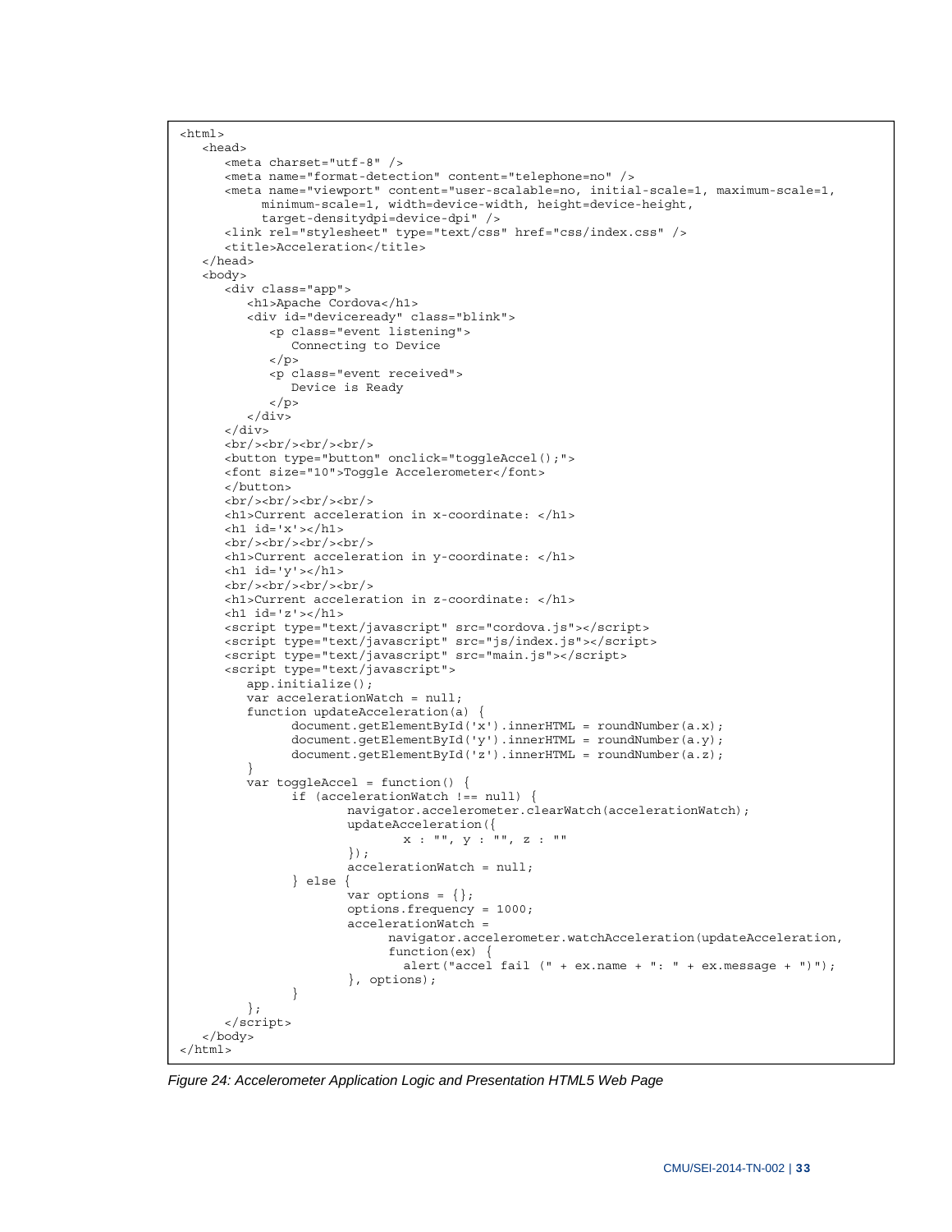```
<html>
   <head>
      <meta charset="utf-8" />
      <meta name="format-detection" content="telephone=no" />
      <meta name="viewport" content="user-scalable=no, initial-scale=1, maximum-scale=1,
           minimum-scale=1, width=device-width, height=device-height,
           target-densitydpi=device-dpi" />
      <link rel="stylesheet" type="text/css" href="css/index.css" />
      <title>Acceleration</title>
   </head>
   <body>
      <div class="app">
         <h1>Apache Cordova</h1>
         <div id="deviceready" class="blink">
            <p class="event listening">
               Connecting to Device
            </p>
            <p class="event received">
               Device is Ready
            </p>
         </div>
      </div>
      <br/><br/><br/><br/>
      <button type="button" onclick="toggleAccel();">
      <font size="10">Toggle Accelerometer</font>
      </button>
      <br/><br/><br/><br/>
      <h1>Current acceleration in x-coordinate: </h1>
      <h1 id='x'></h1>
      <br/><br/><br/><br/>
      <h1>Current acceleration in y-coordinate: </h1>
      <h1 id='y'></h1>
      <br/><br/><br/><br/>
      <h1>Current acceleration in z-coordinate: </h1>
      <h1 id='z'></h1>
      <script type="text/javascript" src="cordova.js"></script>
      <script type="text/javascript" src="js/index.js"></script>
      <script type="text/javascript" src="main.js"></script>
      <script type="text/javascript">
         app.initialize();
         var accelerationWatch = null;
         function updateAcceleration(a) {
               document.getElementById('x').innerHTML = roundNumber(a.x);
               document.getElementById('y').innerHTML = roundNumber(a.y);
               document.getElementById('z').innerHTML = roundNumber(a.z);
         }
         var toggleAccel = function() {
               if (accelerationWatch !== null) {
                      navigator.accelerometer.clearWatch(accelerationWatch);
                      updateAcceleration({
                             x : "", y : "", z : ""
                      });
                      accelerationWatch = null;
               } else {
                      var options = {};
                      options.frequency = 1000;
                      accelerationWatch =
                            navigator.accelerometer.watchAcceleration(updateAcceleration,
                            function(ex) {
                              alert("accel fail (" + ex.name + ": " + ex.message + ")");
                      }, options);
               }
         };
      </script>
   </body>
</html>
```

*Figure 24: Accelerometer Application Logic and Presentation HTML5 Web Page*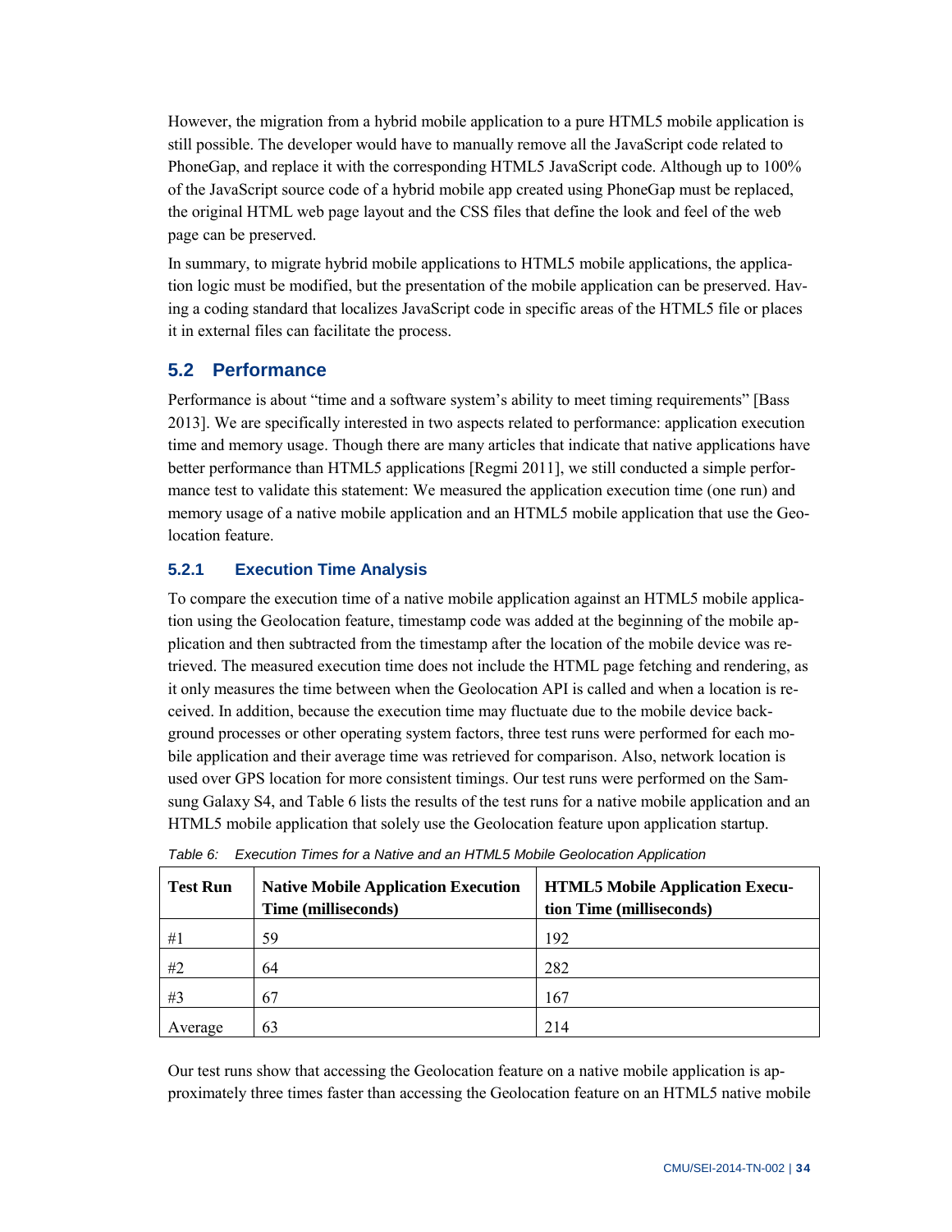However, the migration from a hybrid mobile application to a pure HTML5 mobile application is still possible. The developer would have to manually remove all the JavaScript code related to PhoneGap, and replace it with the corresponding HTML5 JavaScript code. Although up to 100% of the JavaScript source code of a hybrid mobile app created using PhoneGap must be replaced, the original HTML web page layout and the CSS files that define the look and feel of the web page can be preserved.

In summary, to migrate hybrid mobile applications to HTML5 mobile applications, the application logic must be modified, but the presentation of the mobile application can be preserved. Having a coding standard that localizes JavaScript code in specific areas of the HTML5 file or places it in external files can facilitate the process.

## 5.2 Performance

Performance is about "time and a software system's ability to meet timing requirements" [Bass 2013]. We are specifically interested in two aspects related to performance: application execution time and memory usage. Though there are many articles that indicate that native applications have better performance than HTML5 applications [Regmi 2011], we still conducted a simple performance test to validate this statement: We measured the application execution time (one run) and memory usage of a native mobile application and an HTML5 mobile application that use the Geolocation feature.

### 5.2.1 Execution Time Analysis

To compare the execution time of a native mobile application against an HTML5 mobile application using the Geolocation feature, timestamp code was added at the beginning of the mobile application and then subtracted from the timestamp after the location of the mobile device was retrieved. The measured execution time does not include the HTML page fetching and rendering, as it only measures the time between when the Geolocation API is called and when a location is received. In addition, because the execution time may fluctuate due to the mobile device background processes or other operating system factors, three test runs were performed for each mobile application and their average time was retrieved for comparison. Also, network location is used over GPS location for more consistent timings. Our test runs were performed on the Samsung Galaxy S4, and Table 6 lists the results of the test runs for a native mobile application and an HTML5 mobile application that solely use the Geolocation feature upon application startup.

*Table 6: Execution Times for a Native and an HTML5 Mobile Geolocation Application*

| Test Run | Native Mobile Application Execution Time (milliseconds) | HTML5 Mobile Application Execution Time (milliseconds) |
|---|---|---|
| #1 | 59 | 192 |
| #2 | 64 | 282 |
| #3 | 67 | 167 |
| Average | 63 | 214 |

Our test runs show that accessing the Geolocation feature on a native mobile application is approximately three times faster than accessing the Geolocation feature on an HTML5 native mobile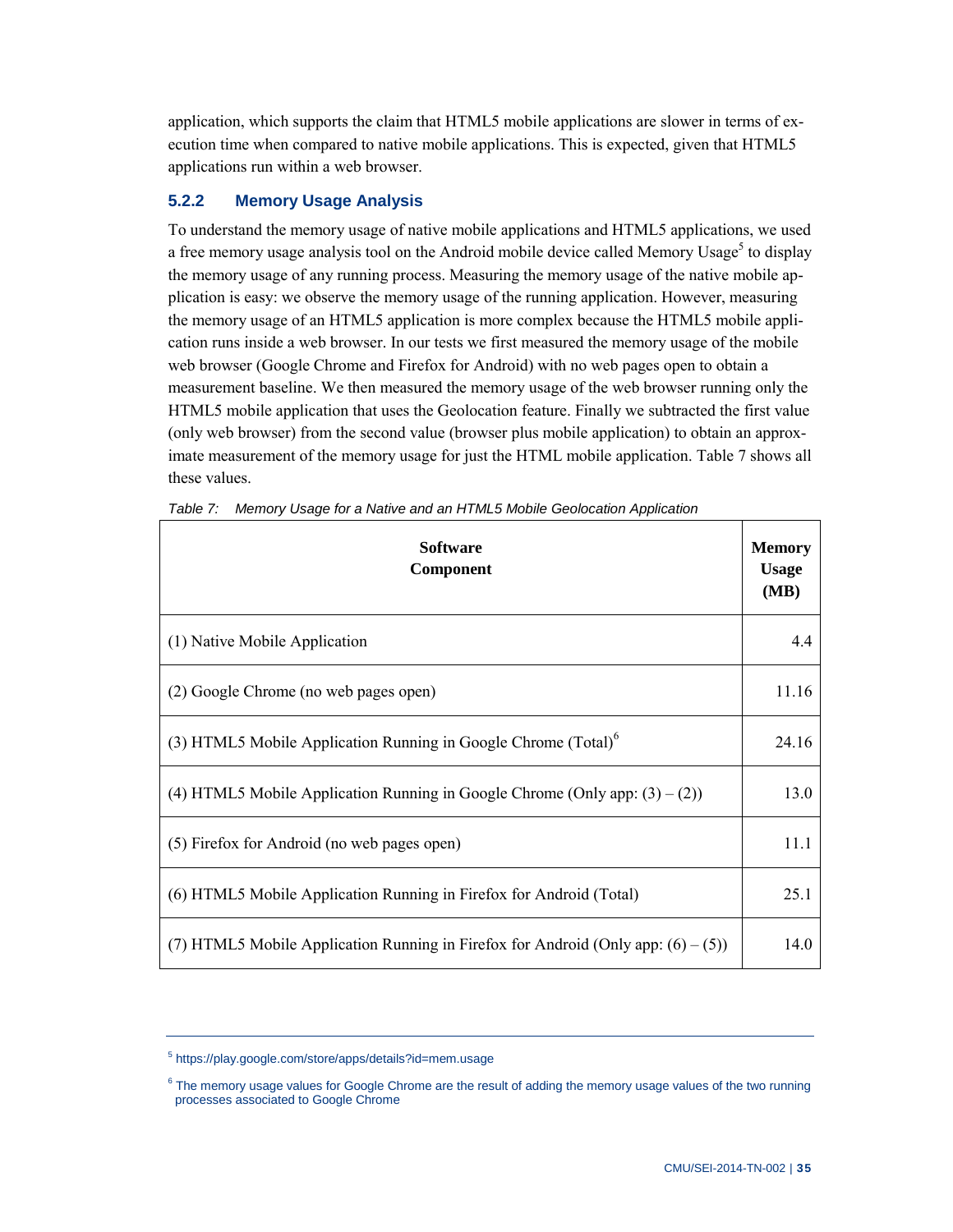application, which supports the claim that HTML5 mobile applications are slower in terms of execution time when compared to native mobile applications. This is expected, given that HTML5 applications run within a web browser.

### 5.2.2 Memory Usage Analysis

To understand the memory usage of native mobile applications and HTML5 applications, we used a free memory usage analysis tool on the Android mobile device called Memory Usage[5] to display the memory usage of any running process. Measuring the memory usage of the native mobile application is easy: we observe the memory usage of the running application. However, measuring the memory usage of an HTML5 application is more complex because the HTML5 mobile application runs inside a web browser. In our tests we first measured the memory usage of the mobile web browser (Google Chrome and Firefox for Android) with no web pages open to obtain a measurement baseline. We then measured the memory usage of the web browser running only the HTML5 mobile application that uses the Geolocation feature. Finally we subtracted the first value (only web browser) from the second value (browser plus mobile application) to obtain an approximate measurement of the memory usage for just the HTML mobile application. Table 7 shows all these values.

*Table 7: Memory Usage for a Native and an HTML5 Mobile Geolocation Application*

| Software Component | Memory Usage (MB) |
|---|---|
| (1) Native Mobile Application | 4.4 |
| (2) Google Chrome (no web pages open) | 11.16 |
| (3) HTML5 Mobile Application Running in Google Chrome (Total)[6] | 24.16 |
| (4) HTML5 Mobile Application Running in Google Chrome (Only app: (3) – (2)) | 13.0 |
| (5) Firefox for Android (no web pages open) | 11.1 |
| (6) HTML5 Mobile Application Running in Firefox for Android (Total) | 25.1 |
| (7) HTML5 Mobile Application Running in Firefox for Android (Only app: (6) – (5)) | 14.0 |

---

[5] https://play.google.com/store/apps/details?id=mem.usage

[6] The memory usage values for Google Chrome are the result of adding the memory usage values of the two running processes associated to Google Chrome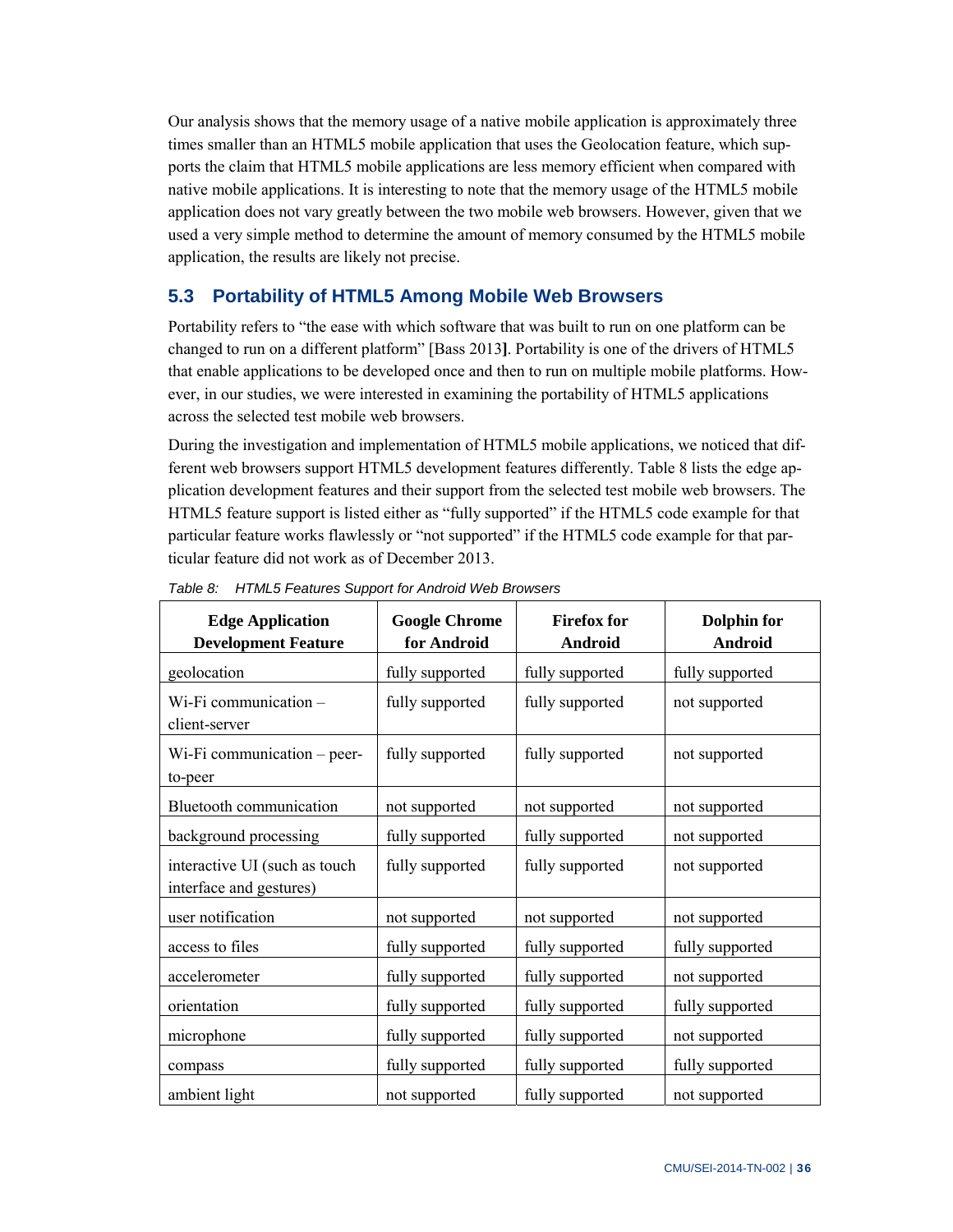Our analysis shows that the memory usage of a native mobile application is approximately three times smaller than an HTML5 mobile application that uses the Geolocation feature, which supports the claim that HTML5 mobile applications are less memory efficient when compared with native mobile applications. It is interesting to note that the memory usage of the HTML5 mobile application does not vary greatly between the two mobile web browsers. However, given that we used a very simple method to determine the amount of memory consumed by the HTML5 mobile application, the results are likely not precise.

## 5.3 Portability of HTML5 Among Mobile Web Browsers

Portability refers to "the ease with which software that was built to run on one platform can be changed to run on a different platform" [Bass 2013]. Portability is one of the drivers of HTML5 that enable applications to be developed once and then to run on multiple mobile platforms. However, in our studies, we were interested in examining the portability of HTML5 applications across the selected test mobile web browsers.

During the investigation and implementation of HTML5 mobile applications, we noticed that different web browsers support HTML5 development features differently. Table 8 lists the edge application development features and their support from the selected test mobile web browsers. The HTML5 feature support is listed either as "fully supported" if the HTML5 code example for that particular feature works flawlessly or "not supported" if the HTML5 code example for that particular feature did not work as of December 2013.

*Table 8: HTML5 Features Support for Android Web Browsers*

| Edge Application Development Feature | Google Chrome for Android | Firefox for Android | Dolphin for Android |
|---|---|---|---|
| geolocation | fully supported | fully supported | fully supported |
| Wi-Fi communication – client-server | fully supported | fully supported | not supported |
| Wi-Fi communication – peer-to-peer | fully supported | fully supported | not supported |
| Bluetooth communication | not supported | not supported | not supported |
| background processing | fully supported | fully supported | not supported |
| interactive UI (such as touch interface and gestures) | fully supported | fully supported | not supported |
| user notification | not supported | not supported | not supported |
| access to files | fully supported | fully supported | fully supported |
| accelerometer | fully supported | fully supported | not supported |
| orientation | fully supported | fully supported | fully supported |
| microphone | fully supported | fully supported | not supported |
| compass | fully supported | fully supported | fully supported |
| ambient light | not supported | fully supported | not supported |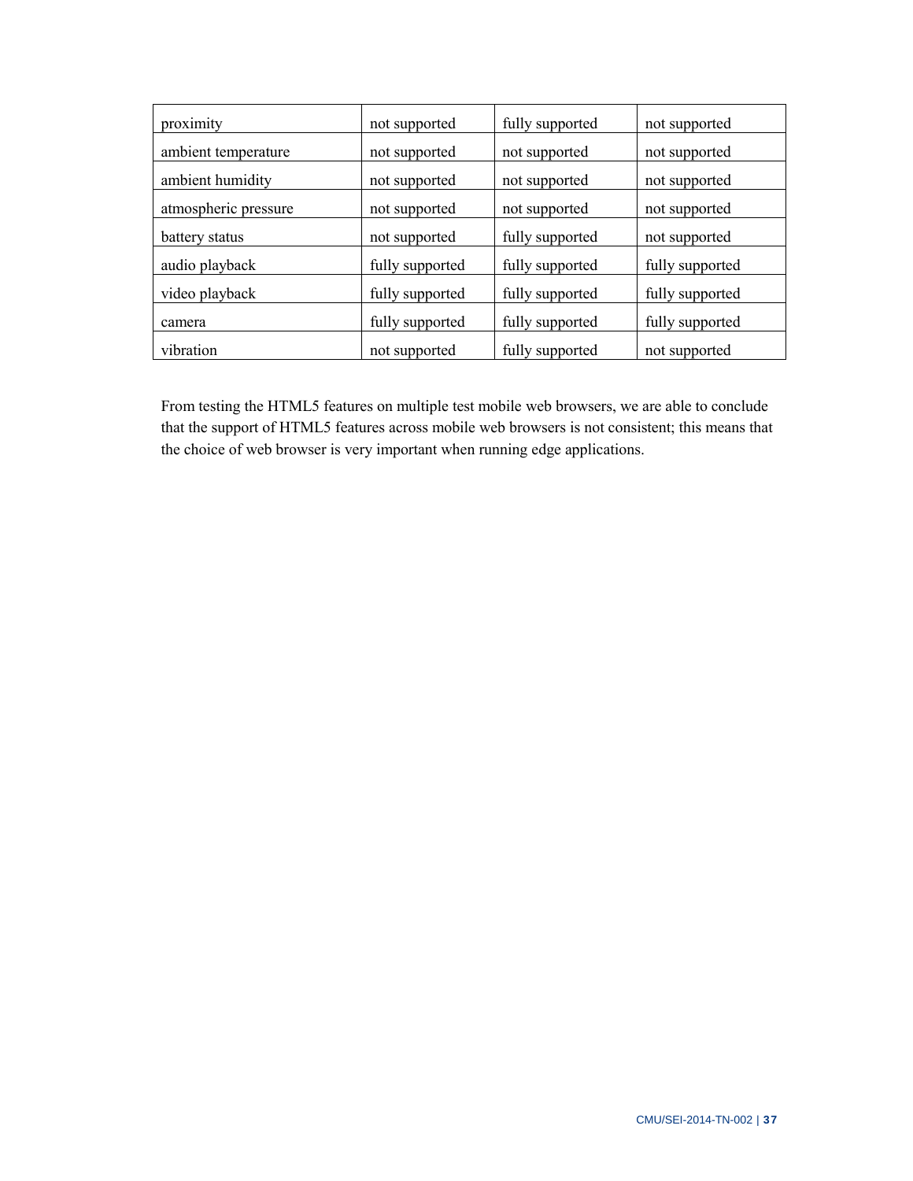| proximity | not supported | fully supported | not supported |
|---|---|---|---|
| ambient temperature | not supported | not supported | not supported |
| ambient humidity | not supported | not supported | not supported |
| atmospheric pressure | not supported | not supported | not supported |
| battery status | not supported | fully supported | not supported |
| audio playback | fully supported | fully supported | fully supported |
| video playback | fully supported | fully supported | fully supported |
| camera | fully supported | fully supported | fully supported |
| vibration | not supported | fully supported | not supported |

From testing the HTML5 features on multiple test mobile web browsers, we are able to conclude that the support of HTML5 features across mobile web browsers is not consistent; this means that the choice of web browser is very important when running edge applications.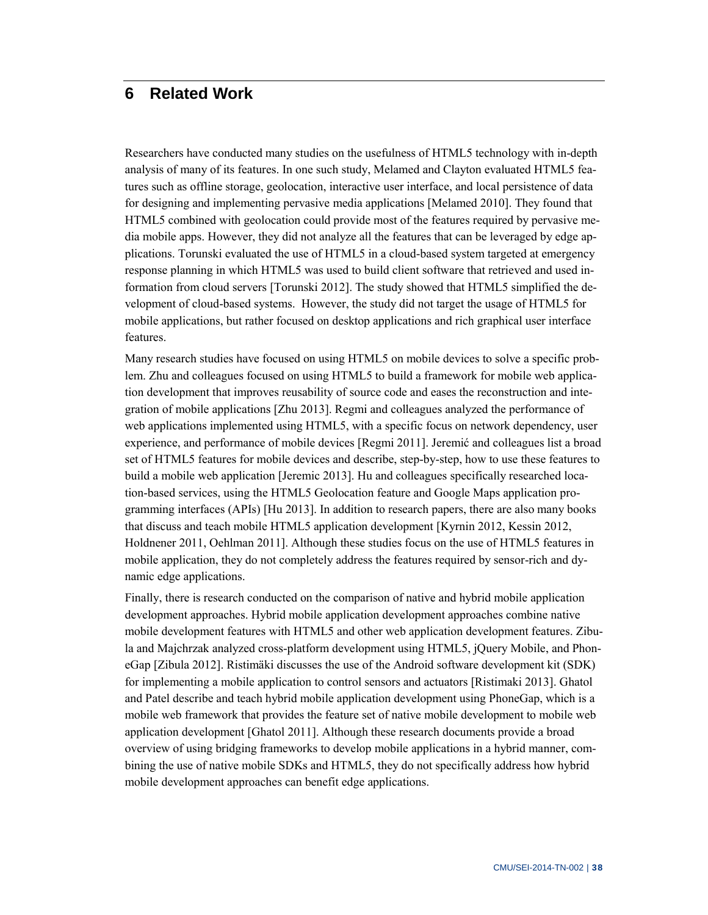# 6 Related Work

Researchers have conducted many studies on the usefulness of HTML5 technology with in-depth analysis of many of its features. In one such study, Melamed and Clayton evaluated HTML5 features such as offline storage, geolocation, interactive user interface, and local persistence of data for designing and implementing pervasive media applications [Melamed 2010]. They found that HTML5 combined with geolocation could provide most of the features required by pervasive media mobile apps. However, they did not analyze all the features that can be leveraged by edge applications. Torunski evaluated the use of HTML5 in a cloud-based system targeted at emergency response planning in which HTML5 was used to build client software that retrieved and used information from cloud servers [Torunski 2012]. The study showed that HTML5 simplified the development of cloud-based systems. However, the study did not target the usage of HTML5 for mobile applications, but rather focused on desktop applications and rich graphical user interface features.

Many research studies have focused on using HTML5 on mobile devices to solve a specific problem. Zhu and colleagues focused on using HTML5 to build a framework for mobile web application development that improves reusability of source code and eases the reconstruction and integration of mobile applications [Zhu 2013]. Regmi and colleagues analyzed the performance of web applications implemented using HTML5, with a specific focus on network dependency, user experience, and performance of mobile devices [Regmi 2011]. Jeremić and colleagues list a broad set of HTML5 features for mobile devices and describe, step-by-step, how to use these features to build a mobile web application [Jeremic 2013]. Hu and colleagues specifically researched location-based services, using the HTML5 Geolocation feature and Google Maps application programming interfaces (APIs) [Hu 2013]. In addition to research papers, there are also many books that discuss and teach mobile HTML5 application development [Kyrnin 2012, Kessin 2012, Holdnener 2011, Oehlman 2011]. Although these studies focus on the use of HTML5 features in mobile application, they do not completely address the features required by sensor-rich and dynamic edge applications.

Finally, there is research conducted on the comparison of native and hybrid mobile application development approaches. Hybrid mobile application development approaches combine native mobile development features with HTML5 and other web application development features. Zibula and Majchrzak analyzed cross-platform development using HTML5, jQuery Mobile, and PhoneGap [Zibula 2012]. Ristimäki discusses the use of the Android software development kit (SDK) for implementing a mobile application to control sensors and actuators [Ristimaki 2013]. Ghatol and Patel describe and teach hybrid mobile application development using PhoneGap, which is a mobile web framework that provides the feature set of native mobile development to mobile web application development [Ghatol 2011]. Although these research documents provide a broad overview of using bridging frameworks to develop mobile applications in a hybrid manner, combining the use of native mobile SDKs and HTML5, they do not specifically address how hybrid mobile development approaches can benefit edge applications.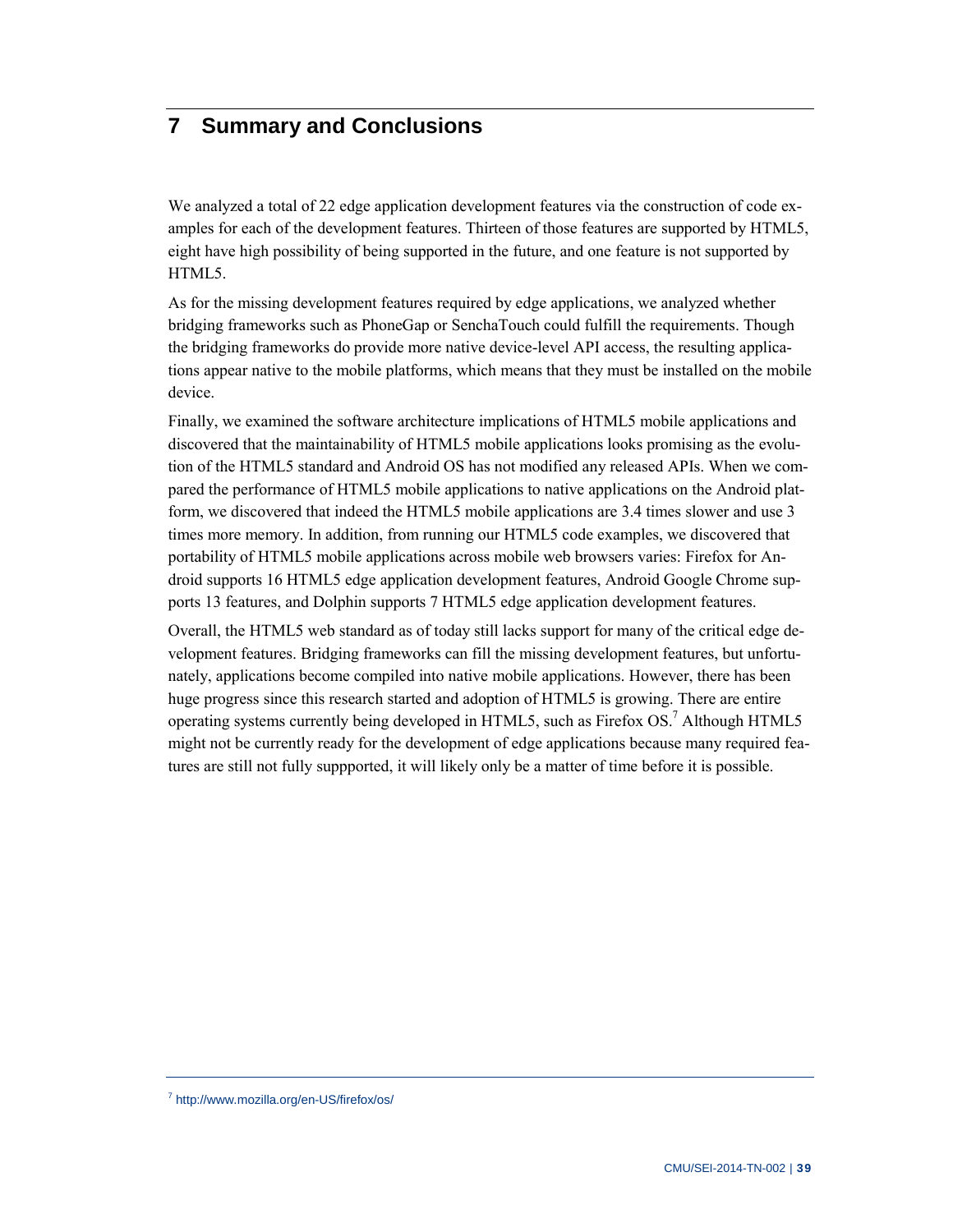# 7 Summary and Conclusions

We analyzed a total of 22 edge application development features via the construction of code examples for each of the development features. Thirteen of those features are supported by HTML5, eight have high possibility of being supported in the future, and one feature is not supported by HTML5.

As for the missing development features required by edge applications, we analyzed whether bridging frameworks such as PhoneGap or SenchaTouch could fulfill the requirements. Though the bridging frameworks do provide more native device-level API access, the resulting applications appear native to the mobile platforms, which means that they must be installed on the mobile device.

Finally, we examined the software architecture implications of HTML5 mobile applications and discovered that the maintainability of HTML5 mobile applications looks promising as the evolution of the HTML5 standard and Android OS has not modified any released APIs. When we compared the performance of HTML5 mobile applications to native applications on the Android platform, we discovered that indeed the HTML5 mobile applications are 3.4 times slower and use 3 times more memory. In addition, from running our HTML5 code examples, we discovered that portability of HTML5 mobile applications across mobile web browsers varies: Firefox for Android supports 16 HTML5 edge application development features, Android Google Chrome supports 13 features, and Dolphin supports 7 HTML5 edge application development features.

Overall, the HTML5 web standard as of today still lacks support for many of the critical edge development features. Bridging frameworks can fill the missing development features, but unfortunately, applications become compiled into native mobile applications. However, there has been huge progress since this research started and adoption of HTML5 is growing. There are entire operating systems currently being developed in HTML5, such as Firefox OS.[7] Although HTML5 might not be currently ready for the development of edge applications because many required features are still not fully suppported, it will likely only be a matter of time before it is possible.

---

[7] http://www.mozilla.org/en-US/firefox/os/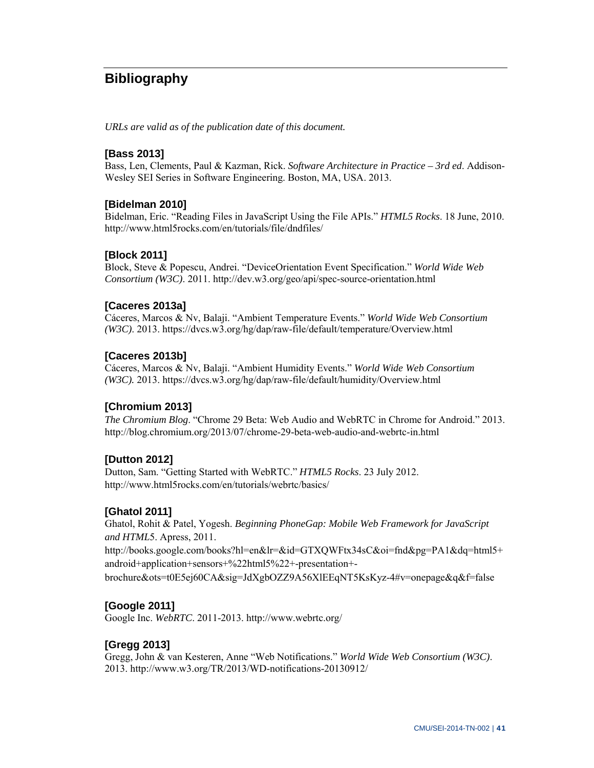# Bibliography

*URLs are valid as of the publication date of this document.*

### [Bass 2013]

Bass, Len, Clements, Paul & Kazman, Rick. *Software Architecture in Practice – 3rd ed*. Addison-Wesley SEI Series in Software Engineering. Boston, MA, USA. 2013.

### [Bidelman 2010]

Bidelman, Eric. "Reading Files in JavaScript Using the File APIs." *HTML5 Rocks*. 18 June, 2010. http://www.html5rocks.com/en/tutorials/file/dndfiles/

### [Block 2011]

Block, Steve & Popescu, Andrei. "DeviceOrientation Event Specification." *World Wide Web Consortium (W3C)*. 2011. http://dev.w3.org/geo/api/spec-source-orientation.html

### [Caceres 2013a]

Cáceres, Marcos & Nv, Balaji. "Ambient Temperature Events." *World Wide Web Consortium (W3C)*. 2013. https://dvcs.w3.org/hg/dap/raw-file/default/temperature/Overview.html

### [Caceres 2013b]

Cáceres, Marcos & Nv, Balaji. "Ambient Humidity Events." *World Wide Web Consortium (W3C).* 2013. https://dvcs.w3.org/hg/dap/raw-file/default/humidity/Overview.html

### [Chromium 2013]

*The Chromium Blog*. "Chrome 29 Beta: Web Audio and WebRTC in Chrome for Android." 2013. http://blog.chromium.org/2013/07/chrome-29-beta-web-audio-and-webrtc-in.html

### [Dutton 2012]

Dutton, Sam. "Getting Started with WebRTC." *HTML5 Rocks*. 23 July 2012. http://www.html5rocks.com/en/tutorials/webrtc/basics/

### [Ghatol 2011]

Ghatol, Rohit & Patel, Yogesh. *Beginning PhoneGap: Mobile Web Framework for JavaScript and HTML5*. Apress, 2011. http://books.google.com/books?hl=en&lr=&id=GTXQWFtx34sC&oi=fnd&pg=PA1&dq=html5+android+application+sensors+%22html5%22+-presentation+-brochure&ots=t0E5ej60CA&sig=JdXgbOZZ9A56XlEEqNT5KsKyz-4#v=onepage&q&f=false

### [Google 2011]

Google Inc. *WebRTC*. 2011-2013. http://www.webrtc.org/

### [Gregg 2013]

Gregg, John & van Kesteren, Anne "Web Notifications." *World Wide Web Consortium (W3C)*. 2013. http://www.w3.org/TR/2013/WD-notifications-20130912/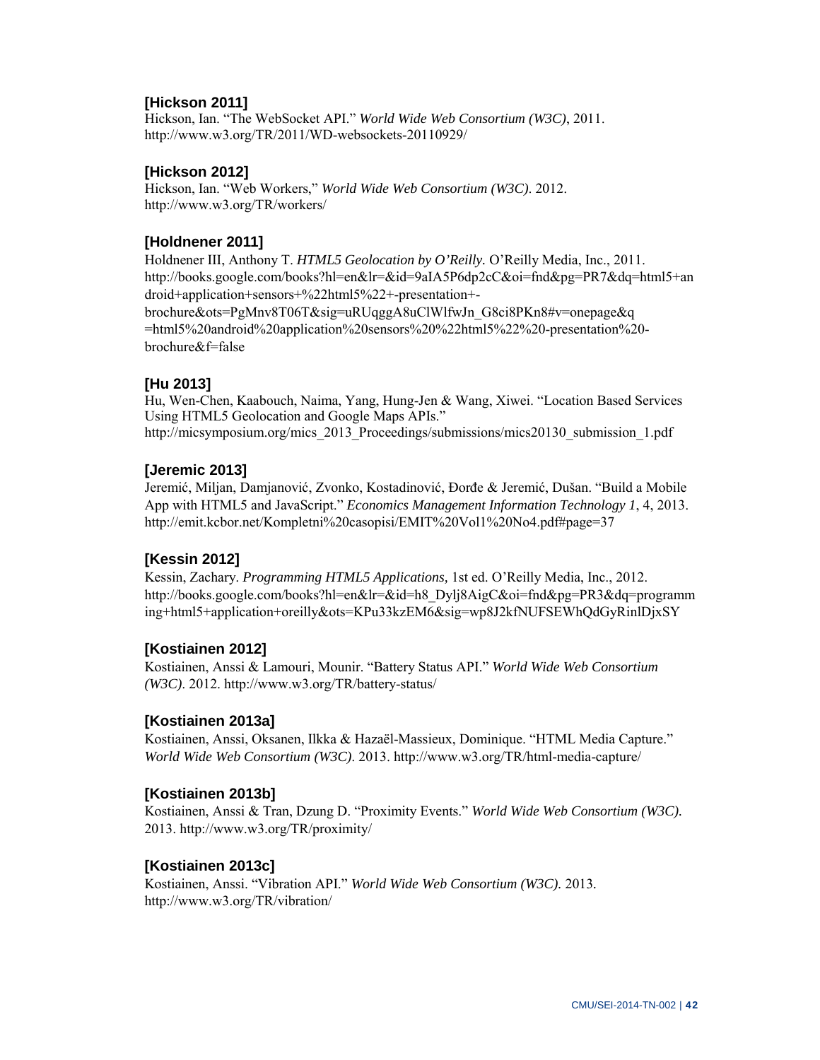**[Hickson 2011]**

Hickson, Ian. "The WebSocket API." *World Wide Web Consortium (W3C)*, 2011. http://www.w3.org/TR/2011/WD-websockets-20110929/

**[Hickson 2012]**

Hickson, Ian. "Web Workers," *World Wide Web Consortium (W3C)*. 2012. http://www.w3.org/TR/workers/

**[Holdnener 2011]**

Holdnener III, Anthony T. *HTML5 Geolocation by O'Reilly.* O'Reilly Media, Inc., 2011. http://books.google.com/books?hl=en&lr=&id=9aIA5P6dp2cC&oi=fnd&pg=PR7&dq=html5+android+application+sensors+%22html5%22+-presentation+-brochure&ots=PgMnv8T06T&sig=uRUqggA8uClWlfwJn_G8ci8PKn8#v=onepage&q=html5%20android%20application%20sensors%20%22html5%22%20-presentation%20-brochure&f=false

**[Hu 2013]**

Hu, Wen-Chen, Kaabouch, Naima, Yang, Hung-Jen & Wang, Xiwei. "Location Based Services Using HTML5 Geolocation and Google Maps APIs." http://micsymposium.org/mics_2013_Proceedings/submissions/mics20130_submission_1.pdf

**[Jeremic 2013]**

Jeremić, Miljan, Damjanović, Zvonko, Kostadinović, Đorđe & Jeremić, Dušan. "Build a Mobile App with HTML5 and JavaScript." *Economics Management Information Technology 1*, 4, 2013. http://emit.kcbor.net/Kompletni%20casopisi/EMIT%20Vol1%20No4.pdf#page=37

**[Kessin 2012]**

Kessin, Zachary. *Programming HTML5 Applications,* 1st ed. O'Reilly Media, Inc., 2012. http://books.google.com/books?hl=en&lr=&id=h8_Dylj8AigC&oi=fnd&pg=PR3&dq=programming+html5+application+oreilly&ots=KPu33kzEM6&sig=wp8J2kfNUFSEWhQdGyRinlDjxSY

**[Kostiainen 2012]**

Kostiainen, Anssi & Lamouri, Mounir. "Battery Status API." *World Wide Web Consortium (W3C)*. 2012. http://www.w3.org/TR/battery-status/

**[Kostiainen 2013a]**

Kostiainen, Anssi, Oksanen, Ilkka & Hazaël-Massieux, Dominique. "HTML Media Capture." *World Wide Web Consortium (W3C)*. 2013. http://www.w3.org/TR/html-media-capture/

**[Kostiainen 2013b]**

Kostiainen, Anssi & Tran, Dzung D. "Proximity Events." *World Wide Web Consortium (W3C).* 2013. http://www.w3.org/TR/proximity/

**[Kostiainen 2013c]**

Kostiainen, Anssi. "Vibration API." *World Wide Web Consortium (W3C).* 2013. http://www.w3.org/TR/vibration/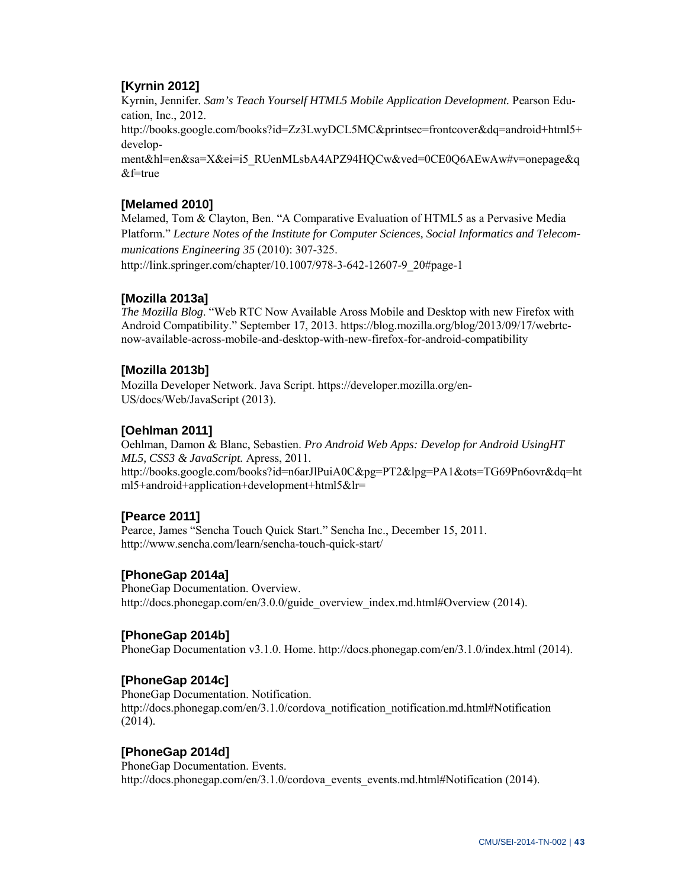**[Kyrnin 2012]**

Kyrnin, Jennifer. *Sam's Teach Yourself HTML5 Mobile Application Development.* Pearson Education, Inc., 2012.
http://books.google.com/books?id=Zz3LwyDCL5MC&printsec=frontcover&dq=android+html5+development&hl=en&sa=X&ei=i5_RUenMLsbA4APZ94HQCw&ved=0CE0Q6AEwAw#v=onepage&q&f=true

**[Melamed 2010]**

Melamed, Tom & Clayton, Ben. "A Comparative Evaluation of HTML5 as a Pervasive Media Platform." *Lecture Notes of the Institute for Computer Sciences, Social Informatics and Telecommunications Engineering 35* (2010): 307-325.
http://link.springer.com/chapter/10.1007/978-3-642-12607-9_20#page-1

**[Mozilla 2013a]**

*The Mozilla Blog*. "Web RTC Now Available Aross Mobile and Desktop with new Firefox with Android Compatibility." September 17, 2013. https://blog.mozilla.org/blog/2013/09/17/webrtc-now-available-across-mobile-and-desktop-with-new-firefox-for-android-compatibility

**[Mozilla 2013b]**

Mozilla Developer Network. Java Script. https://developer.mozilla.org/en-US/docs/Web/JavaScript (2013).

**[Oehlman 2011]**

Oehlman, Damon & Blanc, Sebastien. *Pro Android Web Apps: Develop for Android UsingHTML5, CSS3 & JavaScript.* Apress, 2011.
http://books.google.com/books?id=n6arJlPuiA0C&pg=PT2&lpg=PA1&ots=TG69Pn6ovr&dq=html5+android+application+development+html5&lr=

**[Pearce 2011]**

Pearce, James "Sencha Touch Quick Start." Sencha Inc., December 15, 2011.
http://www.sencha.com/learn/sencha-touch-quick-start/

**[PhoneGap 2014a]**

PhoneGap Documentation. Overview.
http://docs.phonegap.com/en/3.0.0/guide_overview_index.md.html#Overview (2014).

**[PhoneGap 2014b]**

PhoneGap Documentation v3.1.0. Home. http://docs.phonegap.com/en/3.1.0/index.html (2014).

**[PhoneGap 2014c]**

PhoneGap Documentation. Notification.
http://docs.phonegap.com/en/3.1.0/cordova_notification_notification.md.html#Notification (2014).

**[PhoneGap 2014d]**

PhoneGap Documentation. Events.
http://docs.phonegap.com/en/3.1.0/cordova_events_events.md.html#Notification (2014).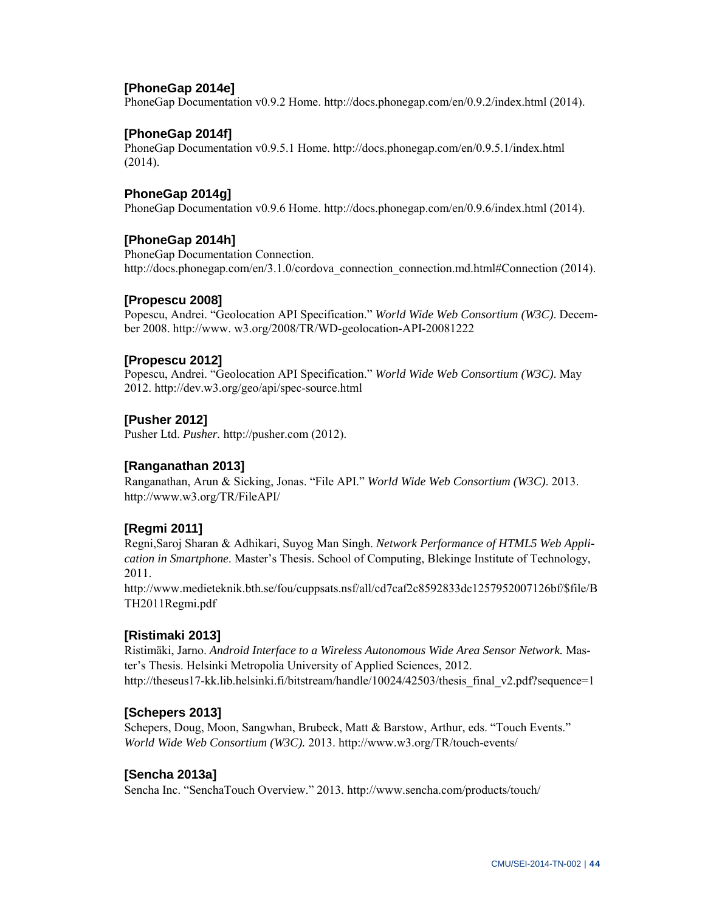**[PhoneGap 2014e]**
PhoneGap Documentation v0.9.2 Home. http://docs.phonegap.com/en/0.9.2/index.html (2014).

**[PhoneGap 2014f]**
PhoneGap Documentation v0.9.5.1 Home. http://docs.phonegap.com/en/0.9.5.1/index.html (2014).

**PhoneGap 2014g]**
PhoneGap Documentation v0.9.6 Home. http://docs.phonegap.com/en/0.9.6/index.html (2014).

**[PhoneGap 2014h]**
PhoneGap Documentation Connection.
http://docs.phonegap.com/en/3.1.0/cordova_connection_connection.md.html#Connection (2014).

**[Propescu 2008]**
Popescu, Andrei. "Geolocation API Specification." *World Wide Web Consortium (W3C)*. December 2008. http://www. w3.org/2008/TR/WD-geolocation-API-20081222

**[Propescu 2012]**
Popescu, Andrei. "Geolocation API Specification." *World Wide Web Consortium (W3C)*. May 2012. http://dev.w3.org/geo/api/spec-source.html

**[Pusher 2012]**
Pusher Ltd. *Pusher.* http://pusher.com (2012).

**[Ranganathan 2013]**
Ranganathan, Arun & Sicking, Jonas. "File API." *World Wide Web Consortium (W3C)*. 2013. http://www.w3.org/TR/FileAPI/

**[Regmi 2011]**
Regni,Saroj Sharan & Adhikari, Suyog Man Singh. *Network Performance of HTML5 Web Application in Smartphone*. Master's Thesis. School of Computing, Blekinge Institute of Technology, 2011.
http://www.medieteknik.bth.se/fou/cuppsats.nsf/all/cd7caf2c8592833dc1257952007126bf/$file/BTH2011Regmi.pdf

**[Ristimaki 2013]**
Ristimäki, Jarno. *Android Interface to a Wireless Autonomous Wide Area Sensor Network.* Master's Thesis. Helsinki Metropolia University of Applied Sciences, 2012.
http://theseus17-kk.lib.helsinki.fi/bitstream/handle/10024/42503/thesis_final_v2.pdf?sequence=1

**[Schepers 2013]**
Schepers, Doug, Moon, Sangwhan, Brubeck, Matt & Barstow, Arthur, eds. "Touch Events." *World Wide Web Consortium (W3C).* 2013. http://www.w3.org/TR/touch-events/

**[Sencha 2013a]**
Sencha Inc. "SenchaTouch Overview." 2013. http://www.sencha.com/products/touch/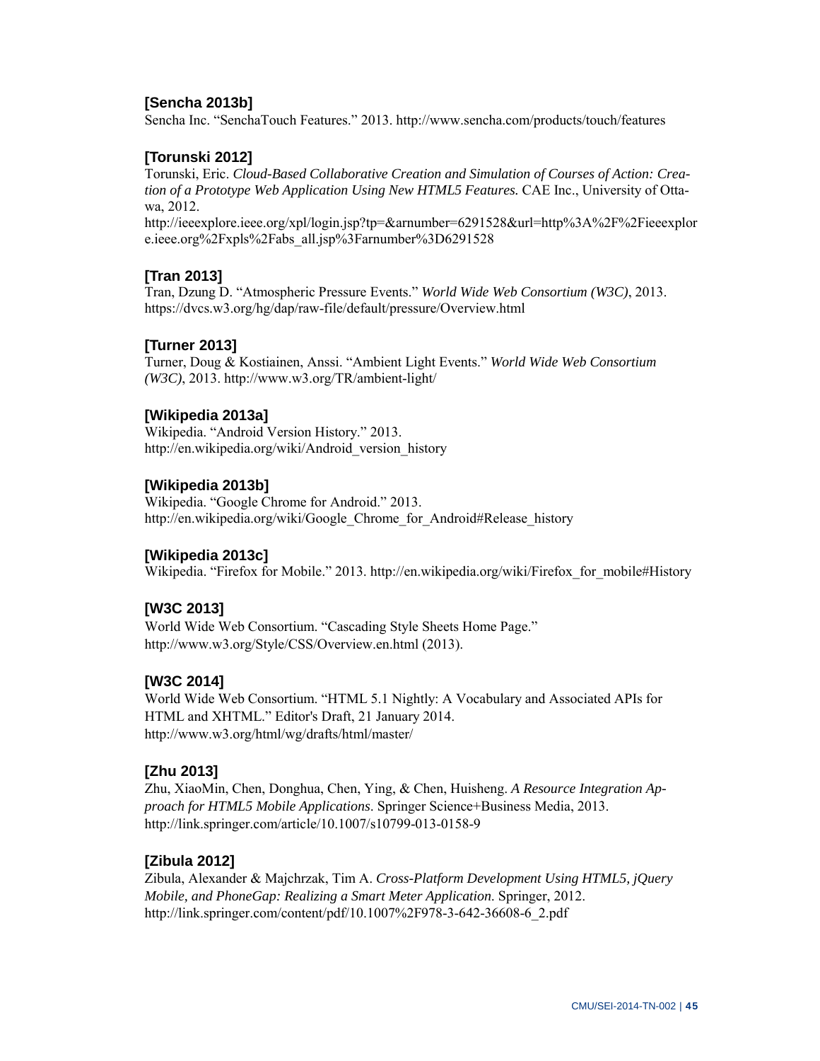### [Sencha 2013b]

Sencha Inc. “SenchaTouch Features.” 2013. http://www.sencha.com/products/touch/features

### [Torunski 2012]

Torunski, Eric. *Cloud-Based Collaborative Creation and Simulation of Courses of Action: Creation of a Prototype Web Application Using New HTML5 Features.* CAE Inc., University of Ottawa, 2012.
http://ieeexplore.ieee.org/xpl/login.jsp?tp=&arnumber=6291528&url=http%3A%2F%2Fieeexplore.ieee.org%2Fxpls%2Fabs_all.jsp%3Farnumber%3D6291528

### [Tran 2013]

Tran, Dzung D. “Atmospheric Pressure Events.” *World Wide Web Consortium (W3C)*, 2013. https://dvcs.w3.org/hg/dap/raw-file/default/pressure/Overview.html

### [Turner 2013]

Turner, Doug & Kostiainen, Anssi. “Ambient Light Events.” *World Wide Web Consortium (W3C)*, 2013. http://www.w3.org/TR/ambient-light/

### [Wikipedia 2013a]

Wikipedia. “Android Version History.” 2013.
http://en.wikipedia.org/wiki/Android_version_history

### [Wikipedia 2013b]

Wikipedia. “Google Chrome for Android.” 2013.
http://en.wikipedia.org/wiki/Google_Chrome_for_Android#Release_history

### [Wikipedia 2013c]

Wikipedia. “Firefox for Mobile.” 2013. http://en.wikipedia.org/wiki/Firefox_for_mobile#History

### [W3C 2013]

World Wide Web Consortium. “Cascading Style Sheets Home Page.”
http://www.w3.org/Style/CSS/Overview.en.html (2013).

### [W3C 2014]

World Wide Web Consortium. “HTML 5.1 Nightly: A Vocabulary and Associated APIs for HTML and XHTML.” Editor's Draft, 21 January 2014.
http://www.w3.org/html/wg/drafts/html/master/

### [Zhu 2013]

Zhu, XiaoMin, Chen, Donghua, Chen, Ying, & Chen, Huisheng. *A Resource Integration Approach for HTML5 Mobile Applications*. Springer Science+Business Media, 2013.
http://link.springer.com/article/10.1007/s10799-013-0158-9

### [Zibula 2012]

Zibula, Alexander & Majchrzak, Tim A. *Cross-Platform Development Using HTML5, jQuery Mobile, and PhoneGap: Realizing a Smart Meter Application*. Springer, 2012.
http://link.springer.com/content/pdf/10.1007%2F978-3-642-36608-6_2.pdf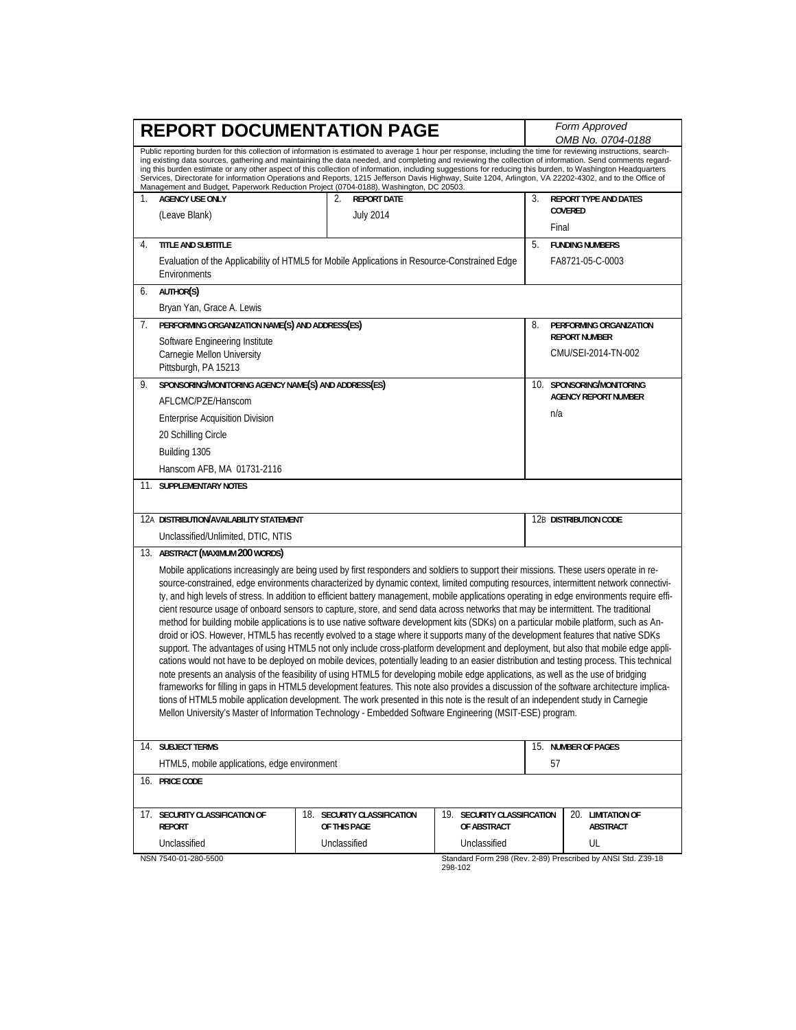# REPORT DOCUMENTATION PAGE

*Form Approved*
*OMB No. 0704-0188*

Public reporting burden for this collection of information is estimated to average 1 hour per response, including the time for reviewing instructions, searching existing data sources, gathering and maintaining the data needed, and completing and reviewing the collection of information. Send comments regarding this burden estimate or any other aspect of this collection of information, including suggestions for reducing this burden, to Washington Headquarters Services, Directorate for information Operations and Reports, 1215 Jefferson Davis Highway, Suite 1204, Arlington, VA 22202-4302, and to the Office of Management and Budget, Paperwork Reduction Project (0704-0188), Washington, DC 20503.

| | | |
|---|---|---|
| 1. **AGENCY USE ONLY**<br>(Leave Blank) | 2. **REPORT DATE**<br>July 2014 | 3. **REPORT TYPE AND DATES COVERED**<br>Final |
| 4. **TITLE AND SUBTITLE**<br>Evaluation of the Applicability of HTML5 for Mobile Applications in Resource-Constrained Edge Environments | | 5. **FUNDING NUMBERS**<br>FA8721-05-C-0003 |
| 6. **AUTHOR(S)**<br>Bryan Yan, Grace A. Lewis | | |
| 7. **PERFORMING ORGANIZATION NAME(S) AND ADDRESS(ES)**<br>Software Engineering Institute<br>Carnegie Mellon University<br>Pittsburgh, PA 15213 | | 8. **PERFORMING ORGANIZATION REPORT NUMBER**<br>CMU/SEI-2014-TN-002 |
| 9. **SPONSORING/MONITORING AGENCY NAME(S) AND ADDRESS(ES)**<br>AFLCMC/PZE/Hanscom<br>Enterprise Acquisition Division<br>20 Schilling Circle<br>Building 1305<br>Hanscom AFB, MA 01731-2116 | | 10. **SPONSORING/MONITORING AGENCY REPORT NUMBER**<br>n/a |
| 11. **SUPPLEMENTARY NOTES** | | |
| 12A **DISTRIBUTION/AVAILABILITY STATEMENT**<br>Unclassified/Unlimited, DTIC, NTIS | | 12B **DISTRIBUTION CODE** |

13. **ABSTRACT (MAXIMUM 200 WORDS)**

Mobile applications increasingly are being used by first responders and soldiers to support their missions. These users operate in resource-constrained, edge environments characterized by dynamic context, limited computing resources, intermittent network connectivity, and high levels of stress. In addition to efficient battery management, mobile applications operating in edge environments require efficient resource usage of onboard sensors to capture, store, and send data across networks that may be intermittent. The traditional method for building mobile applications is to use native software development kits (SDKs) on a particular mobile platform, such as Android or iOS. However, HTML5 has recently evolved to a stage where it supports many of the development features that native SDKs support. The advantages of using HTML5 not only include cross-platform development and deployment, but also that mobile edge applications would not have to be deployed on mobile devices, potentially leading to an easier distribution and testing process. This technical note presents an analysis of the feasibility of using HTML5 for developing mobile edge applications, as well as the use of bridging frameworks for filling in gaps in HTML5 development features. This note also provides a discussion of the software architecture implications of HTML5 mobile application development. The work presented in this note is the result of an independent study in Carnegie Mellon University's Master of Information Technology - Embedded Software Engineering (MSIT-ESE) program.

| | | | |
|---|---|---|---|
| 14. **SUBJECT TERMS**<br>HTML5, mobile applications, edge environment | | | 15. **NUMBER OF PAGES**<br>57 |
| 16. **PRICE CODE** | | | |
| 17. **SECURITY CLASSIFICATION OF REPORT**<br>Unclassified | 18. **SECURITY CLASSIFICATION OF THIS PAGE**<br>Unclassified | 19. **SECURITY CLASSIFICATION OF ABSTRACT**<br>Unclassified | 20. **LIMITATION OF ABSTRACT**<br>UL |

NSN 7540-01-280-5500

Standard Form 298 (Rev. 2-89) Prescribed by ANSI Std. Z39-18 298-102